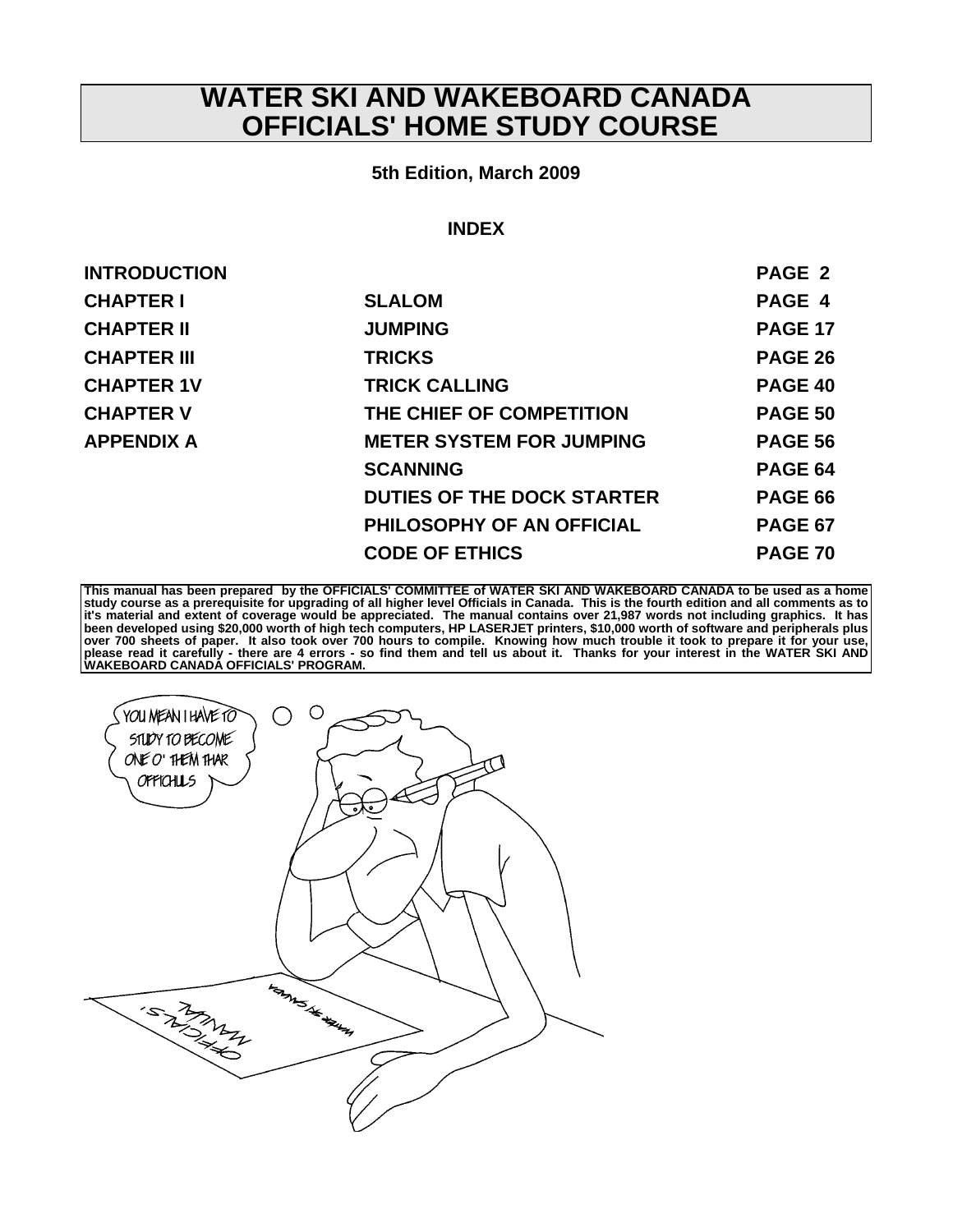# WATER SKI AND WAKEBOARD CANADA OFFICIALS' HOME STUDY COURSE

**5th Edition, March 2009**

## INDEX

| | | |
|---|---|---|
| **INTRODUCTION** | | **PAGE 2** |
| **CHAPTER I** | **SLALOM** | **PAGE 4** |
| **CHAPTER II** | **JUMPING** | **PAGE 17** |
| **CHAPTER III** | **TRICKS** | **PAGE 26** |
| **CHAPTER 1V** | **TRICK CALLING** | **PAGE 40** |
| **CHAPTER V** | **THE CHIEF OF COMPETITION** | **PAGE 50** |
| **APPENDIX A** | **METER SYSTEM FOR JUMPING** | **PAGE 56** |
| | **SCANNING** | **PAGE 64** |
| | **DUTIES OF THE DOCK STARTER** | **PAGE 66** |
| | **PHILOSOPHY OF AN OFFICIAL** | **PAGE 67** |
| | **CODE OF ETHICS** | **PAGE 70** |

**This manual has been prepared by the OFFICIALS' COMMITTEE of WATER SKI AND WAKEBOARD CANADA to be used as a home study course as a prerequisite for upgrading of all higher level Officials in Canada. This is the fourth edition and all comments as to it's material and extent of coverage would be appreciated. The manual contains over 21,987 words not including graphics. It has been developed using $20,000 worth of high tech computers, HP LASERJET printers, $10,000 worth of software and peripherals plus over 700 sheets of paper. It also took over 700 hours to compile. Knowing how much trouble it took to prepare it for your use, please read it carefully - there are 4 errors - so find them and tell us about it. Thanks for your interest in the WATER SKI AND WAKEBOARD CANADA OFFICIALS' PROGRAM.**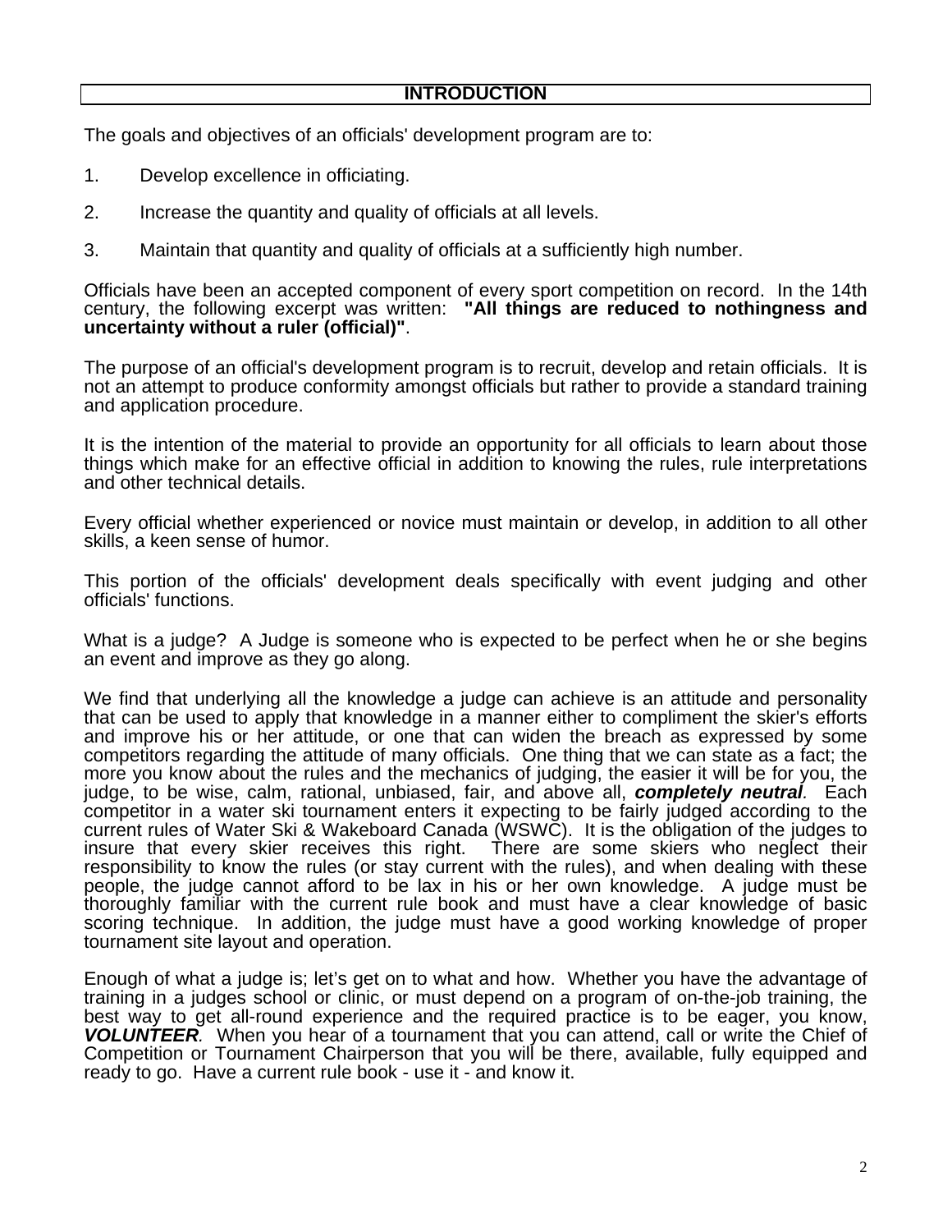# INTRODUCTION

The goals and objectives of an officials' development program are to:

1. Develop excellence in officiating.

2. Increase the quantity and quality of officials at all levels.

3. Maintain that quantity and quality of officials at a sufficiently high number.

Officials have been an accepted component of every sport competition on record. In the 14th century, the following excerpt was written: **"All things are reduced to nothingness and uncertainty without a ruler (official)"**.

The purpose of an official's development program is to recruit, develop and retain officials. It is not an attempt to produce conformity amongst officials but rather to provide a standard training and application procedure.

It is the intention of the material to provide an opportunity for all officials to learn about those things which make for an effective official in addition to knowing the rules, rule interpretations and other technical details.

Every official whether experienced or novice must maintain or develop, in addition to all other skills, a keen sense of humor.

This portion of the officials' development deals specifically with event judging and other officials' functions.

What is a judge? A Judge is someone who is expected to be perfect when he or she begins an event and improve as they go along.

We find that underlying all the knowledge a judge can achieve is an attitude and personality that can be used to apply that knowledge in a manner either to compliment the skier's efforts and improve his or her attitude, or one that can widen the breach as expressed by some competitors regarding the attitude of many officials. One thing that we can state as a fact; the more you know about the rules and the mechanics of judging, the easier it will be for you, the judge, to be wise, calm, rational, unbiased, fair, and above all, ***completely neutral***. Each competitor in a water ski tournament enters it expecting to be fairly judged according to the current rules of Water Ski & Wakeboard Canada (WSWC). It is the obligation of the judges to insure that every skier receives this right. There are some skiers who neglect their responsibility to know the rules (or stay current with the rules), and when dealing with these people, the judge cannot afford to be lax in his or her own knowledge. A judge must be thoroughly familiar with the current rule book and must have a clear knowledge of basic scoring technique. In addition, the judge must have a good working knowledge of proper tournament site layout and operation.

Enough of what a judge is; let's get on to what and how. Whether you have the advantage of training in a judges school or clinic, or must depend on a program of on-the-job training, the best way to get all-round experience and the required practice is to be eager, you know, ***VOLUNTEER***. When you hear of a tournament that you can attend, call or write the Chief of Competition or Tournament Chairperson that you will be there, available, fully equipped and ready to go. Have a current rule book - use it - and know it.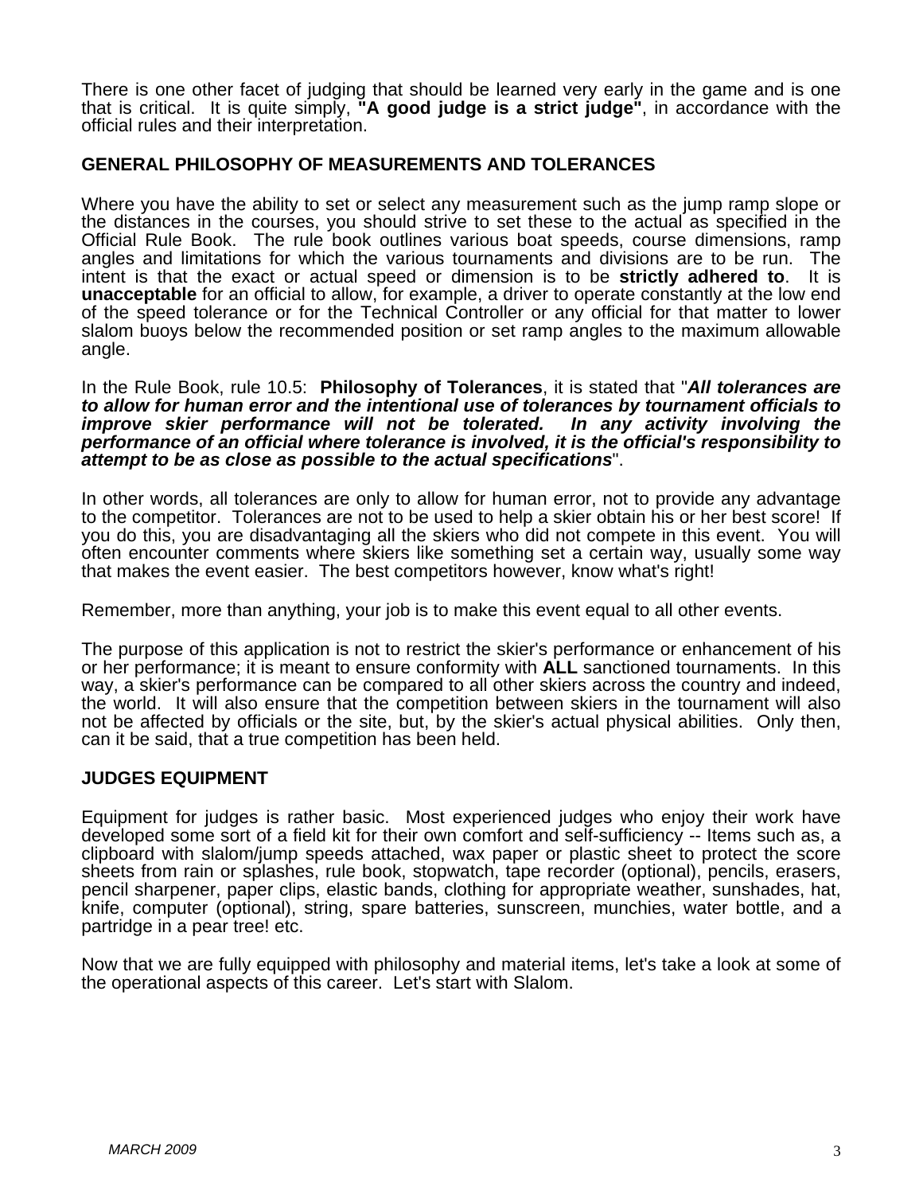There is one other facet of judging that should be learned very early in the game and is one that is critical. It is quite simply, **"A good judge is a strict judge"**, in accordance with the official rules and their interpretation.

## GENERAL PHILOSOPHY OF MEASUREMENTS AND TOLERANCES

Where you have the ability to set or select any measurement such as the jump ramp slope or the distances in the courses, you should strive to set these to the actual as specified in the Official Rule Book. The rule book outlines various boat speeds, course dimensions, ramp angles and limitations for which the various tournaments and divisions are to be run. The intent is that the exact or actual speed or dimension is to be **strictly adhered to**. It is **unacceptable** for an official to allow, for example, a driver to operate constantly at the low end of the speed tolerance or for the Technical Controller or any official for that matter to lower slalom buoys below the recommended position or set ramp angles to the maximum allowable angle.

In the Rule Book, rule 10.5: **Philosophy of Tolerances**, it is stated that "***All tolerances are to allow for human error and the intentional use of tolerances by tournament officials to improve skier performance will not be tolerated. In any activity involving the performance of an official where tolerance is involved, it is the official's responsibility to attempt to be as close as possible to the actual specifications***".

In other words, all tolerances are only to allow for human error, not to provide any advantage to the competitor. Tolerances are not to be used to help a skier obtain his or her best score! If you do this, you are disadvantaging all the skiers who did not compete in this event. You will often encounter comments where skiers like something set a certain way, usually some way that makes the event easier. The best competitors however, know what's right!

Remember, more than anything, your job is to make this event equal to all other events.

The purpose of this application is not to restrict the skier's performance or enhancement of his or her performance; it is meant to ensure conformity with **ALL** sanctioned tournaments. In this way, a skier's performance can be compared to all other skiers across the country and indeed, the world. It will also ensure that the competition between skiers in the tournament will also not be affected by officials or the site, but, by the skier's actual physical abilities. Only then, can it be said, that a true competition has been held.

## JUDGES EQUIPMENT

Equipment for judges is rather basic. Most experienced judges who enjoy their work have developed some sort of a field kit for their own comfort and self-sufficiency -- Items such as, a clipboard with slalom/jump speeds attached, wax paper or plastic sheet to protect the score sheets from rain or splashes, rule book, stopwatch, tape recorder (optional), pencils, erasers, pencil sharpener, paper clips, elastic bands, clothing for appropriate weather, sunshades, hat, knife, computer (optional), string, spare batteries, sunscreen, munchies, water bottle, and a partridge in a pear tree! etc.

Now that we are fully equipped with philosophy and material items, let's take a look at some of the operational aspects of this career. Let's start with Slalom.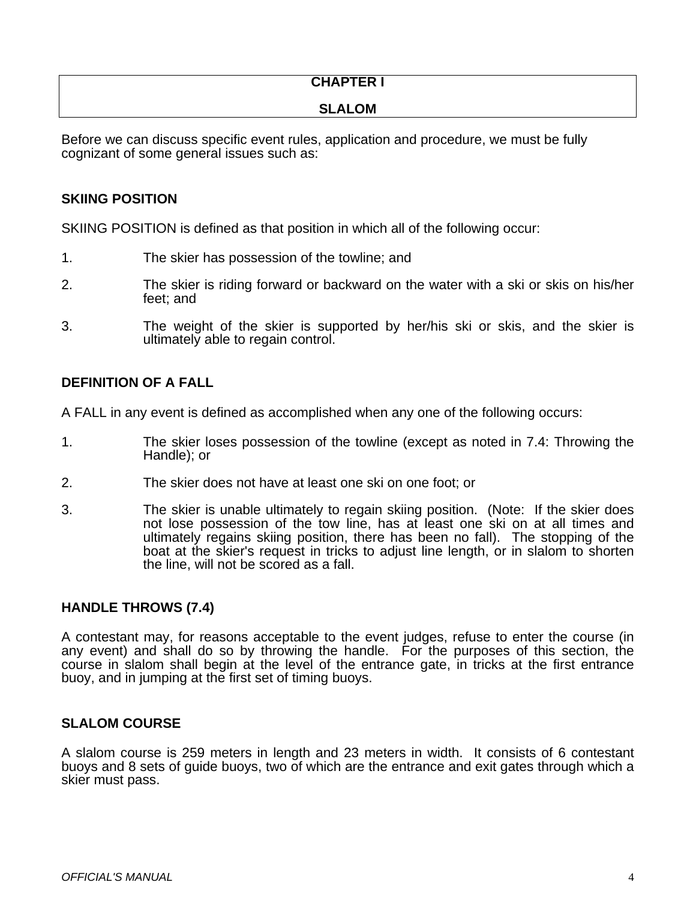# CHAPTER I

# SLALOM

Before we can discuss specific event rules, application and procedure, we must be fully cognizant of some general issues such as:

## SKIING POSITION

SKIING POSITION is defined as that position in which all of the following occur:

1. The skier has possession of the towline; and
2. The skier is riding forward or backward on the water with a ski or skis on his/her feet; and
3. The weight of the skier is supported by her/his ski or skis, and the skier is ultimately able to regain control.

## DEFINITION OF A FALL

A FALL in any event is defined as accomplished when any one of the following occurs:

1. The skier loses possession of the towline (except as noted in 7.4: Throwing the Handle); or
2. The skier does not have at least one ski on one foot; or
3. The skier is unable ultimately to regain skiing position. (Note: If the skier does not lose possession of the tow line, has at least one ski on at all times and ultimately regains skiing position, there has been no fall). The stopping of the boat at the skier's request in tricks to adjust line length, or in slalom to shorten the line, will not be scored as a fall.

## HANDLE THROWS (7.4)

A contestant may, for reasons acceptable to the event judges, refuse to enter the course (in any event) and shall do so by throwing the handle. For the purposes of this section, the course in slalom shall begin at the level of the entrance gate, in tricks at the first entrance buoy, and in jumping at the first set of timing buoys.

## SLALOM COURSE

A slalom course is 259 meters in length and 23 meters in width. It consists of 6 contestant buoys and 8 sets of guide buoys, two of which are the entrance and exit gates through which a skier must pass.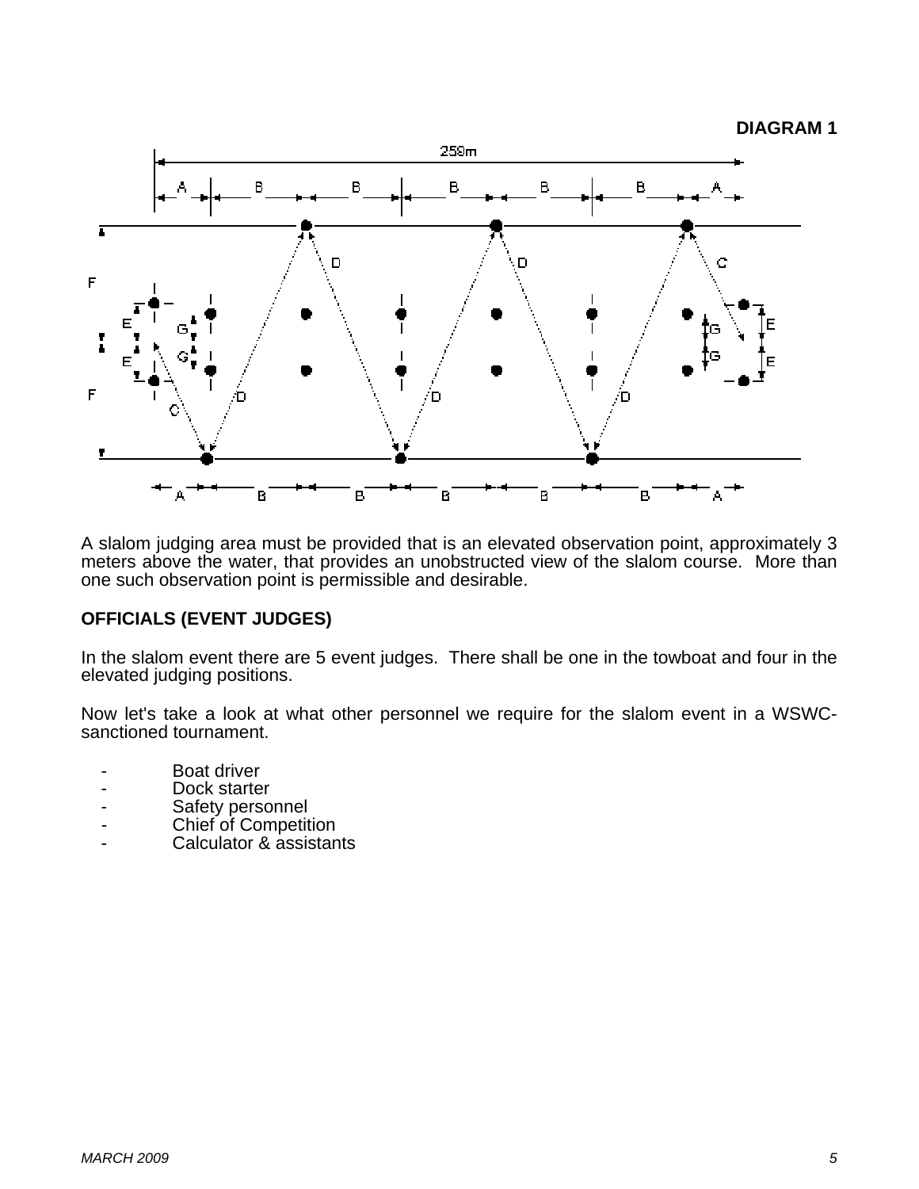**DIAGRAM 1**

A slalom judging area must be provided that is an elevated observation point, approximately 3 meters above the water, that provides an unobstructed view of the slalom course. More than one such observation point is permissible and desirable.

## OFFICIALS (EVENT JUDGES)

In the slalom event there are 5 event judges. There shall be one in the towboat and four in the elevated judging positions.

Now let's take a look at what other personnel we require for the slalom event in a WSWC-sanctioned tournament.

- Boat driver
- Dock starter
- Safety personnel
- Chief of Competition
- Calculator & assistants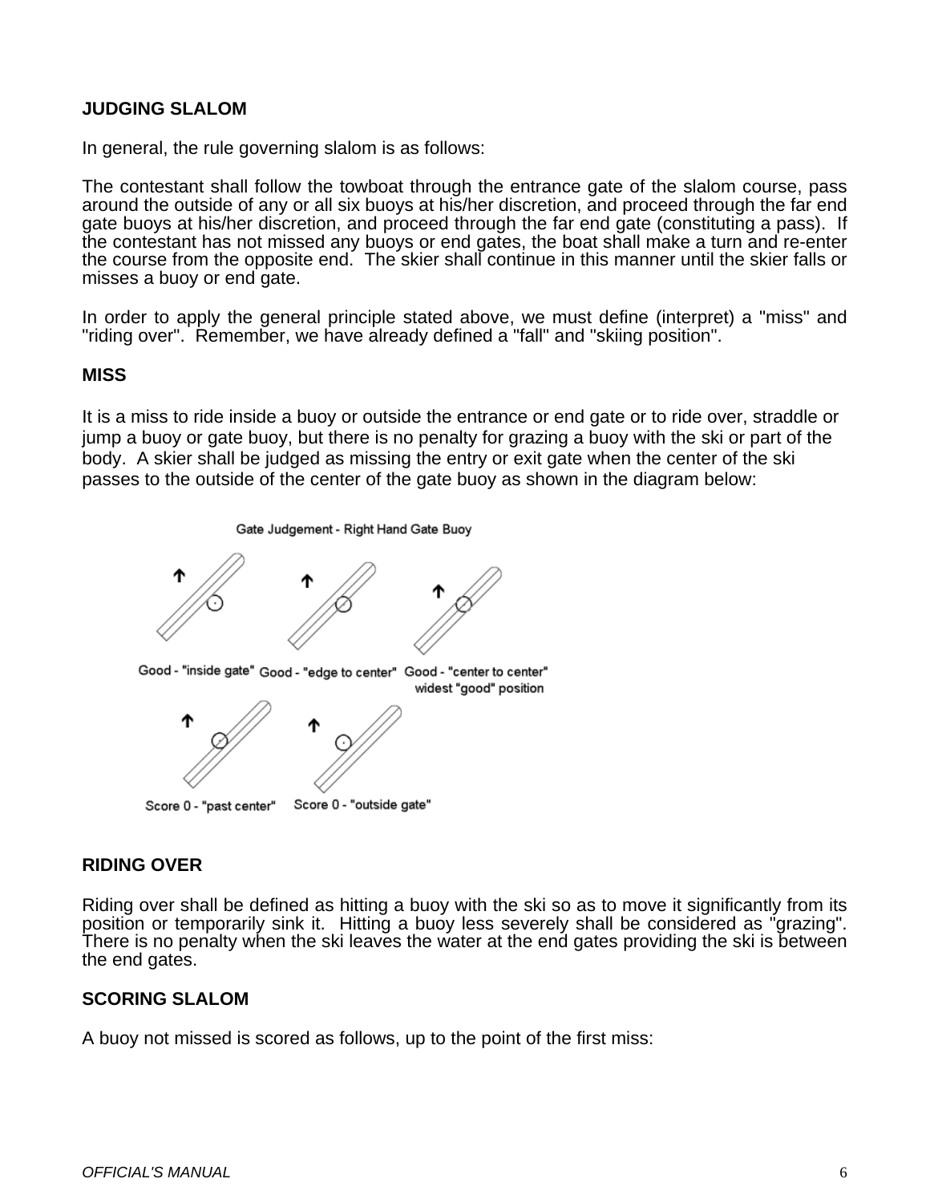## JUDGING SLALOM

In general, the rule governing slalom is as follows:

The contestant shall follow the towboat through the entrance gate of the slalom course, pass around the outside of any or all six buoys at his/her discretion, and proceed through the far end gate buoys at his/her discretion, and proceed through the far end gate (constituting a pass). If the contestant has not missed any buoys or end gates, the boat shall make a turn and re-enter the course from the opposite end. The skier shall continue in this manner until the skier falls or misses a buoy or end gate.

In order to apply the general principle stated above, we must define (interpret) a "miss" and "riding over". Remember, we have already defined a "fall" and "skiing position".

## MISS

It is a miss to ride inside a buoy or outside the entrance or end gate or to ride over, straddle or jump a buoy or gate buoy, but there is no penalty for grazing a buoy with the ski or part of the body. A skier shall be judged as missing the entry or exit gate when the center of the ski passes to the outside of the center of the gate buoy as shown in the diagram below:

Gate Judgement - Right Hand Gate Buoy

Good - "inside gate" Good - "edge to center" Good - "center to center" widest "good" position

Score 0 - "past center" Score 0 - "outside gate"

## RIDING OVER

Riding over shall be defined as hitting a buoy with the ski so as to move it significantly from its position or temporarily sink it. Hitting a buoy less severely shall be considered as "grazing". There is no penalty when the ski leaves the water at the end gates providing the ski is between the end gates.

## SCORING SLALOM

A buoy not missed is scored as follows, up to the point of the first miss: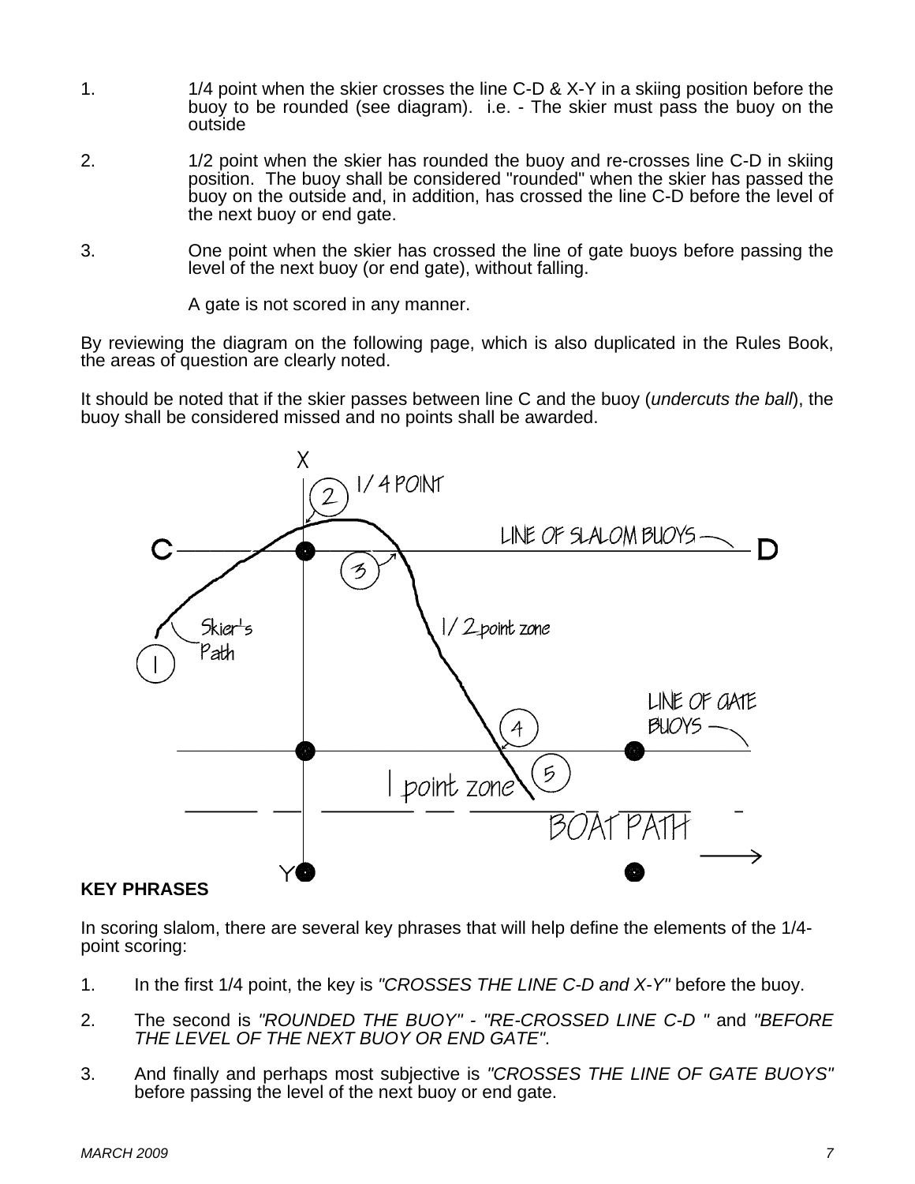1. 1/4 point when the skier crosses the line C-D & X-Y in a skiing position before the buoy to be rounded (see diagram). i.e. - The skier must pass the buoy on the outside

2. 1/2 point when the skier has rounded the buoy and re-crosses line C-D in skiing position. The buoy shall be considered "rounded" when the skier has passed the buoy on the outside and, in addition, has crossed the line C-D before the level of the next buoy or end gate.

3. One point when the skier has crossed the line of gate buoys before passing the level of the next buoy (or end gate), without falling.

   A gate is not scored in any manner.

By reviewing the diagram on the following page, which is also duplicated in the Rules Book, the areas of question are clearly noted.

It should be noted that if the skier passes between line C and the buoy (*undercuts the ball*), the buoy shall be considered missed and no points shall be awarded.

X

1/4 POINT

C — LINE OF SLALOM BUOYS — D

Skier's Path

1/2 point zone

LINE OF GATE BUOYS

1 point zone

BOAT PATH

Y

## KEY PHRASES

In scoring slalom, there are several key phrases that will help define the elements of the 1/4-point scoring:

1. In the first 1/4 point, the key is *"CROSSES THE LINE C-D and X-Y"* before the buoy.

2. The second is *"ROUNDED THE BUOY"* - *"RE-CROSSED LINE C-D "* and *"BEFORE THE LEVEL OF THE NEXT BUOY OR END GATE"*.

3. And finally and perhaps most subjective is *"CROSSES THE LINE OF GATE BUOYS"* before passing the level of the next buoy or end gate.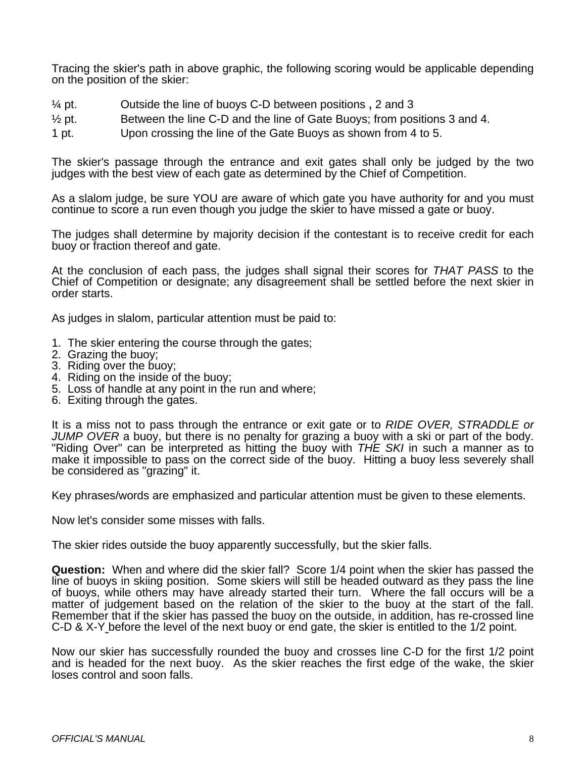Tracing the skier's path in above graphic, the following scoring would be applicable depending on the position of the skier:

¼ pt. Outside the line of buoys C-D between positions **,** 2 and 3

½ pt. Between the line C-D and the line of Gate Buoys; from positions 3 and 4.

1 pt. Upon crossing the line of the Gate Buoys as shown from 4 to 5.

The skier's passage through the entrance and exit gates shall only be judged by the two judges with the best view of each gate as determined by the Chief of Competition.

As a slalom judge, be sure YOU are aware of which gate you have authority for and you must continue to score a run even though you judge the skier to have missed a gate or buoy.

The judges shall determine by majority decision if the contestant is to receive credit for each buoy or fraction thereof and gate.

At the conclusion of each pass, the judges shall signal their scores for *THAT PASS* to the Chief of Competition or designate; any disagreement shall be settled before the next skier in order starts.

As judges in slalom, particular attention must be paid to:

1. The skier entering the course through the gates;
2. Grazing the buoy;
3. Riding over the buoy;
4. Riding on the inside of the buoy;
5. Loss of handle at any point in the run and where;
6. Exiting through the gates.

It is a miss not to pass through the entrance or exit gate or to *RIDE OVER, STRADDLE or JUMP OVER* a buoy, but there is no penalty for grazing a buoy with a ski or part of the body. "Riding Over" can be interpreted as hitting the buoy with *THE SKI* in such a manner as to make it impossible to pass on the correct side of the buoy. Hitting a buoy less severely shall be considered as "grazing" it.

Key phrases/words are emphasized and particular attention must be given to these elements.

Now let's consider some misses with falls.

The skier rides outside the buoy apparently successfully, but the skier falls.

**Question:** When and where did the skier fall? Score 1/4 point when the skier has passed the line of buoys in skiing position. Some skiers will still be headed outward as they pass the line of buoys, while others may have already started their turn. Where the fall occurs will be a matter of judgement based on the relation of the skier to the buoy at the start of the fall. Remember that if the skier has passed the buoy on the outside, in addition, has re-crossed line C-D & X-Y before the level of the next buoy or end gate, the skier is entitled to the 1/2 point.

Now our skier has successfully rounded the buoy and crosses line C-D for the first 1/2 point and is headed for the next buoy. As the skier reaches the first edge of the wake, the skier loses control and soon falls.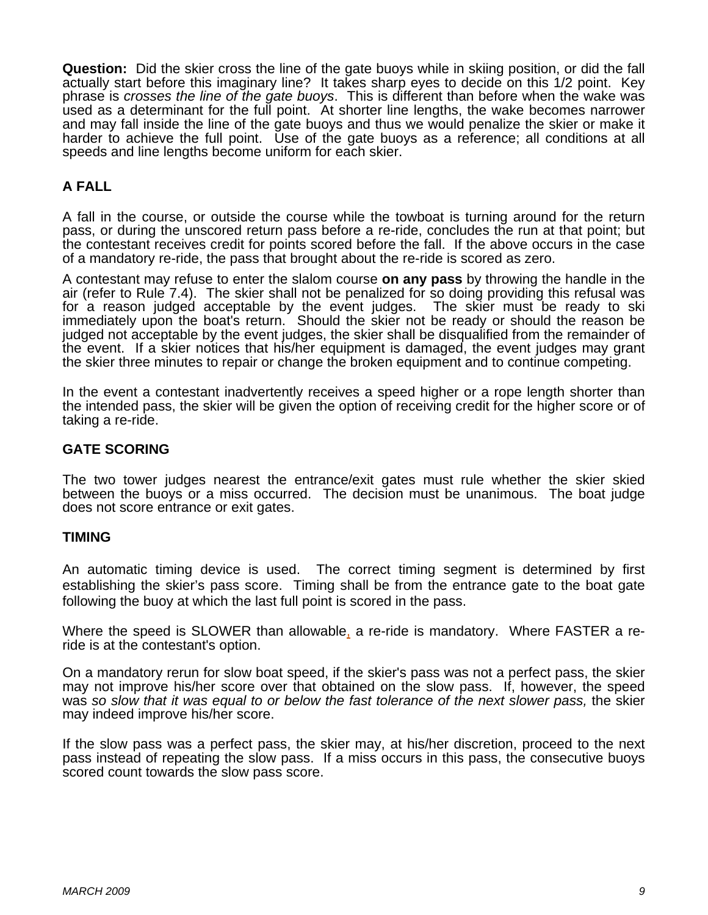**Question:** Did the skier cross the line of the gate buoys while in skiing position, or did the fall actually start before this imaginary line? It takes sharp eyes to decide on this 1/2 point. Key phrase is *crosses the line of the gate buoys*. This is different than before when the wake was used as a determinant for the full point. At shorter line lengths, the wake becomes narrower and may fall inside the line of the gate buoys and thus we would penalize the skier or make it harder to achieve the full point. Use of the gate buoys as a reference; all conditions at all speeds and line lengths become uniform for each skier.

### A FALL

A fall in the course, or outside the course while the towboat is turning around for the return pass, or during the unscored return pass before a re-ride, concludes the run at that point; but the contestant receives credit for points scored before the fall. If the above occurs in the case of a mandatory re-ride, the pass that brought about the re-ride is scored as zero.

A contestant may refuse to enter the slalom course **on any pass** by throwing the handle in the air (refer to Rule 7.4). The skier shall not be penalized for so doing providing this refusal was for a reason judged acceptable by the event judges. The skier must be ready to ski immediately upon the boat's return. Should the skier not be ready or should the reason be judged not acceptable by the event judges, the skier shall be disqualified from the remainder of the event. If a skier notices that his/her equipment is damaged, the event judges may grant the skier three minutes to repair or change the broken equipment and to continue competing.

In the event a contestant inadvertently receives a speed higher or a rope length shorter than the intended pass, the skier will be given the option of receiving credit for the higher score or of taking a re-ride.

### GATE SCORING

The two tower judges nearest the entrance/exit gates must rule whether the skier skied between the buoys or a miss occurred. The decision must be unanimous. The boat judge does not score entrance or exit gates.

### TIMING

An automatic timing device is used. The correct timing segment is determined by first establishing the skier's pass score. Timing shall be from the entrance gate to the boat gate following the buoy at which the last full point is scored in the pass.

Where the speed is SLOWER than allowable, a re-ride is mandatory. Where FASTER a re-ride is at the contestant's option.

On a mandatory rerun for slow boat speed, if the skier's pass was not a perfect pass, the skier may not improve his/her score over that obtained on the slow pass. If, however, the speed was *so slow that it was equal to or below the fast tolerance of the next slower pass,* the skier may indeed improve his/her score.

If the slow pass was a perfect pass, the skier may, at his/her discretion, proceed to the next pass instead of repeating the slow pass. If a miss occurs in this pass, the consecutive buoys scored count towards the slow pass score.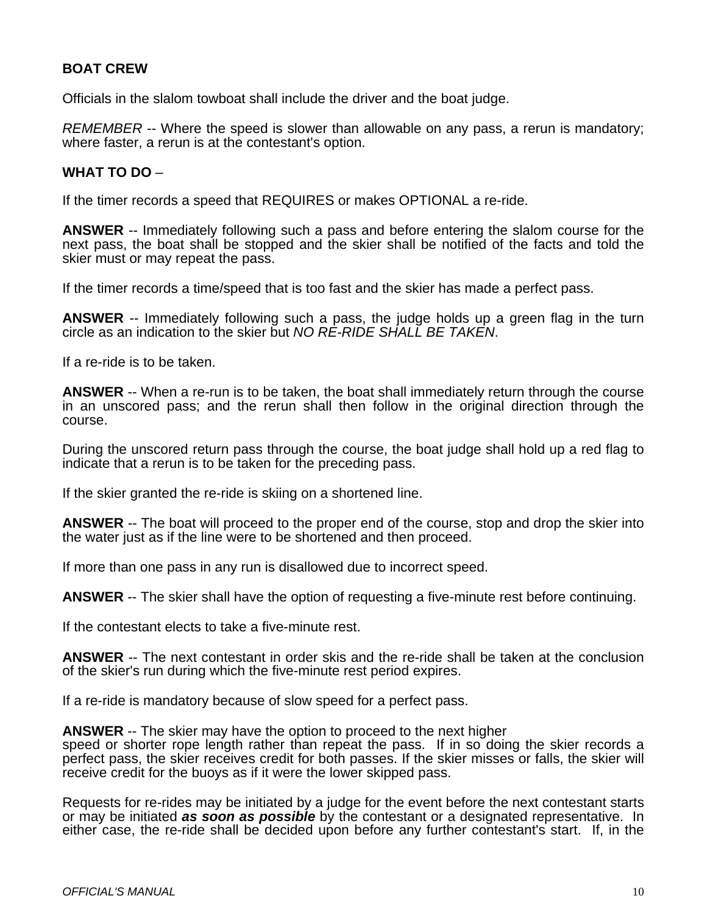**BOAT CREW**

Officials in the slalom towboat shall include the driver and the boat judge.

*REMEMBER* -- Where the speed is slower than allowable on any pass, a rerun is mandatory; where faster, a rerun is at the contestant's option.

**WHAT TO DO** –

If the timer records a speed that REQUIRES or makes OPTIONAL a re-ride.

**ANSWER** -- Immediately following such a pass and before entering the slalom course for the next pass, the boat shall be stopped and the skier shall be notified of the facts and told the skier must or may repeat the pass.

If the timer records a time/speed that is too fast and the skier has made a perfect pass.

**ANSWER** -- Immediately following such a pass, the judge holds up a green flag in the turn circle as an indication to the skier but *NO RE-RIDE SHALL BE TAKEN*.

If a re-ride is to be taken.

**ANSWER** -- When a re-run is to be taken, the boat shall immediately return through the course in an unscored pass; and the rerun shall then follow in the original direction through the course.

During the unscored return pass through the course, the boat judge shall hold up a red flag to indicate that a rerun is to be taken for the preceding pass.

If the skier granted the re-ride is skiing on a shortened line.

**ANSWER** -- The boat will proceed to the proper end of the course, stop and drop the skier into the water just as if the line were to be shortened and then proceed.

If more than one pass in any run is disallowed due to incorrect speed.

**ANSWER** -- The skier shall have the option of requesting a five-minute rest before continuing.

If the contestant elects to take a five-minute rest.

**ANSWER** -- The next contestant in order skis and the re-ride shall be taken at the conclusion of the skier's run during which the five-minute rest period expires.

If a re-ride is mandatory because of slow speed for a perfect pass.

**ANSWER** -- The skier may have the option to proceed to the next higher speed or shorter rope length rather than repeat the pass. If in so doing the skier records a perfect pass, the skier receives credit for both passes. If the skier misses or falls, the skier will receive credit for the buoys as if it were the lower skipped pass.

Requests for re-rides may be initiated by a judge for the event before the next contestant starts or may be initiated ***as soon as possible*** by the contestant or a designated representative. In either case, the re-ride shall be decided upon before any further contestant's start. If, in the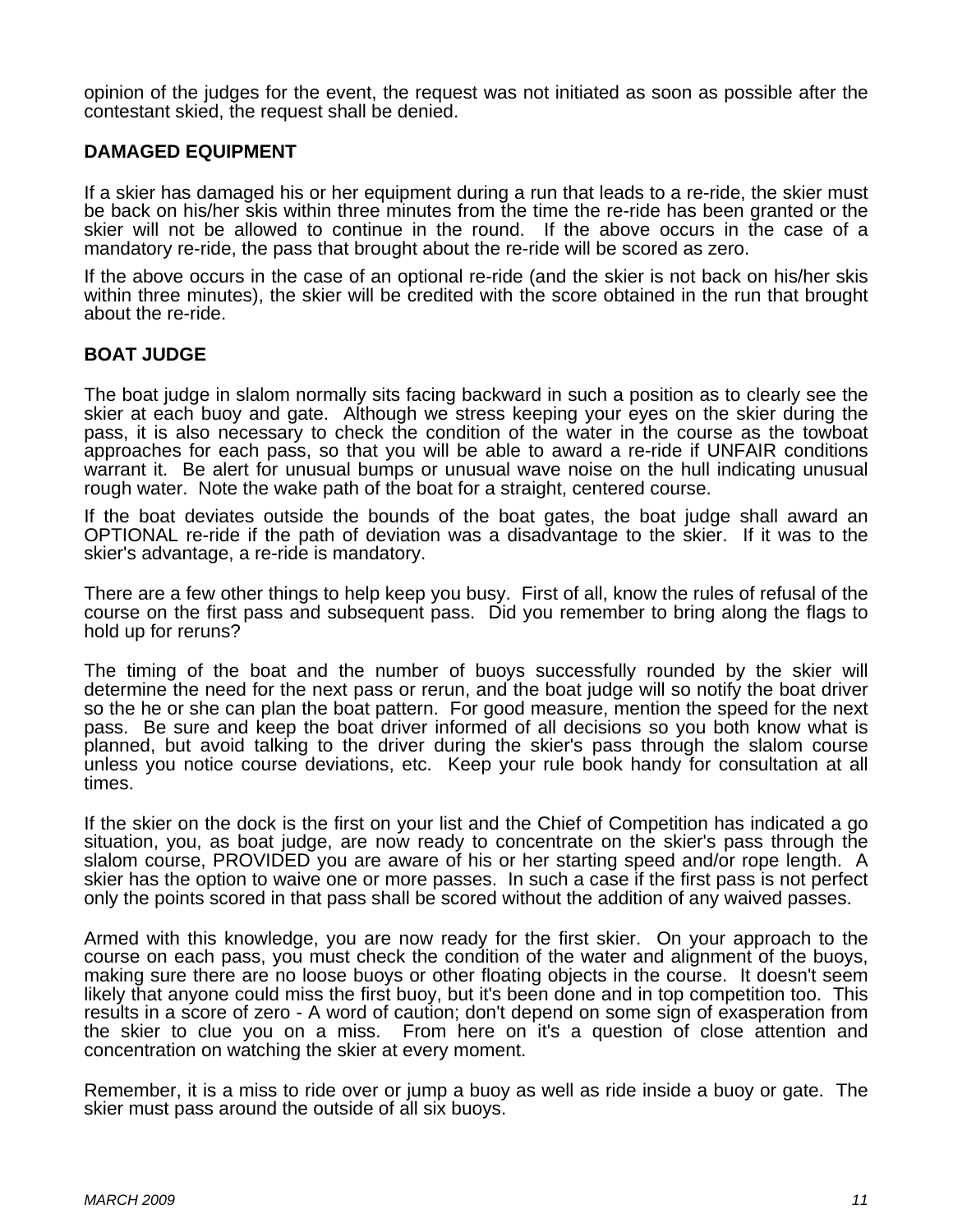opinion of the judges for the event, the request was not initiated as soon as possible after the contestant skied, the request shall be denied.

## DAMAGED EQUIPMENT

If a skier has damaged his or her equipment during a run that leads to a re-ride, the skier must be back on his/her skis within three minutes from the time the re-ride has been granted or the skier will not be allowed to continue in the round. If the above occurs in the case of a mandatory re-ride, the pass that brought about the re-ride will be scored as zero.

If the above occurs in the case of an optional re-ride (and the skier is not back on his/her skis within three minutes), the skier will be credited with the score obtained in the run that brought about the re-ride.

## BOAT JUDGE

The boat judge in slalom normally sits facing backward in such a position as to clearly see the skier at each buoy and gate. Although we stress keeping your eyes on the skier during the pass, it is also necessary to check the condition of the water in the course as the towboat approaches for each pass, so that you will be able to award a re-ride if UNFAIR conditions warrant it. Be alert for unusual bumps or unusual wave noise on the hull indicating unusual rough water. Note the wake path of the boat for a straight, centered course.

If the boat deviates outside the bounds of the boat gates, the boat judge shall award an OPTIONAL re-ride if the path of deviation was a disadvantage to the skier. If it was to the skier's advantage, a re-ride is mandatory.

There are a few other things to help keep you busy. First of all, know the rules of refusal of the course on the first pass and subsequent pass. Did you remember to bring along the flags to hold up for reruns?

The timing of the boat and the number of buoys successfully rounded by the skier will determine the need for the next pass or rerun, and the boat judge will so notify the boat driver so the he or she can plan the boat pattern. For good measure, mention the speed for the next pass. Be sure and keep the boat driver informed of all decisions so you both know what is planned, but avoid talking to the driver during the skier's pass through the slalom course unless you notice course deviations, etc. Keep your rule book handy for consultation at all times.

If the skier on the dock is the first on your list and the Chief of Competition has indicated a go situation, you, as boat judge, are now ready to concentrate on the skier's pass through the slalom course, PROVIDED you are aware of his or her starting speed and/or rope length. A skier has the option to waive one or more passes. In such a case if the first pass is not perfect only the points scored in that pass shall be scored without the addition of any waived passes.

Armed with this knowledge, you are now ready for the first skier. On your approach to the course on each pass, you must check the condition of the water and alignment of the buoys, making sure there are no loose buoys or other floating objects in the course. It doesn't seem likely that anyone could miss the first buoy, but it's been done and in top competition too. This results in a score of zero - A word of caution; don't depend on some sign of exasperation from the skier to clue you on a miss. From here on it's a question of close attention and concentration on watching the skier at every moment.

Remember, it is a miss to ride over or jump a buoy as well as ride inside a buoy or gate. The skier must pass around the outside of all six buoys.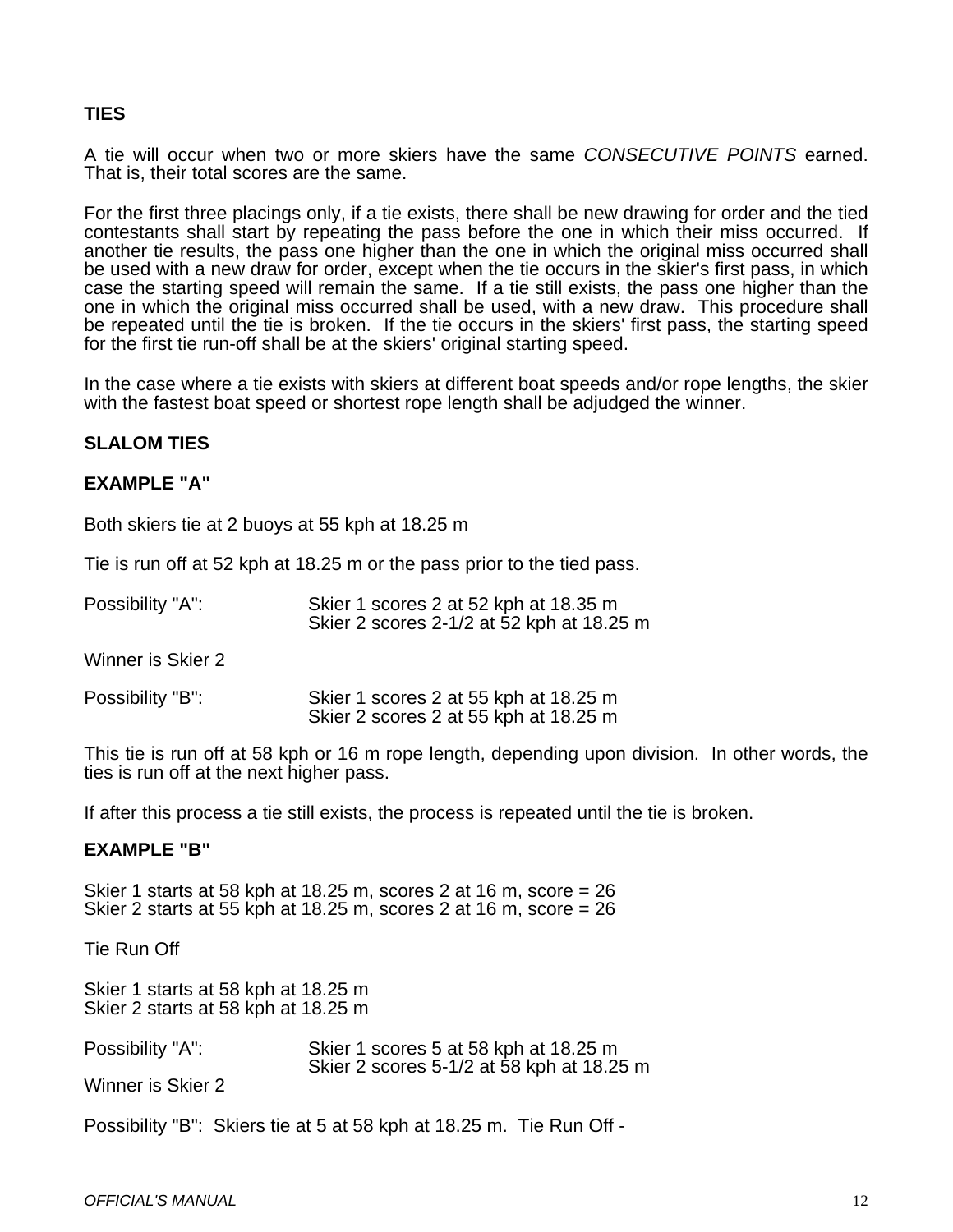**TIES**

A tie will occur when two or more skiers have the same *CONSECUTIVE POINTS* earned. That is, their total scores are the same.

For the first three placings only, if a tie exists, there shall be new drawing for order and the tied contestants shall start by repeating the pass before the one in which their miss occurred. If another tie results, the pass one higher than the one in which the original miss occurred shall be used with a new draw for order, except when the tie occurs in the skier's first pass, in which case the starting speed will remain the same. If a tie still exists, the pass one higher than the one in which the original miss occurred shall be used, with a new draw. This procedure shall be repeated until the tie is broken. If the tie occurs in the skiers' first pass, the starting speed for the first tie run-off shall be at the skiers' original starting speed.

In the case where a tie exists with skiers at different boat speeds and/or rope lengths, the skier with the fastest boat speed or shortest rope length shall be adjudged the winner.

**SLALOM TIES**

**EXAMPLE "A"**

Both skiers tie at 2 buoys at 55 kph at 18.25 m

Tie is run off at 52 kph at 18.25 m or the pass prior to the tied pass.

Possibility "A": Skier 1 scores 2 at 52 kph at 18.35 m
Skier 2 scores 2-1/2 at 52 kph at 18.25 m

Winner is Skier 2

Possibility "B": Skier 1 scores 2 at 55 kph at 18.25 m
Skier 2 scores 2 at 55 kph at 18.25 m

This tie is run off at 58 kph or 16 m rope length, depending upon division. In other words, the ties is run off at the next higher pass.

If after this process a tie still exists, the process is repeated until the tie is broken.

**EXAMPLE "B"**

Skier 1 starts at 58 kph at 18.25 m, scores 2 at 16 m, score = 26
Skier 2 starts at 55 kph at 18.25 m, scores 2 at 16 m, score = 26

Tie Run Off

Skier 1 starts at 58 kph at 18.25 m
Skier 2 starts at 58 kph at 18.25 m

Possibility "A": Skier 1 scores 5 at 58 kph at 18.25 m
Skier 2 scores 5-1/2 at 58 kph at 18.25 m

Winner is Skier 2

Possibility "B": Skiers tie at 5 at 58 kph at 18.25 m. Tie Run Off -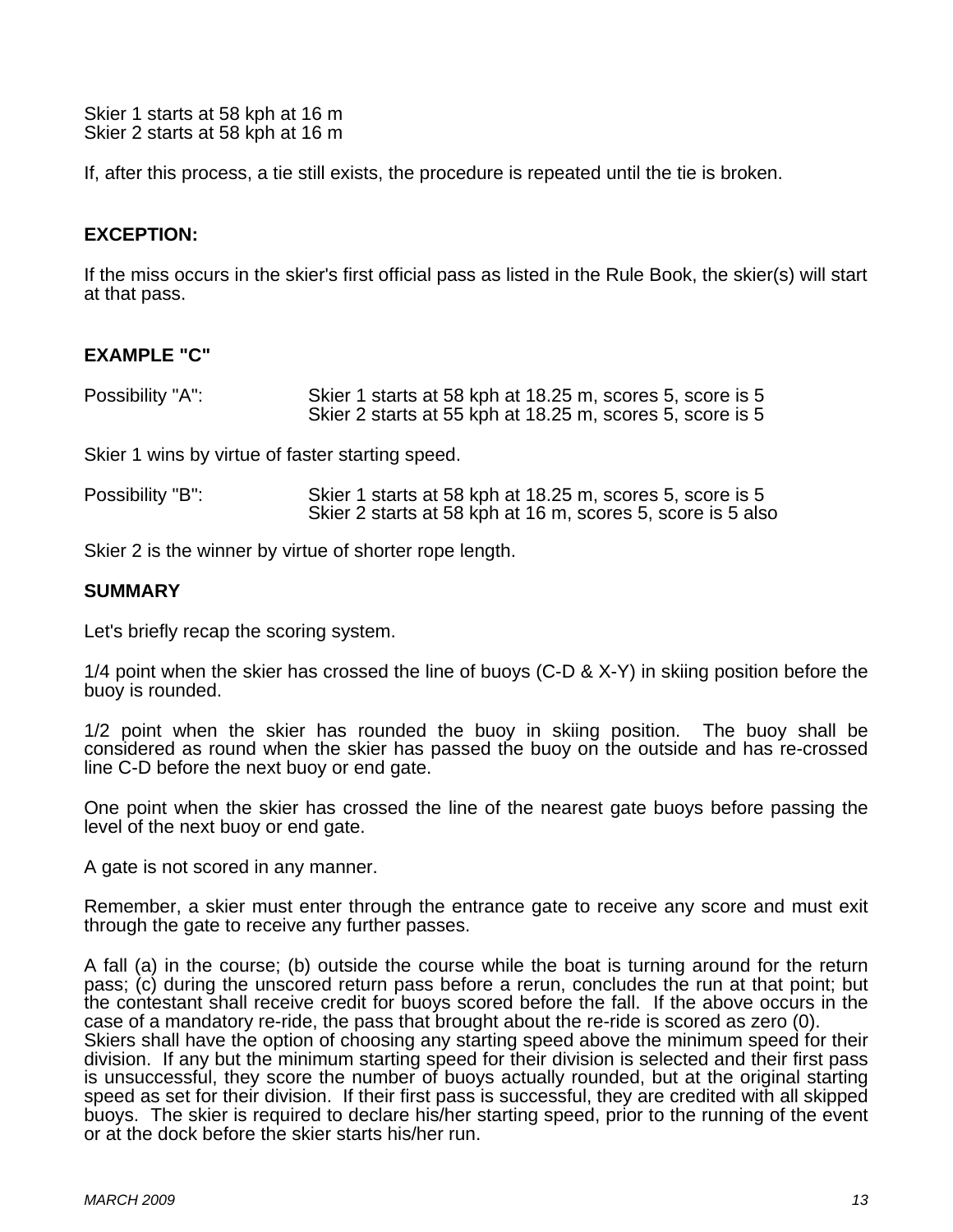Skier 1 starts at 58 kph at 16 m
Skier 2 starts at 58 kph at 16 m

If, after this process, a tie still exists, the procedure is repeated until the tie is broken.

**EXCEPTION:**

If the miss occurs in the skier's first official pass as listed in the Rule Book, the skier(s) will start at that pass.

**EXAMPLE "C"**

Possibility "A": Skier 1 starts at 58 kph at 18.25 m, scores 5, score is 5
Skier 2 starts at 55 kph at 18.25 m, scores 5, score is 5

Skier 1 wins by virtue of faster starting speed.

Possibility "B": Skier 1 starts at 58 kph at 18.25 m, scores 5, score is 5
Skier 2 starts at 58 kph at 16 m, scores 5, score is 5 also

Skier 2 is the winner by virtue of shorter rope length.

**SUMMARY**

Let's briefly recap the scoring system.

1/4 point when the skier has crossed the line of buoys (C-D & X-Y) in skiing position before the buoy is rounded.

1/2 point when the skier has rounded the buoy in skiing position. The buoy shall be considered as round when the skier has passed the buoy on the outside and has re-crossed line C-D before the next buoy or end gate.

One point when the skier has crossed the line of the nearest gate buoys before passing the level of the next buoy or end gate.

A gate is not scored in any manner.

Remember, a skier must enter through the entrance gate to receive any score and must exit through the gate to receive any further passes.

A fall (a) in the course; (b) outside the course while the boat is turning around for the return pass; (c) during the unscored return pass before a rerun, concludes the run at that point; but the contestant shall receive credit for buoys scored before the fall. If the above occurs in the case of a mandatory re-ride, the pass that brought about the re-ride is scored as zero (0).
Skiers shall have the option of choosing any starting speed above the minimum speed for their division. If any but the minimum starting speed for their division is selected and their first pass is unsuccessful, they score the number of buoys actually rounded, but at the original starting speed as set for their division. If their first pass is successful, they are credited with all skipped buoys. The skier is required to declare his/her starting speed, prior to the running of the event or at the dock before the skier starts his/her run.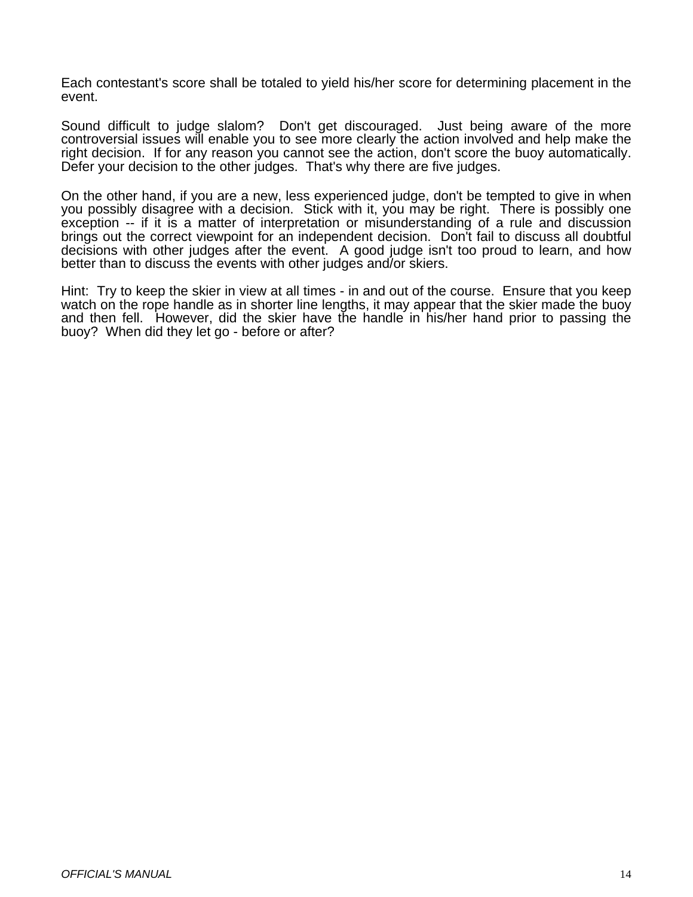Each contestant's score shall be totaled to yield his/her score for determining placement in the event.

Sound difficult to judge slalom? Don't get discouraged. Just being aware of the more controversial issues will enable you to see more clearly the action involved and help make the right decision. If for any reason you cannot see the action, don't score the buoy automatically. Defer your decision to the other judges. That's why there are five judges.

On the other hand, if you are a new, less experienced judge, don't be tempted to give in when you possibly disagree with a decision. Stick with it, you may be right. There is possibly one exception -- if it is a matter of interpretation or misunderstanding of a rule and discussion brings out the correct viewpoint for an independent decision. Don't fail to discuss all doubtful decisions with other judges after the event. A good judge isn't too proud to learn, and how better than to discuss the events with other judges and/or skiers.

Hint: Try to keep the skier in view at all times - in and out of the course. Ensure that you keep watch on the rope handle as in shorter line lengths, it may appear that the skier made the buoy and then fell. However, did the skier have the handle in his/her hand prior to passing the buoy? When did they let go - before or after?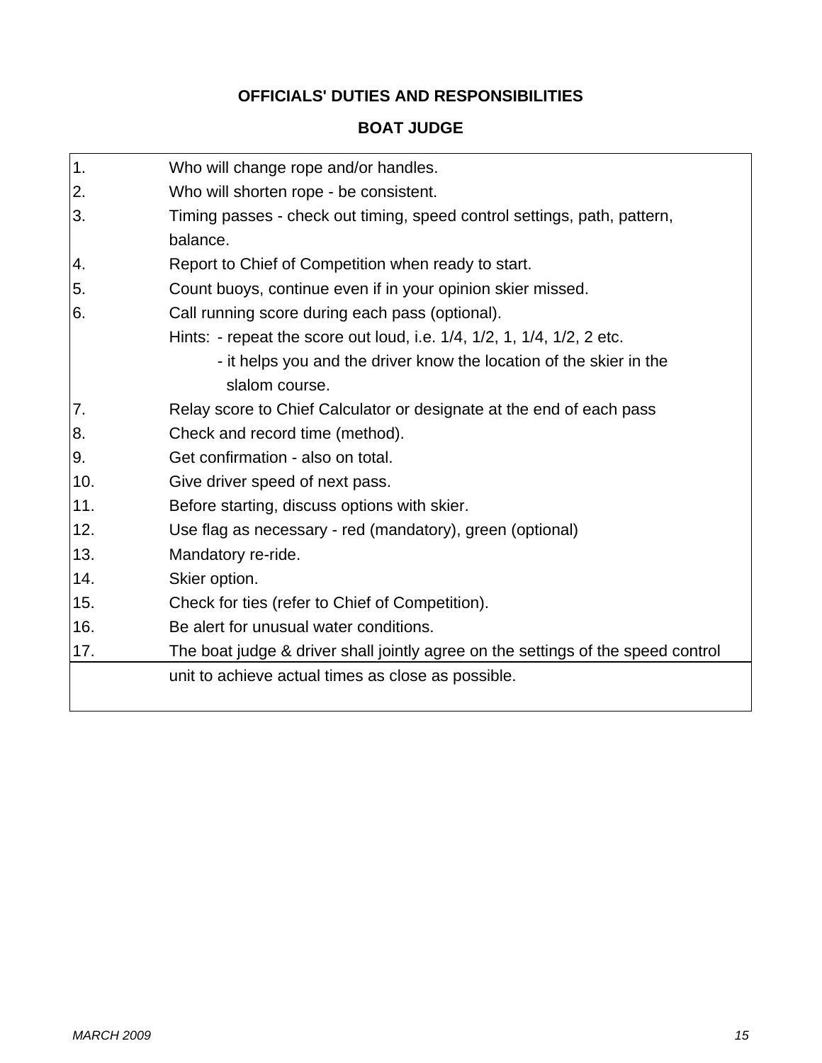# OFFICIALS' DUTIES AND RESPONSIBILITIES

## BOAT JUDGE

1. Who will change rope and/or handles.
2. Who will shorten rope - be consistent.
3. Timing passes - check out timing, speed control settings, path, pattern, balance.
4. Report to Chief of Competition when ready to start.
5. Count buoys, continue even if in your opinion skier missed.
6. Call running score during each pass (optional).
   Hints: - repeat the score out loud, i.e. 1/4, 1/2, 1, 1/4, 1/2, 2 etc.
   - it helps you and the driver know the location of the skier in the slalom course.
7. Relay score to Chief Calculator or designate at the end of each pass
8. Check and record time (method).
9. Get confirmation - also on total.
10. Give driver speed of next pass.
11. Before starting, discuss options with skier.
12. Use flag as necessary - red (mandatory), green (optional)
13. Mandatory re-ride.
14. Skier option.
15. Check for ties (refer to Chief of Competition).
16. Be alert for unusual water conditions.
17. The boat judge & driver shall jointly agree on the settings of the speed control unit to achieve actual times as close as possible.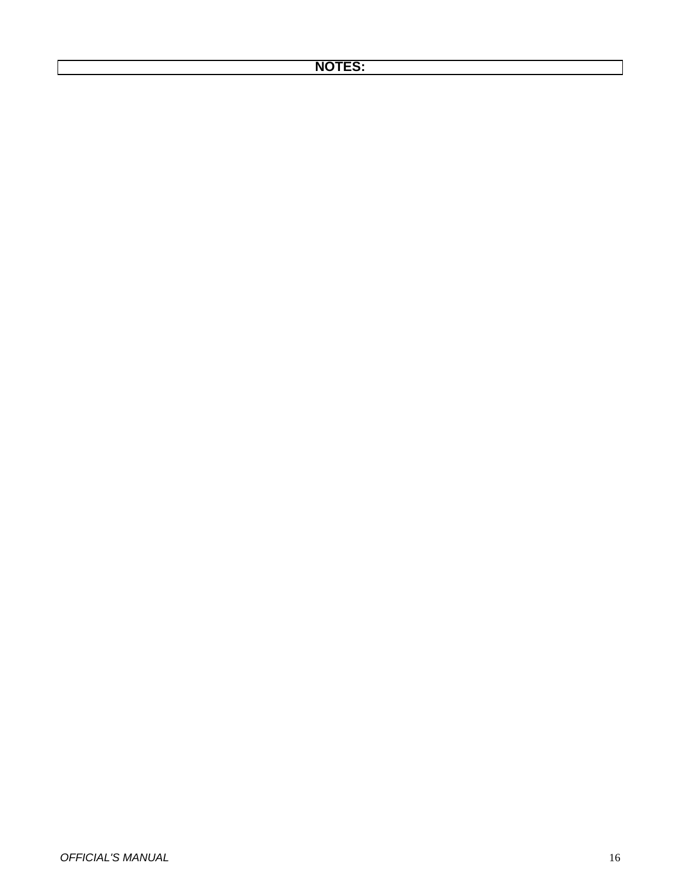**NOTES:**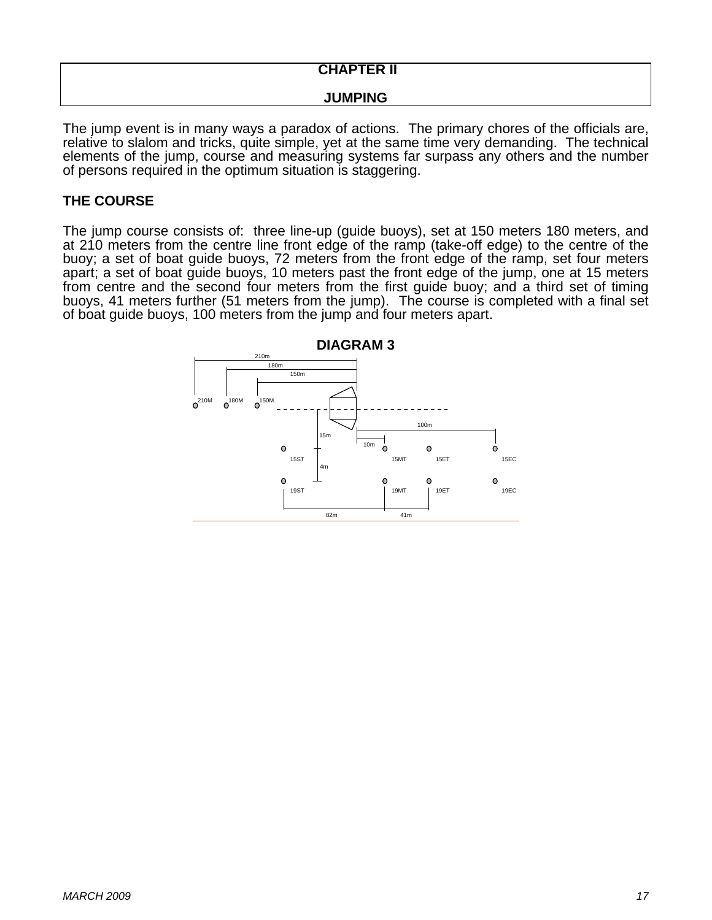# CHAPTER II

## JUMPING

The jump event is in many ways a paradox of actions. The primary chores of the officials are, relative to slalom and tricks, quite simple, yet at the same time very demanding. The technical elements of the jump, course and measuring systems far surpass any others and the number of persons required in the optimum situation is staggering.

### THE COURSE

The jump course consists of: three line-up (guide buoys), set at 150 meters 180 meters, and at 210 meters from the centre line front edge of the ramp (take-off edge) to the centre of the buoy; a set of boat guide buoys, 72 meters from the front edge of the ramp, set four meters apart; a set of boat guide buoys, 10 meters past the front edge of the jump, one at 15 meters from centre and the second four meters from the first guide buoy; and a third set of timing buoys, 41 meters further (51 meters from the jump). The course is completed with a final set of boat guide buoys, 100 meters from the jump and four meters apart.

### DIAGRAM 3

210m
180m
150m
210M 180M 150M
100m
15m
10m
15ST 15MT 15ET 15EC
4m
19ST 19MT 19ET 19EC
82m 41m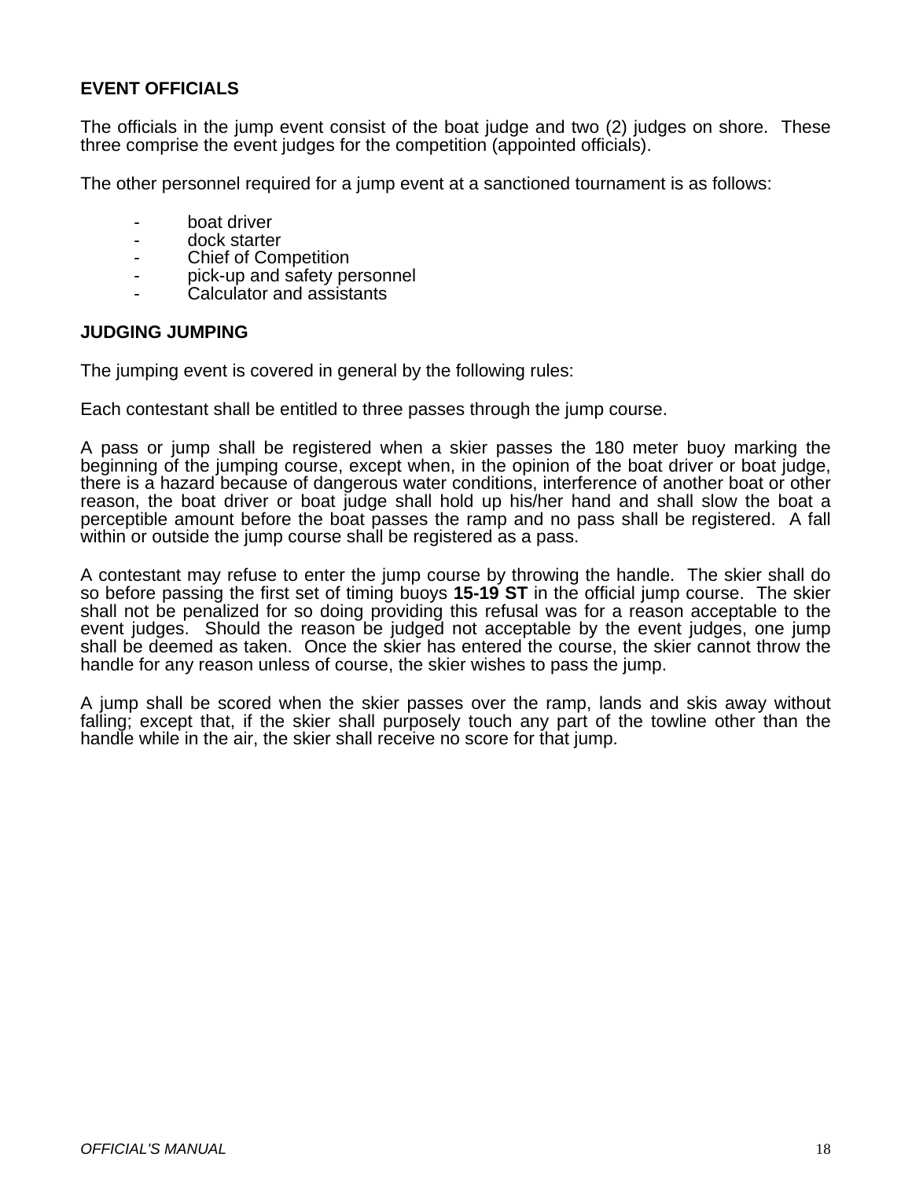## EVENT OFFICIALS

The officials in the jump event consist of the boat judge and two (2) judges on shore. These three comprise the event judges for the competition (appointed officials).

The other personnel required for a jump event at a sanctioned tournament is as follows:

- boat driver
- dock starter
- Chief of Competition
- pick-up and safety personnel
- Calculator and assistants

## JUDGING JUMPING

The jumping event is covered in general by the following rules:

Each contestant shall be entitled to three passes through the jump course.

A pass or jump shall be registered when a skier passes the 180 meter buoy marking the beginning of the jumping course, except when, in the opinion of the boat driver or boat judge, there is a hazard because of dangerous water conditions, interference of another boat or other reason, the boat driver or boat judge shall hold up his/her hand and shall slow the boat a perceptible amount before the boat passes the ramp and no pass shall be registered. A fall within or outside the jump course shall be registered as a pass.

A contestant may refuse to enter the jump course by throwing the handle. The skier shall do so before passing the first set of timing buoys **15-19 ST** in the official jump course. The skier shall not be penalized for so doing providing this refusal was for a reason acceptable to the event judges. Should the reason be judged not acceptable by the event judges, one jump shall be deemed as taken. Once the skier has entered the course, the skier cannot throw the handle for any reason unless of course, the skier wishes to pass the jump.

A jump shall be scored when the skier passes over the ramp, lands and skis away without falling; except that, if the skier shall purposely touch any part of the towline other than the handle while in the air, the skier shall receive no score for that jump.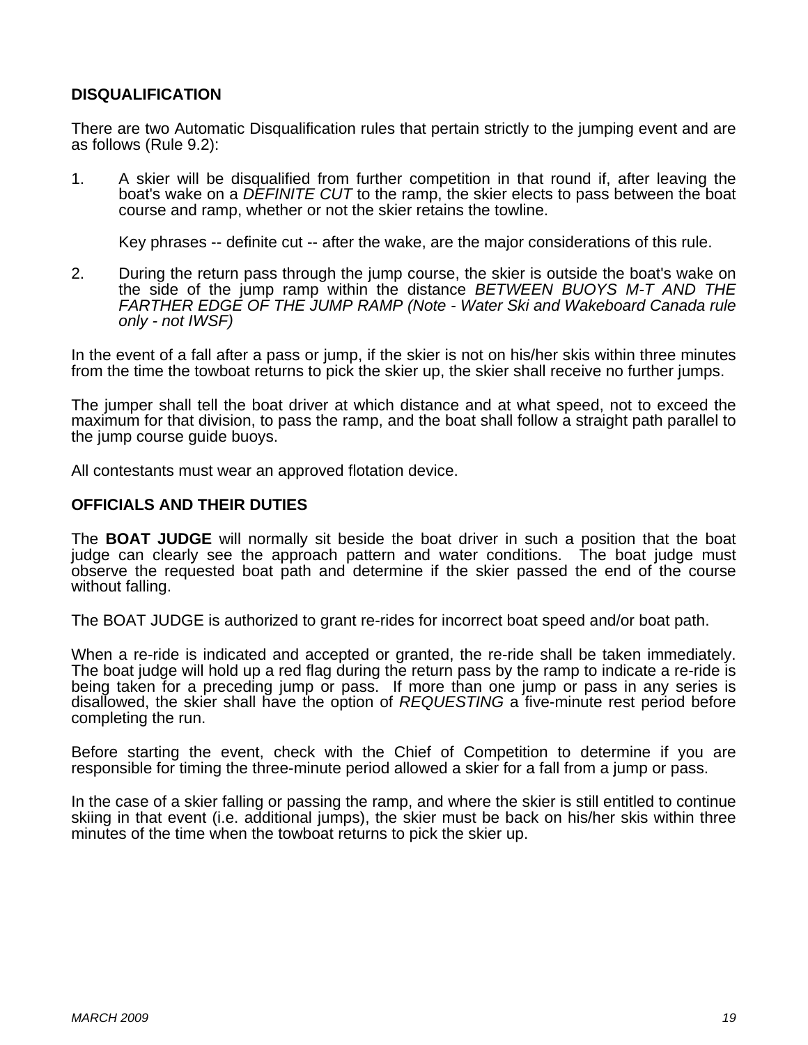### DISQUALIFICATION

There are two Automatic Disqualification rules that pertain strictly to the jumping event and are as follows (Rule 9.2):

1. A skier will be disqualified from further competition in that round if, after leaving the boat's wake on a *DEFINITE CUT* to the ramp, the skier elects to pass between the boat course and ramp, whether or not the skier retains the towline.

   Key phrases -- definite cut -- after the wake, are the major considerations of this rule.

2. During the return pass through the jump course, the skier is outside the boat's wake on the side of the jump ramp within the distance *BETWEEN BUOYS M-T AND THE FARTHER EDGE OF THE JUMP RAMP (Note - Water Ski and Wakeboard Canada rule only - not IWSF)*

In the event of a fall after a pass or jump, if the skier is not on his/her skis within three minutes from the time the towboat returns to pick the skier up, the skier shall receive no further jumps.

The jumper shall tell the boat driver at which distance and at what speed, not to exceed the maximum for that division, to pass the ramp, and the boat shall follow a straight path parallel to the jump course guide buoys.

All contestants must wear an approved flotation device.

### OFFICIALS AND THEIR DUTIES

The **BOAT JUDGE** will normally sit beside the boat driver in such a position that the boat judge can clearly see the approach pattern and water conditions. The boat judge must observe the requested boat path and determine if the skier passed the end of the course without falling.

The BOAT JUDGE is authorized to grant re-rides for incorrect boat speed and/or boat path.

When a re-ride is indicated and accepted or granted, the re-ride shall be taken immediately. The boat judge will hold up a red flag during the return pass by the ramp to indicate a re-ride is being taken for a preceding jump or pass. If more than one jump or pass in any series is disallowed, the skier shall have the option of *REQUESTING* a five-minute rest period before completing the run.

Before starting the event, check with the Chief of Competition to determine if you are responsible for timing the three-minute period allowed a skier for a fall from a jump or pass.

In the case of a skier falling or passing the ramp, and where the skier is still entitled to continue skiing in that event (i.e. additional jumps), the skier must be back on his/her skis within three minutes of the time when the towboat returns to pick the skier up.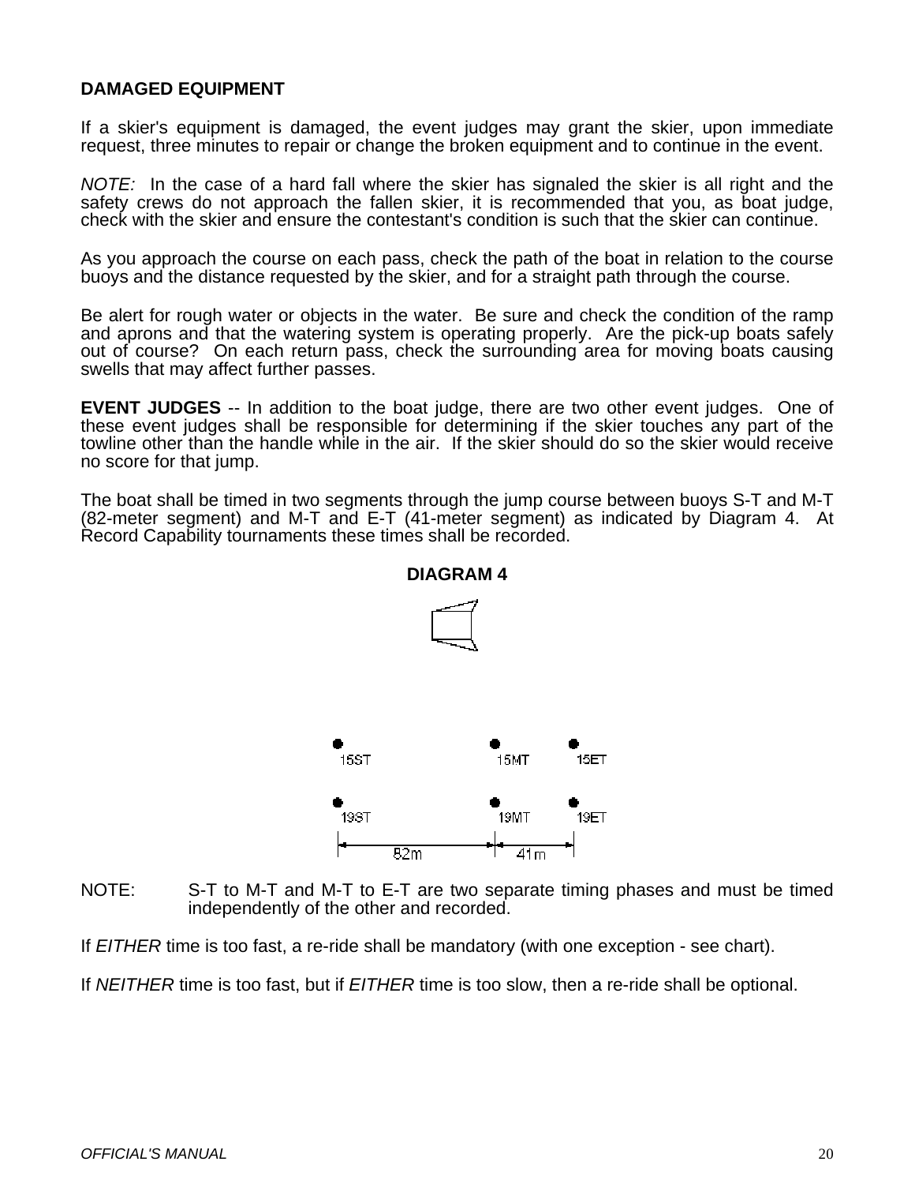**DAMAGED EQUIPMENT**

If a skier's equipment is damaged, the event judges may grant the skier, upon immediate request, three minutes to repair or change the broken equipment and to continue in the event.

*NOTE:* In the case of a hard fall where the skier has signaled the skier is all right and the safety crews do not approach the fallen skier, it is recommended that you, as boat judge, check with the skier and ensure the contestant's condition is such that the skier can continue.

As you approach the course on each pass, check the path of the boat in relation to the course buoys and the distance requested by the skier, and for a straight path through the course.

Be alert for rough water or objects in the water. Be sure and check the condition of the ramp and aprons and that the watering system is operating properly. Are the pick-up boats safely out of course? On each return pass, check the surrounding area for moving boats causing swells that may affect further passes.

**EVENT JUDGES** -- In addition to the boat judge, there are two other event judges. One of these event judges shall be responsible for determining if the skier touches any part of the towline other than the handle while in the air. If the skier should do so the skier would receive no score for that jump.

The boat shall be timed in two segments through the jump course between buoys S-T and M-T (82-meter segment) and M-T and E-T (41-meter segment) as indicated by Diagram 4. At Record Capability tournaments these times shall be recorded.

**DIAGRAM 4**

15ST 15MT 15ET

19ST 19MT 19ET

82m 41m

NOTE: S-T to M-T and M-T to E-T are two separate timing phases and must be timed independently of the other and recorded.

If *EITHER* time is too fast, a re-ride shall be mandatory (with one exception - see chart).

If *NEITHER* time is too fast, but if *EITHER* time is too slow, then a re-ride shall be optional.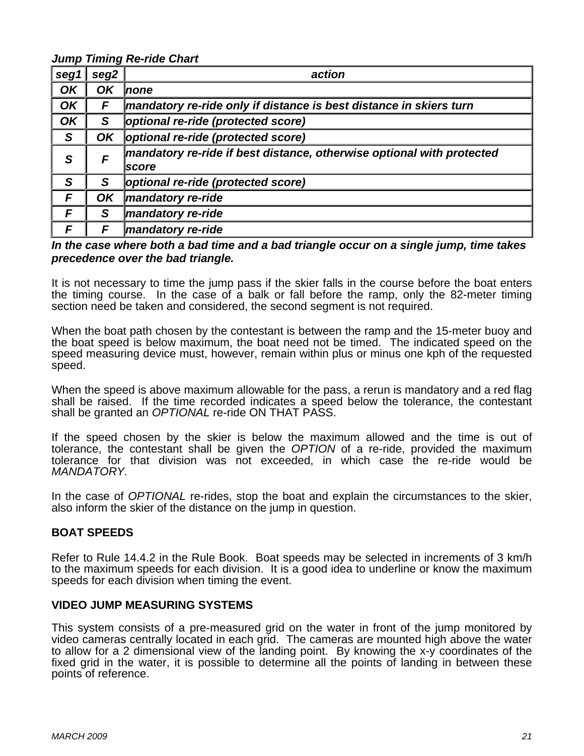***Jump Timing Re-ride Chart***

| ***seg1*** | ***seg2*** | ***action*** |
|---|---|---|
| ***OK*** | ***OK*** | ***none*** |
| ***OK*** | ***F*** | ***mandatory re-ride only if distance is best distance in skiers turn*** |
| ***OK*** | ***S*** | ***optional re-ride (protected score)*** |
| ***S*** | ***OK*** | ***optional re-ride (protected score)*** |
| ***S*** | ***F*** | ***mandatory re-ride if best distance, otherwise optional with protected score*** |
| ***S*** | ***S*** | ***optional re-ride (protected score)*** |
| ***F*** | ***OK*** | ***mandatory re-ride*** |
| ***F*** | ***S*** | ***mandatory re-ride*** |
| ***F*** | ***F*** | ***mandatory re-ride*** |

***In the case where both a bad time and a bad triangle occur on a single jump, time takes precedence over the bad triangle.***

It is not necessary to time the jump pass if the skier falls in the course before the boat enters the timing course. In the case of a balk or fall before the ramp, only the 82-meter timing section need be taken and considered, the second segment is not required.

When the boat path chosen by the contestant is between the ramp and the 15-meter buoy and the boat speed is below maximum, the boat need not be timed. The indicated speed on the speed measuring device must, however, remain within plus or minus one kph of the requested speed.

When the speed is above maximum allowable for the pass, a rerun is mandatory and a red flag shall be raised. If the time recorded indicates a speed below the tolerance, the contestant shall be granted an *OPTIONAL* re-ride ON THAT PASS.

If the speed chosen by the skier is below the maximum allowed and the time is out of tolerance, the contestant shall be given the *OPTION* of a re-ride, provided the maximum tolerance for that division was not exceeded, in which case the re-ride would be *MANDATORY.*

In the case of *OPTIONAL* re-rides, stop the boat and explain the circumstances to the skier, also inform the skier of the distance on the jump in question.

**BOAT SPEEDS**

Refer to Rule 14.4.2 in the Rule Book. Boat speeds may be selected in increments of 3 km/h to the maximum speeds for each division. It is a good idea to underline or know the maximum speeds for each division when timing the event.

**VIDEO JUMP MEASURING SYSTEMS**

This system consists of a pre-measured grid on the water in front of the jump monitored by video cameras centrally located in each grid. The cameras are mounted high above the water to allow for a 2 dimensional view of the landing point. By knowing the x-y coordinates of the fixed grid in the water, it is possible to determine all the points of landing in between these points of reference.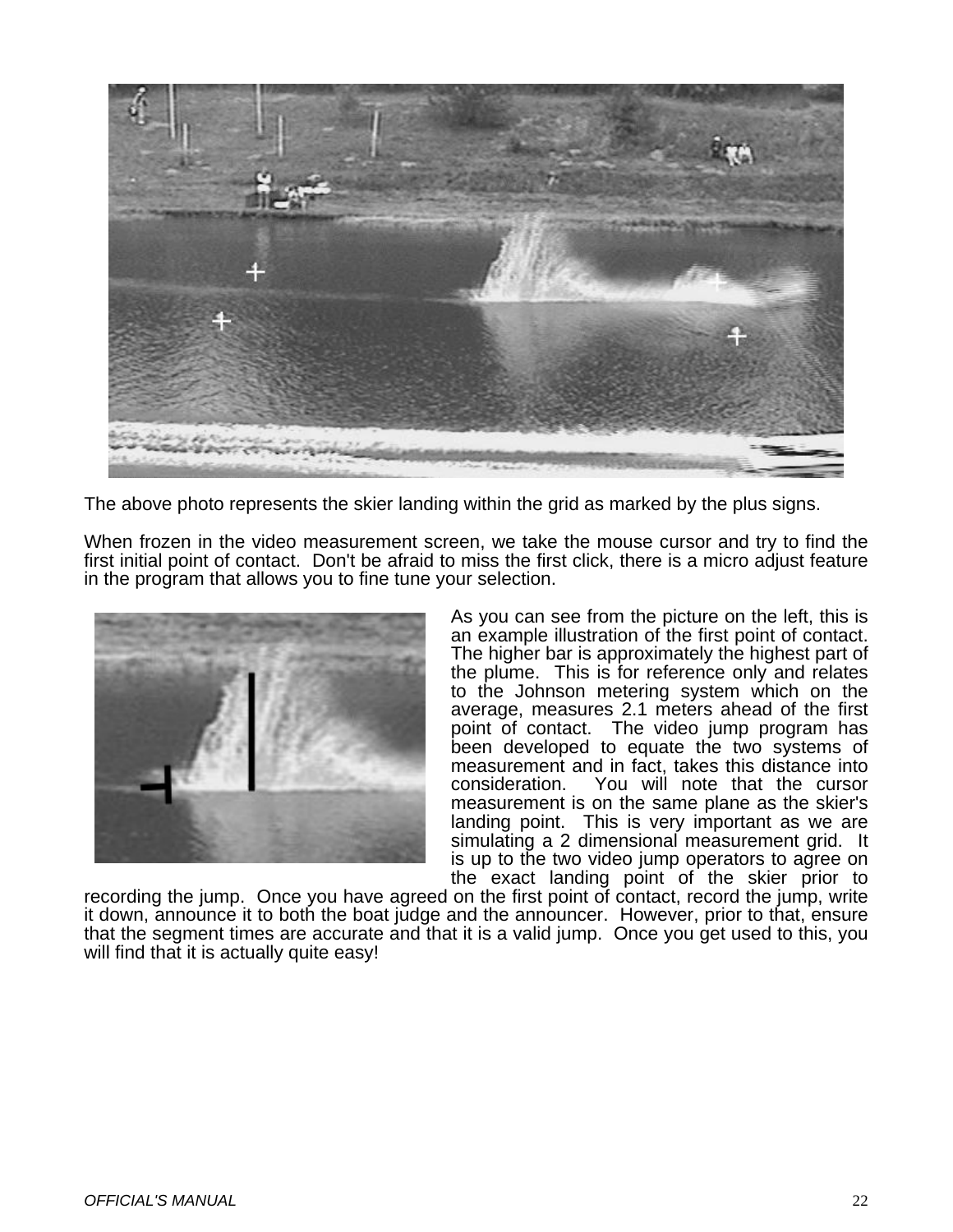The above photo represents the skier landing within the grid as marked by the plus signs.

When frozen in the video measurement screen, we take the mouse cursor and try to find the first initial point of contact. Don't be afraid to miss the first click, there is a micro adjust feature in the program that allows you to fine tune your selection.

As you can see from the picture on the left, this is an example illustration of the first point of contact. The higher bar is approximately the highest part of the plume. This is for reference only and relates to the Johnson metering system which on the average, measures 2.1 meters ahead of the first point of contact. The video jump program has been developed to equate the two systems of measurement and in fact, takes this distance into consideration. You will note that the cursor measurement is on the same plane as the skier's landing point. This is very important as we are simulating a 2 dimensional measurement grid. It is up to the two video jump operators to agree on the exact landing point of the skier prior to recording the jump. Once you have agreed on the first point of contact, record the jump, write it down, announce it to both the boat judge and the announcer. However, prior to that, ensure that the segment times are accurate and that it is a valid jump. Once you get used to this, you will find that it is actually quite easy!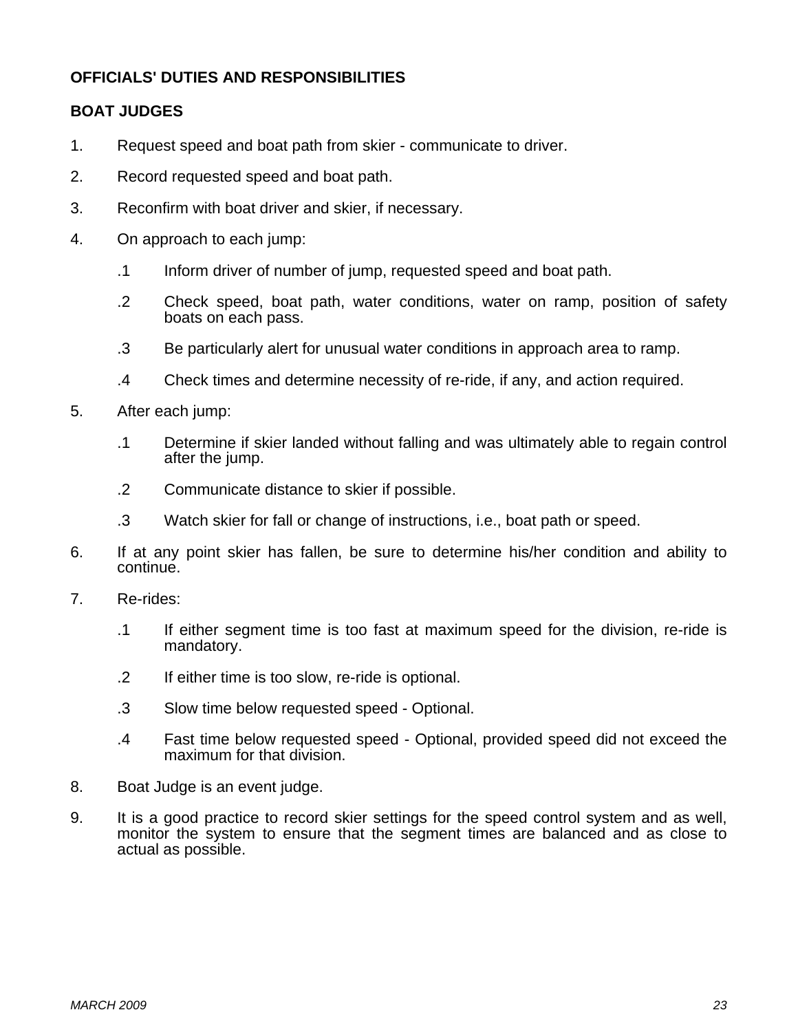## OFFICIALS' DUTIES AND RESPONSIBILITIES

### BOAT JUDGES

1. Request speed and boat path from skier - communicate to driver.
2. Record requested speed and boat path.
3. Reconfirm with boat driver and skier, if necessary.
4. On approach to each jump:
   - .1 Inform driver of number of jump, requested speed and boat path.
   - .2 Check speed, boat path, water conditions, water on ramp, position of safety boats on each pass.
   - .3 Be particularly alert for unusual water conditions in approach area to ramp.
   - .4 Check times and determine necessity of re-ride, if any, and action required.
5. After each jump:
   - .1 Determine if skier landed without falling and was ultimately able to regain control after the jump.
   - .2 Communicate distance to skier if possible.
   - .3 Watch skier for fall or change of instructions, i.e., boat path or speed.
6. If at any point skier has fallen, be sure to determine his/her condition and ability to continue.
7. Re-rides:
   - .1 If either segment time is too fast at maximum speed for the division, re-ride is mandatory.
   - .2 If either time is too slow, re-ride is optional.
   - .3 Slow time below requested speed - Optional.
   - .4 Fast time below requested speed - Optional, provided speed did not exceed the maximum for that division.
8. Boat Judge is an event judge.
9. It is a good practice to record skier settings for the speed control system and as well, monitor the system to ensure that the segment times are balanced and as close to actual as possible.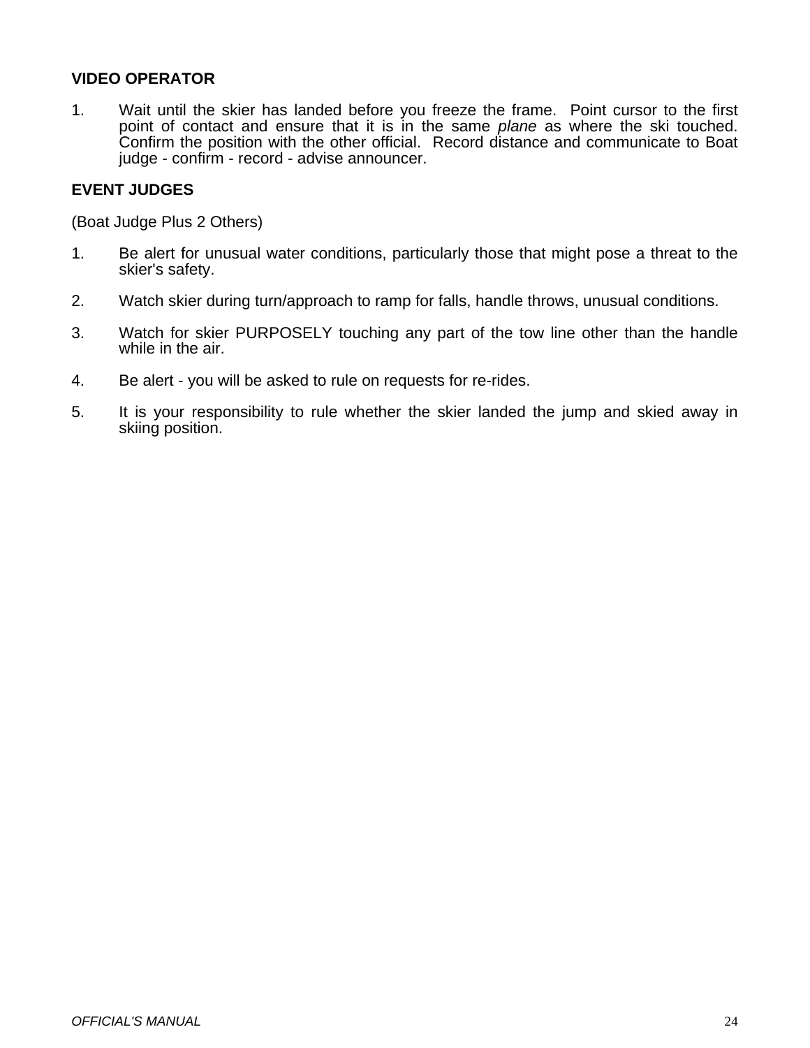### VIDEO OPERATOR

1. Wait until the skier has landed before you freeze the frame. Point cursor to the first point of contact and ensure that it is in the same *plane* as where the ski touched. Confirm the position with the other official. Record distance and communicate to Boat judge - confirm - record - advise announcer.

### EVENT JUDGES

(Boat Judge Plus 2 Others)

1. Be alert for unusual water conditions, particularly those that might pose a threat to the skier's safety.

2. Watch skier during turn/approach to ramp for falls, handle throws, unusual conditions.

3. Watch for skier PURPOSELY touching any part of the tow line other than the handle while in the air.

4. Be alert - you will be asked to rule on requests for re-rides.

5. It is your responsibility to rule whether the skier landed the jump and skied away in skiing position.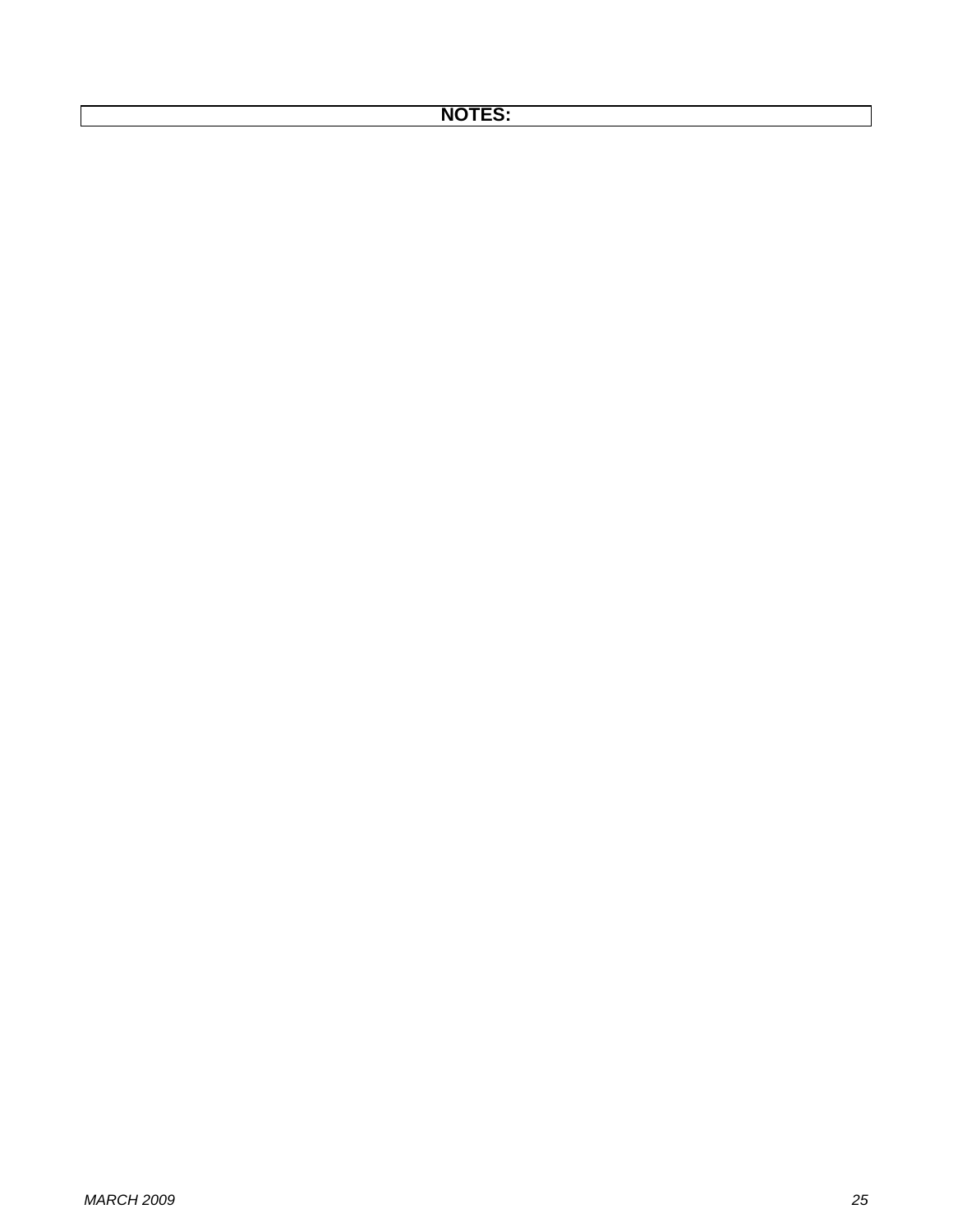**NOTES:**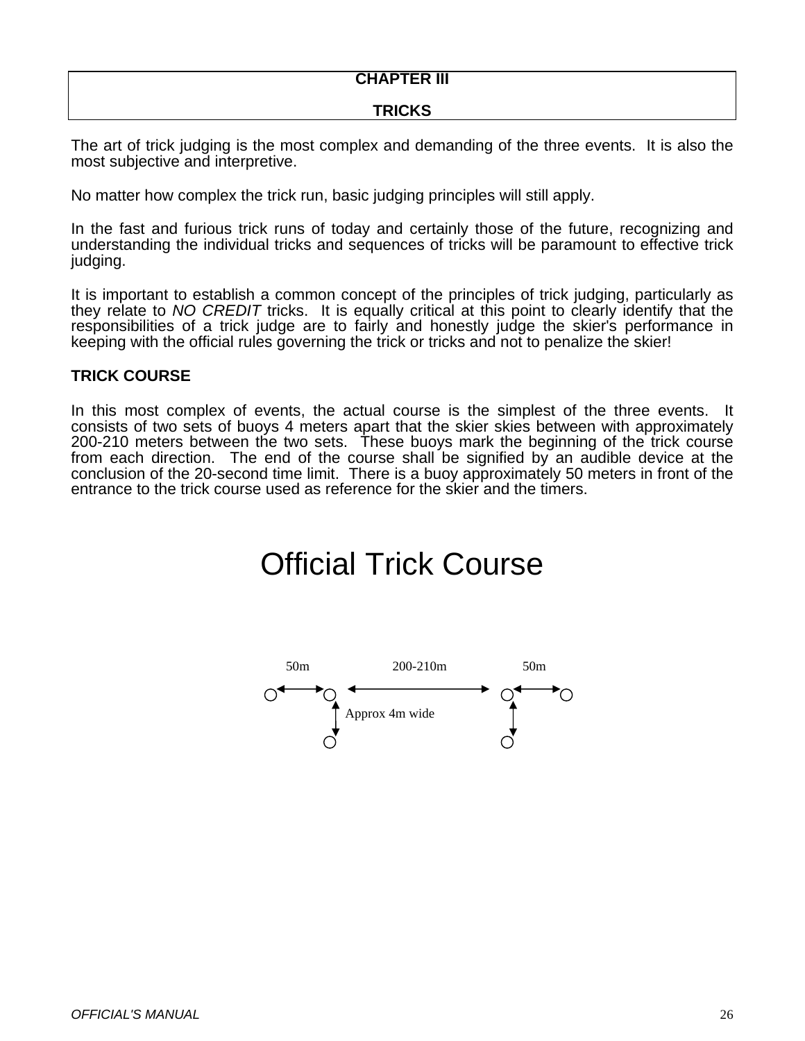# CHAPTER III

# TRICKS

The art of trick judging is the most complex and demanding of the three events. It is also the most subjective and interpretive.

No matter how complex the trick run, basic judging principles will still apply.

In the fast and furious trick runs of today and certainly those of the future, recognizing and understanding the individual tricks and sequences of tricks will be paramount to effective trick judging.

It is important to establish a common concept of the principles of trick judging, particularly as they relate to *NO CREDIT* tricks. It is equally critical at this point to clearly identify that the responsibilities of a trick judge are to fairly and honestly judge the skier's performance in keeping with the official rules governing the trick or tricks and not to penalize the skier!

## TRICK COURSE

In this most complex of events, the actual course is the simplest of the three events. It consists of two sets of buoys 4 meters apart that the skier skies between with approximately 200-210 meters between the two sets. These buoys mark the beginning of the trick course from each direction. The end of the course shall be signified by an audible device at the conclusion of the 20-second time limit. There is a buoy approximately 50 meters in front of the entrance to the trick course used as reference for the skier and the timers.

## Official Trick Course

50m 200-210m 50m

Approx 4m wide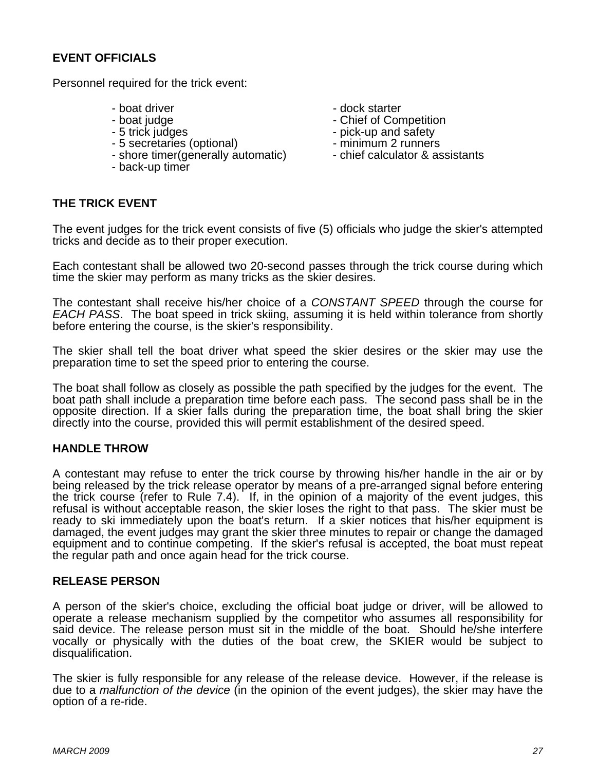## EVENT OFFICIALS

Personnel required for the trick event:

- boat driver
- boat judge
- 5 trick judges
- 5 secretaries (optional)
- shore timer(generally automatic)
- back-up timer
- dock starter
- Chief of Competition
- pick-up and safety
- minimum 2 runners
- chief calculator & assistants

## THE TRICK EVENT

The event judges for the trick event consists of five (5) officials who judge the skier's attempted tricks and decide as to their proper execution.

Each contestant shall be allowed two 20-second passes through the trick course during which time the skier may perform as many tricks as the skier desires.

The contestant shall receive his/her choice of a *CONSTANT SPEED* through the course for *EACH PASS*. The boat speed in trick skiing, assuming it is held within tolerance from shortly before entering the course, is the skier's responsibility.

The skier shall tell the boat driver what speed the skier desires or the skier may use the preparation time to set the speed prior to entering the course.

The boat shall follow as closely as possible the path specified by the judges for the event. The boat path shall include a preparation time before each pass. The second pass shall be in the opposite direction. If a skier falls during the preparation time, the boat shall bring the skier directly into the course, provided this will permit establishment of the desired speed.

## HANDLE THROW

A contestant may refuse to enter the trick course by throwing his/her handle in the air or by being released by the trick release operator by means of a pre-arranged signal before entering the trick course (refer to Rule 7.4). If, in the opinion of a majority of the event judges, this refusal is without acceptable reason, the skier loses the right to that pass. The skier must be ready to ski immediately upon the boat's return. If a skier notices that his/her equipment is damaged, the event judges may grant the skier three minutes to repair or change the damaged equipment and to continue competing. If the skier's refusal is accepted, the boat must repeat the regular path and once again head for the trick course.

## RELEASE PERSON

A person of the skier's choice, excluding the official boat judge or driver, will be allowed to operate a release mechanism supplied by the competitor who assumes all responsibility for said device. The release person must sit in the middle of the boat. Should he/she interfere vocally or physically with the duties of the boat crew, the SKIER would be subject to disqualification.

The skier is fully responsible for any release of the release device. However, if the release is due to a *malfunction of the device* (in the opinion of the event judges), the skier may have the option of a re-ride.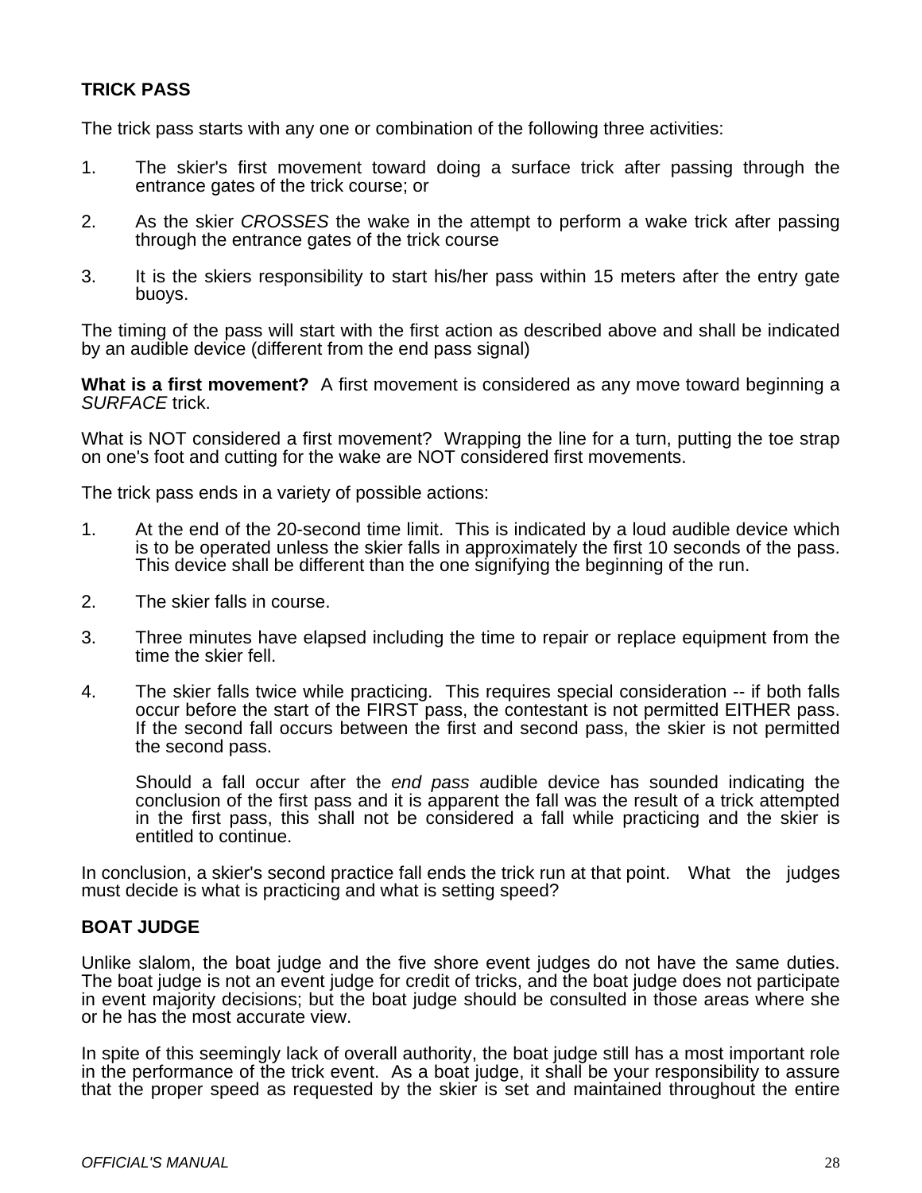### TRICK PASS

The trick pass starts with any one or combination of the following three activities:

1. The skier's first movement toward doing a surface trick after passing through the entrance gates of the trick course; or

2. As the skier *CROSSES* the wake in the attempt to perform a wake trick after passing through the entrance gates of the trick course

3. It is the skiers responsibility to start his/her pass within 15 meters after the entry gate buoys.

The timing of the pass will start with the first action as described above and shall be indicated by an audible device (different from the end pass signal)

**What is a first movement?** A first movement is considered as any move toward beginning a *SURFACE* trick.

What is NOT considered a first movement? Wrapping the line for a turn, putting the toe strap on one's foot and cutting for the wake are NOT considered first movements.

The trick pass ends in a variety of possible actions:

1. At the end of the 20-second time limit. This is indicated by a loud audible device which is to be operated unless the skier falls in approximately the first 10 seconds of the pass. This device shall be different than the one signifying the beginning of the run.

2. The skier falls in course.

3. Three minutes have elapsed including the time to repair or replace equipment from the time the skier fell.

4. The skier falls twice while practicing. This requires special consideration -- if both falls occur before the start of the FIRST pass, the contestant is not permitted EITHER pass. If the second fall occurs between the first and second pass, the skier is not permitted the second pass.

   Should a fall occur after the *end pass a*udible device has sounded indicating the conclusion of the first pass and it is apparent the fall was the result of a trick attempted in the first pass, this shall not be considered a fall while practicing and the skier is entitled to continue.

In conclusion, a skier's second practice fall ends the trick run at that point. What the judges must decide is what is practicing and what is setting speed?

### BOAT JUDGE

Unlike slalom, the boat judge and the five shore event judges do not have the same duties. The boat judge is not an event judge for credit of tricks, and the boat judge does not participate in event majority decisions; but the boat judge should be consulted in those areas where she or he has the most accurate view.

In spite of this seemingly lack of overall authority, the boat judge still has a most important role in the performance of the trick event. As a boat judge, it shall be your responsibility to assure that the proper speed as requested by the skier is set and maintained throughout the entire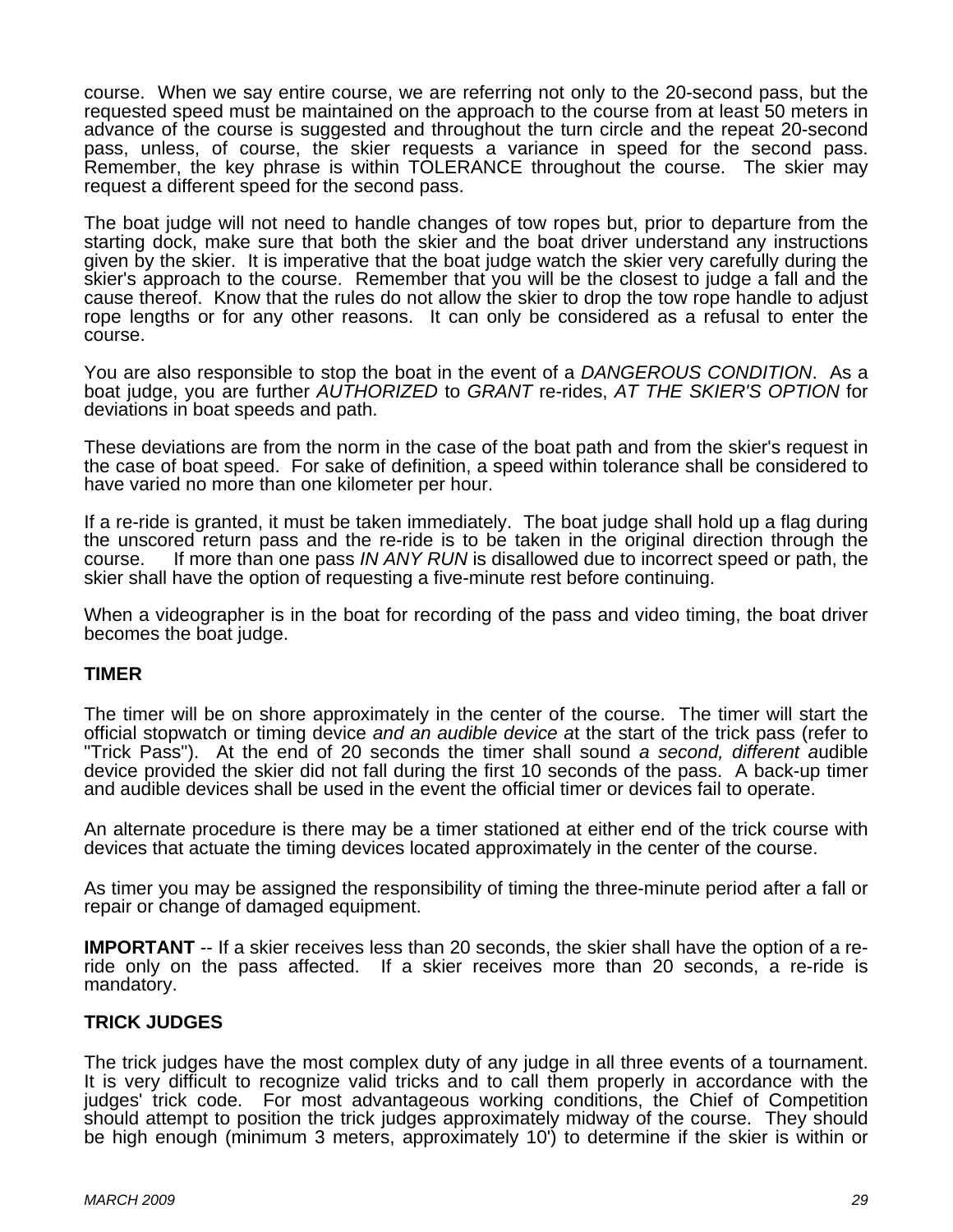course. When we say entire course, we are referring not only to the 20-second pass, but the requested speed must be maintained on the approach to the course from at least 50 meters in advance of the course is suggested and throughout the turn circle and the repeat 20-second pass, unless, of course, the skier requests a variance in speed for the second pass. Remember, the key phrase is within TOLERANCE throughout the course. The skier may request a different speed for the second pass.

The boat judge will not need to handle changes of tow ropes but, prior to departure from the starting dock, make sure that both the skier and the boat driver understand any instructions given by the skier. It is imperative that the boat judge watch the skier very carefully during the skier's approach to the course. Remember that you will be the closest to judge a fall and the cause thereof. Know that the rules do not allow the skier to drop the tow rope handle to adjust rope lengths or for any other reasons. It can only be considered as a refusal to enter the course.

You are also responsible to stop the boat in the event of a *DANGEROUS CONDITION*. As a boat judge, you are further *AUTHORIZED* to *GRANT* re-rides, *AT THE SKIER'S OPTION* for deviations in boat speeds and path.

These deviations are from the norm in the case of the boat path and from the skier's request in the case of boat speed. For sake of definition, a speed within tolerance shall be considered to have varied no more than one kilometer per hour.

If a re-ride is granted, it must be taken immediately. The boat judge shall hold up a flag during the unscored return pass and the re-ride is to be taken in the original direction through the course. If more than one pass *IN ANY RUN* is disallowed due to incorrect speed or path, the skier shall have the option of requesting a five-minute rest before continuing.

When a videographer is in the boat for recording of the pass and video timing, the boat driver becomes the boat judge.

**TIMER**

The timer will be on shore approximately in the center of the course. The timer will start the official stopwatch or timing device *and an audible device a*t the start of the trick pass (refer to "Trick Pass"). At the end of 20 seconds the timer shall sound *a second, different a*udible device provided the skier did not fall during the first 10 seconds of the pass. A back-up timer and audible devices shall be used in the event the official timer or devices fail to operate.

An alternate procedure is there may be a timer stationed at either end of the trick course with devices that actuate the timing devices located approximately in the center of the course.

As timer you may be assigned the responsibility of timing the three-minute period after a fall or repair or change of damaged equipment.

**IMPORTANT** -- If a skier receives less than 20 seconds, the skier shall have the option of a re-ride only on the pass affected. If a skier receives more than 20 seconds, a re-ride is mandatory.

**TRICK JUDGES**

The trick judges have the most complex duty of any judge in all three events of a tournament. It is very difficult to recognize valid tricks and to call them properly in accordance with the judges' trick code. For most advantageous working conditions, the Chief of Competition should attempt to position the trick judges approximately midway of the course. They should be high enough (minimum 3 meters, approximately 10') to determine if the skier is within or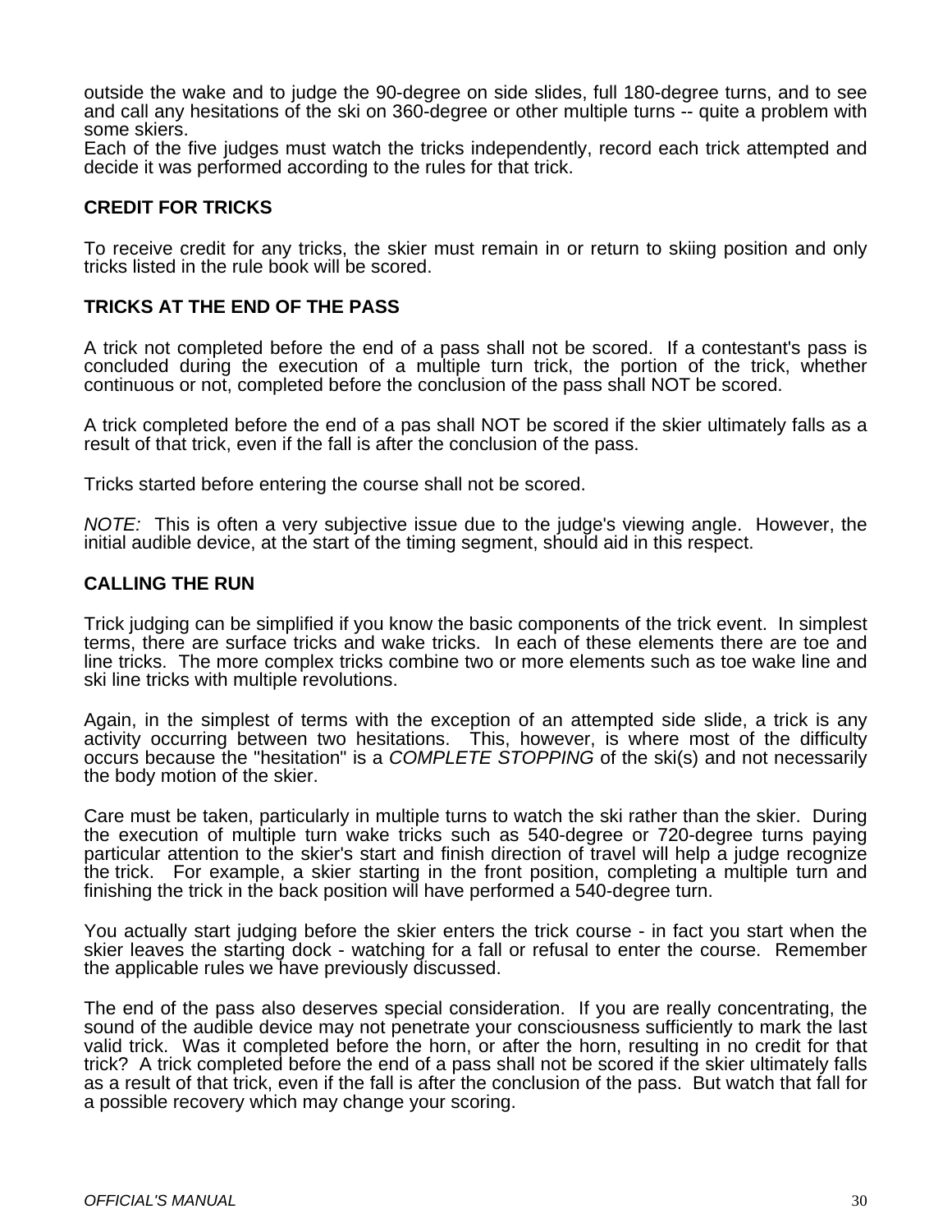outside the wake and to judge the 90-degree on side slides, full 180-degree turns, and to see and call any hesitations of the ski on 360-degree or other multiple turns -- quite a problem with some skiers.
Each of the five judges must watch the tricks independently, record each trick attempted and decide it was performed according to the rules for that trick.

**CREDIT FOR TRICKS**

To receive credit for any tricks, the skier must remain in or return to skiing position and only tricks listed in the rule book will be scored.

**TRICKS AT THE END OF THE PASS**

A trick not completed before the end of a pass shall not be scored. If a contestant's pass is concluded during the execution of a multiple turn trick, the portion of the trick, whether continuous or not, completed before the conclusion of the pass shall NOT be scored.

A trick completed before the end of a pas shall NOT be scored if the skier ultimately falls as a result of that trick, even if the fall is after the conclusion of the pass.

Tricks started before entering the course shall not be scored.

*NOTE:* This is often a very subjective issue due to the judge's viewing angle. However, the initial audible device, at the start of the timing segment, should aid in this respect.

**CALLING THE RUN**

Trick judging can be simplified if you know the basic components of the trick event. In simplest terms, there are surface tricks and wake tricks. In each of these elements there are toe and line tricks. The more complex tricks combine two or more elements such as toe wake line and ski line tricks with multiple revolutions.

Again, in the simplest of terms with the exception of an attempted side slide, a trick is any activity occurring between two hesitations. This, however, is where most of the difficulty occurs because the "hesitation" is a *COMPLETE STOPPING* of the ski(s) and not necessarily the body motion of the skier.

Care must be taken, particularly in multiple turns to watch the ski rather than the skier. During the execution of multiple turn wake tricks such as 540-degree or 720-degree turns paying particular attention to the skier's start and finish direction of travel will help a judge recognize the trick. For example, a skier starting in the front position, completing a multiple turn and finishing the trick in the back position will have performed a 540-degree turn.

You actually start judging before the skier enters the trick course - in fact you start when the skier leaves the starting dock - watching for a fall or refusal to enter the course. Remember the applicable rules we have previously discussed.

The end of the pass also deserves special consideration. If you are really concentrating, the sound of the audible device may not penetrate your consciousness sufficiently to mark the last valid trick. Was it completed before the horn, or after the horn, resulting in no credit for that trick? A trick completed before the end of a pass shall not be scored if the skier ultimately falls as a result of that trick, even if the fall is after the conclusion of the pass. But watch that fall for a possible recovery which may change your scoring.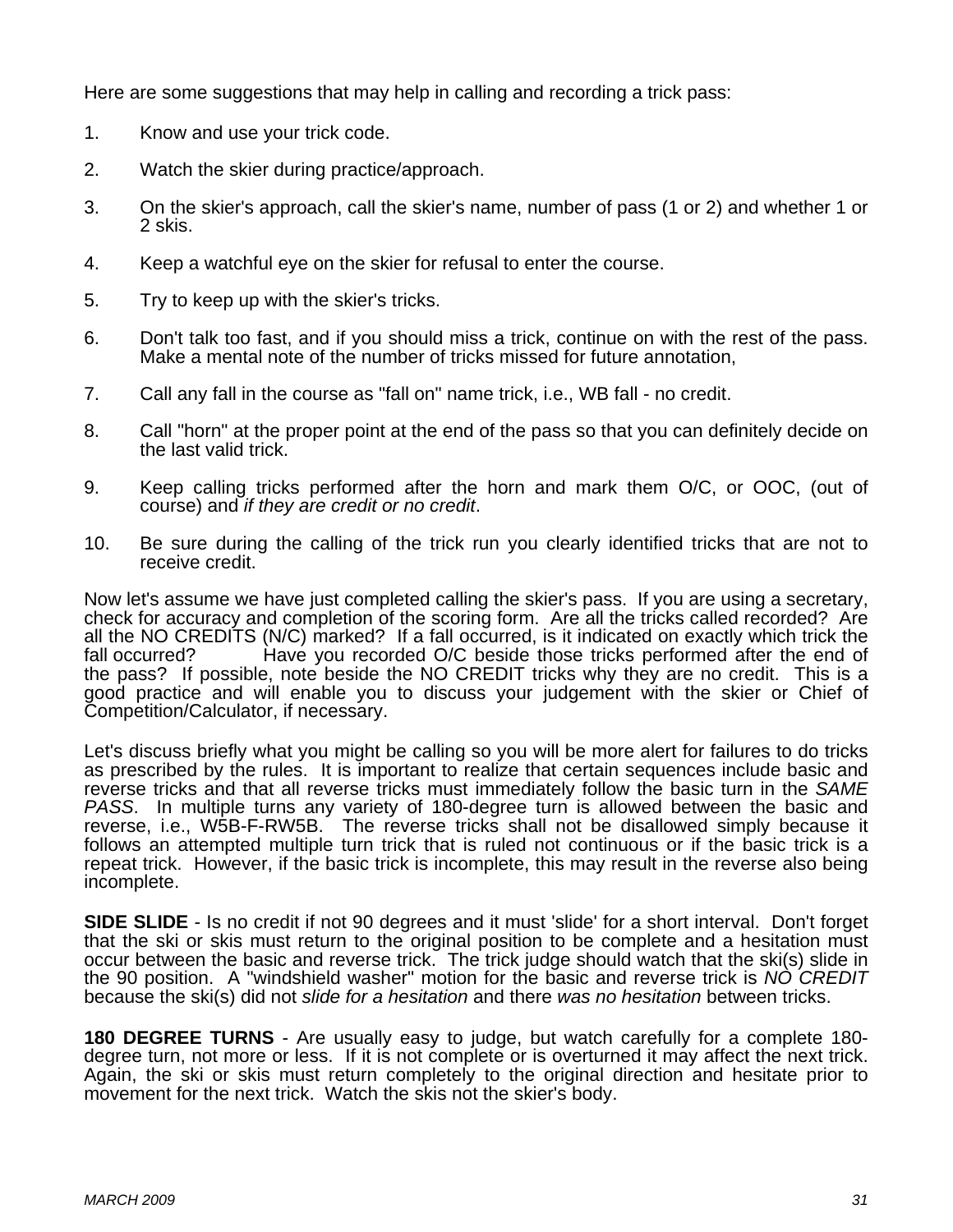Here are some suggestions that may help in calling and recording a trick pass:

1. Know and use your trick code.

2. Watch the skier during practice/approach.

3. On the skier's approach, call the skier's name, number of pass (1 or 2) and whether 1 or 2 skis.

4. Keep a watchful eye on the skier for refusal to enter the course.

5. Try to keep up with the skier's tricks.

6. Don't talk too fast, and if you should miss a trick, continue on with the rest of the pass. Make a mental note of the number of tricks missed for future annotation,

7. Call any fall in the course as "fall on" name trick, i.e., WB fall - no credit.

8. Call "horn" at the proper point at the end of the pass so that you can definitely decide on the last valid trick.

9. Keep calling tricks performed after the horn and mark them O/C, or OOC, (out of course) and *if they are credit or no credit*.

10. Be sure during the calling of the trick run you clearly identified tricks that are not to receive credit.

Now let's assume we have just completed calling the skier's pass. If you are using a secretary, check for accuracy and completion of the scoring form. Are all the tricks called recorded? Are all the NO CREDITS (N/C) marked? If a fall occurred, is it indicated on exactly which trick the fall occurred? Have you recorded O/C beside those tricks performed after the end of the pass? If possible, note beside the NO CREDIT tricks why they are no credit. This is a good practice and will enable you to discuss your judgement with the skier or Chief of Competition/Calculator, if necessary.

Let's discuss briefly what you might be calling so you will be more alert for failures to do tricks as prescribed by the rules. It is important to realize that certain sequences include basic and reverse tricks and that all reverse tricks must immediately follow the basic turn in the *SAME PASS*. In multiple turns any variety of 180-degree turn is allowed between the basic and reverse, i.e., W5B-F-RW5B. The reverse tricks shall not be disallowed simply because it follows an attempted multiple turn trick that is ruled not continuous or if the basic trick is a repeat trick. However, if the basic trick is incomplete, this may result in the reverse also being incomplete.

**SIDE SLIDE** - Is no credit if not 90 degrees and it must 'slide' for a short interval. Don't forget that the ski or skis must return to the original position to be complete and a hesitation must occur between the basic and reverse trick. The trick judge should watch that the ski(s) slide in the 90 position. A "windshield washer" motion for the basic and reverse trick is *NO CREDIT* because the ski(s) did not *slide for a hesitation* and there *was no hesitation* between tricks.

**180 DEGREE TURNS** - Are usually easy to judge, but watch carefully for a complete 180-degree turn, not more or less. If it is not complete or is overturned it may affect the next trick. Again, the ski or skis must return completely to the original direction and hesitate prior to movement for the next trick. Watch the skis not the skier's body.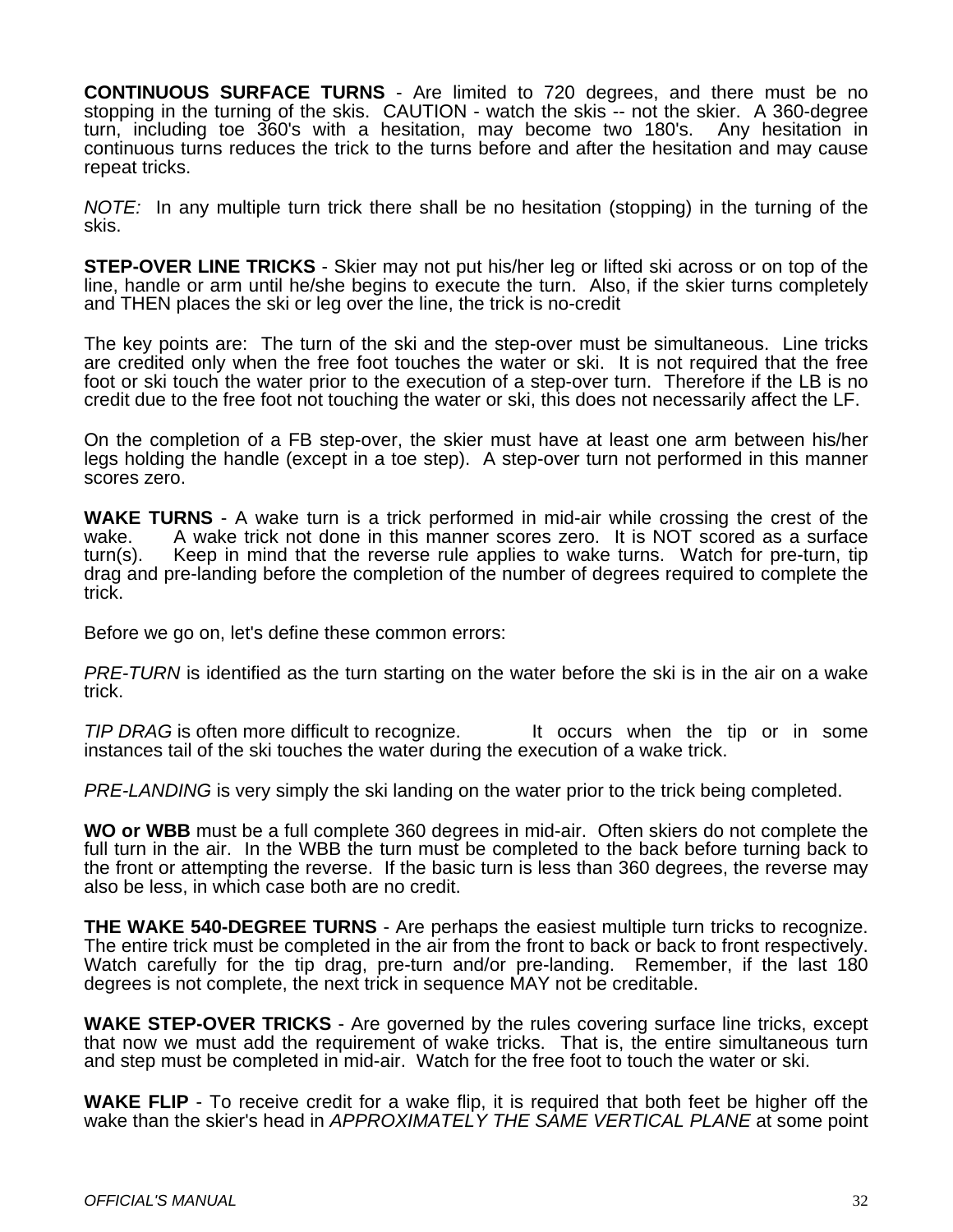**CONTINUOUS SURFACE TURNS** - Are limited to 720 degrees, and there must be no stopping in the turning of the skis. CAUTION - watch the skis -- not the skier. A 360-degree turn, including toe 360's with a hesitation, may become two 180's. Any hesitation in continuous turns reduces the trick to the turns before and after the hesitation and may cause repeat tricks.

*NOTE:* In any multiple turn trick there shall be no hesitation (stopping) in the turning of the skis.

**STEP-OVER LINE TRICKS** - Skier may not put his/her leg or lifted ski across or on top of the line, handle or arm until he/she begins to execute the turn. Also, if the skier turns completely and THEN places the ski or leg over the line, the trick is no-credit

The key points are: The turn of the ski and the step-over must be simultaneous. Line tricks are credited only when the free foot touches the water or ski. It is not required that the free foot or ski touch the water prior to the execution of a step-over turn. Therefore if the LB is no credit due to the free foot not touching the water or ski, this does not necessarily affect the LF.

On the completion of a FB step-over, the skier must have at least one arm between his/her legs holding the handle (except in a toe step). A step-over turn not performed in this manner scores zero.

**WAKE TURNS** - A wake turn is a trick performed in mid-air while crossing the crest of the wake. A wake trick not done in this manner scores zero. It is NOT scored as a surface turn(s). Keep in mind that the reverse rule applies to wake turns. Watch for pre-turn, tip drag and pre-landing before the completion of the number of degrees required to complete the trick.

Before we go on, let's define these common errors:

*PRE-TURN* is identified as the turn starting on the water before the ski is in the air on a wake trick.

*TIP DRAG* is often more difficult to recognize. It occurs when the tip or in some instances tail of the ski touches the water during the execution of a wake trick.

*PRE-LANDING* is very simply the ski landing on the water prior to the trick being completed.

**WO or WBB** must be a full complete 360 degrees in mid-air. Often skiers do not complete the full turn in the air. In the WBB the turn must be completed to the back before turning back to the front or attempting the reverse. If the basic turn is less than 360 degrees, the reverse may also be less, in which case both are no credit.

**THE WAKE 540-DEGREE TURNS** - Are perhaps the easiest multiple turn tricks to recognize. The entire trick must be completed in the air from the front to back or back to front respectively. Watch carefully for the tip drag, pre-turn and/or pre-landing. Remember, if the last 180 degrees is not complete, the next trick in sequence MAY not be creditable.

**WAKE STEP-OVER TRICKS** - Are governed by the rules covering surface line tricks, except that now we must add the requirement of wake tricks. That is, the entire simultaneous turn and step must be completed in mid-air. Watch for the free foot to touch the water or ski.

**WAKE FLIP** - To receive credit for a wake flip, it is required that both feet be higher off the wake than the skier's head in *APPROXIMATELY THE SAME VERTICAL PLANE* at some point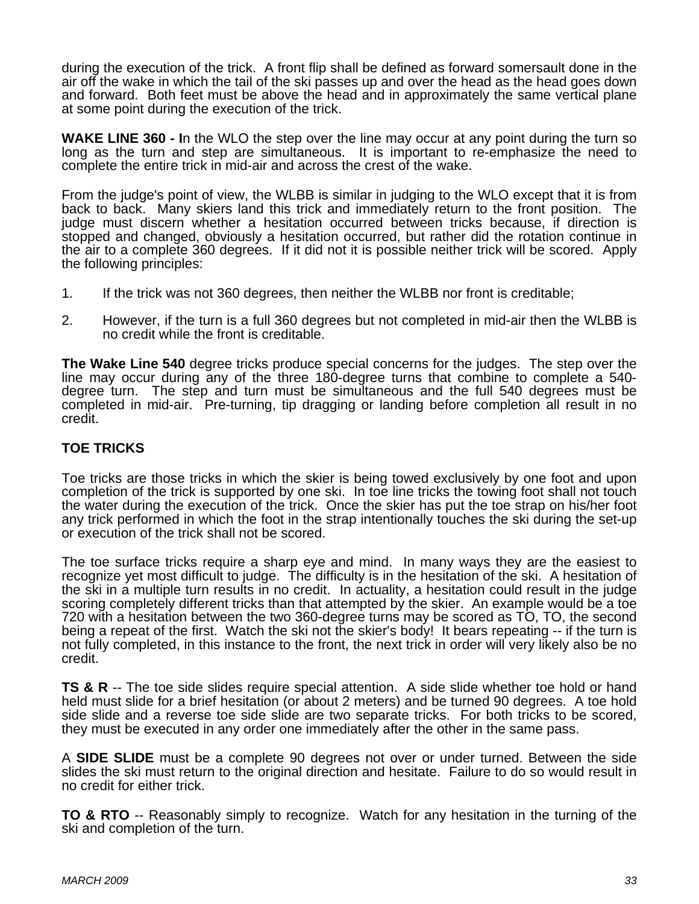during the execution of the trick. A front flip shall be defined as forward somersault done in the air off the wake in which the tail of the ski passes up and over the head as the head goes down and forward. Both feet must be above the head and in approximately the same vertical plane at some point during the execution of the trick.

**WAKE LINE 360 - I**n the WLO the step over the line may occur at any point during the turn so long as the turn and step are simultaneous. It is important to re-emphasize the need to complete the entire trick in mid-air and across the crest of the wake.

From the judge's point of view, the WLBB is similar in judging to the WLO except that it is from back to back. Many skiers land this trick and immediately return to the front position. The judge must discern whether a hesitation occurred between tricks because, if direction is stopped and changed, obviously a hesitation occurred, but rather did the rotation continue in the air to a complete 360 degrees. If it did not it is possible neither trick will be scored. Apply the following principles:

1. If the trick was not 360 degrees, then neither the WLBB nor front is creditable;

2. However, if the turn is a full 360 degrees but not completed in mid-air then the WLBB is no credit while the front is creditable.

**The Wake Line 540** degree tricks produce special concerns for the judges. The step over the line may occur during any of the three 180-degree turns that combine to complete a 540-degree turn. The step and turn must be simultaneous and the full 540 degrees must be completed in mid-air. Pre-turning, tip dragging or landing before completion all result in no credit.

## TOE TRICKS

Toe tricks are those tricks in which the skier is being towed exclusively by one foot and upon completion of the trick is supported by one ski. In toe line tricks the towing foot shall not touch the water during the execution of the trick. Once the skier has put the toe strap on his/her foot any trick performed in which the foot in the strap intentionally touches the ski during the set-up or execution of the trick shall not be scored.

The toe surface tricks require a sharp eye and mind. In many ways they are the easiest to recognize yet most difficult to judge. The difficulty is in the hesitation of the ski. A hesitation of the ski in a multiple turn results in no credit. In actuality, a hesitation could result in the judge scoring completely different tricks than that attempted by the skier. An example would be a toe 720 with a hesitation between the two 360-degree turns may be scored as TO, TO, the second being a repeat of the first. Watch the ski not the skier's body! It bears repeating -- if the turn is not fully completed, in this instance to the front, the next trick in order will very likely also be no credit.

**TS & R** -- The toe side slides require special attention. A side slide whether toe hold or hand held must slide for a brief hesitation (or about 2 meters) and be turned 90 degrees. A toe hold side slide and a reverse toe side slide are two separate tricks. For both tricks to be scored, they must be executed in any order one immediately after the other in the same pass.

A **SIDE SLIDE** must be a complete 90 degrees not over or under turned. Between the side slides the ski must return to the original direction and hesitate. Failure to do so would result in no credit for either trick.

**TO & RTO** -- Reasonably simply to recognize. Watch for any hesitation in the turning of the ski and completion of the turn.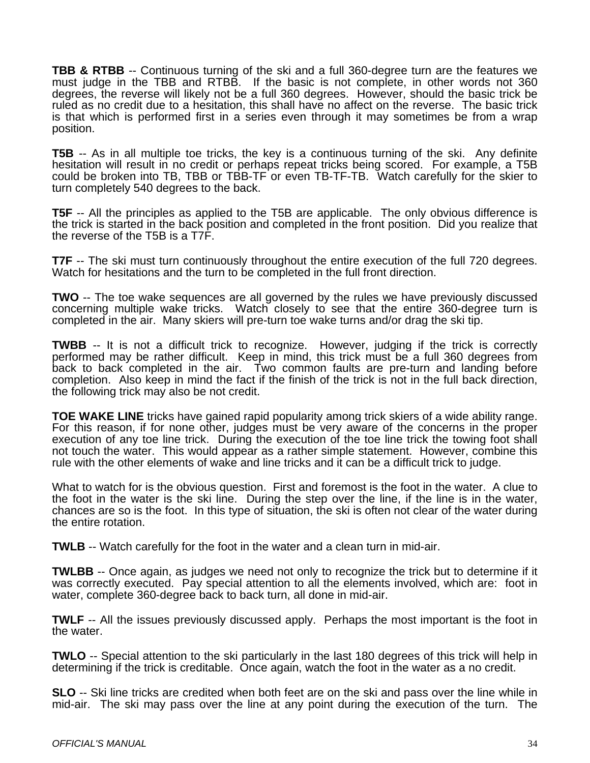**TBB & RTBB** -- Continuous turning of the ski and a full 360-degree turn are the features we must judge in the TBB and RTBB. If the basic is not complete, in other words not 360 degrees, the reverse will likely not be a full 360 degrees. However, should the basic trick be ruled as no credit due to a hesitation, this shall have no affect on the reverse. The basic trick is that which is performed first in a series even through it may sometimes be from a wrap position.

**T5B** -- As in all multiple toe tricks, the key is a continuous turning of the ski. Any definite hesitation will result in no credit or perhaps repeat tricks being scored. For example, a T5B could be broken into TB, TBB or TBB-TF or even TB-TF-TB. Watch carefully for the skier to turn completely 540 degrees to the back.

**T5F** -- All the principles as applied to the T5B are applicable. The only obvious difference is the trick is started in the back position and completed in the front position. Did you realize that the reverse of the T5B is a T7F.

**T7F** -- The ski must turn continuously throughout the entire execution of the full 720 degrees. Watch for hesitations and the turn to be completed in the full front direction.

**TWO** -- The toe wake sequences are all governed by the rules we have previously discussed concerning multiple wake tricks. Watch closely to see that the entire 360-degree turn is completed in the air. Many skiers will pre-turn toe wake turns and/or drag the ski tip.

**TWBB** -- It is not a difficult trick to recognize. However, judging if the trick is correctly performed may be rather difficult. Keep in mind, this trick must be a full 360 degrees from back to back completed in the air. Two common faults are pre-turn and landing before completion. Also keep in mind the fact if the finish of the trick is not in the full back direction, the following trick may also be not credit.

**TOE WAKE LINE** tricks have gained rapid popularity among trick skiers of a wide ability range. For this reason, if for none other, judges must be very aware of the concerns in the proper execution of any toe line trick. During the execution of the toe line trick the towing foot shall not touch the water. This would appear as a rather simple statement. However, combine this rule with the other elements of wake and line tricks and it can be a difficult trick to judge.

What to watch for is the obvious question. First and foremost is the foot in the water. A clue to the foot in the water is the ski line. During the step over the line, if the line is in the water, chances are so is the foot. In this type of situation, the ski is often not clear of the water during the entire rotation.

**TWLB** -- Watch carefully for the foot in the water and a clean turn in mid-air.

**TWLBB** -- Once again, as judges we need not only to recognize the trick but to determine if it was correctly executed. Pay special attention to all the elements involved, which are: foot in water, complete 360-degree back to back turn, all done in mid-air.

**TWLF** -- All the issues previously discussed apply. Perhaps the most important is the foot in the water.

**TWLO** -- Special attention to the ski particularly in the last 180 degrees of this trick will help in determining if the trick is creditable. Once again, watch the foot in the water as a no credit.

**SLO** -- Ski line tricks are credited when both feet are on the ski and pass over the line while in mid-air. The ski may pass over the line at any point during the execution of the turn. The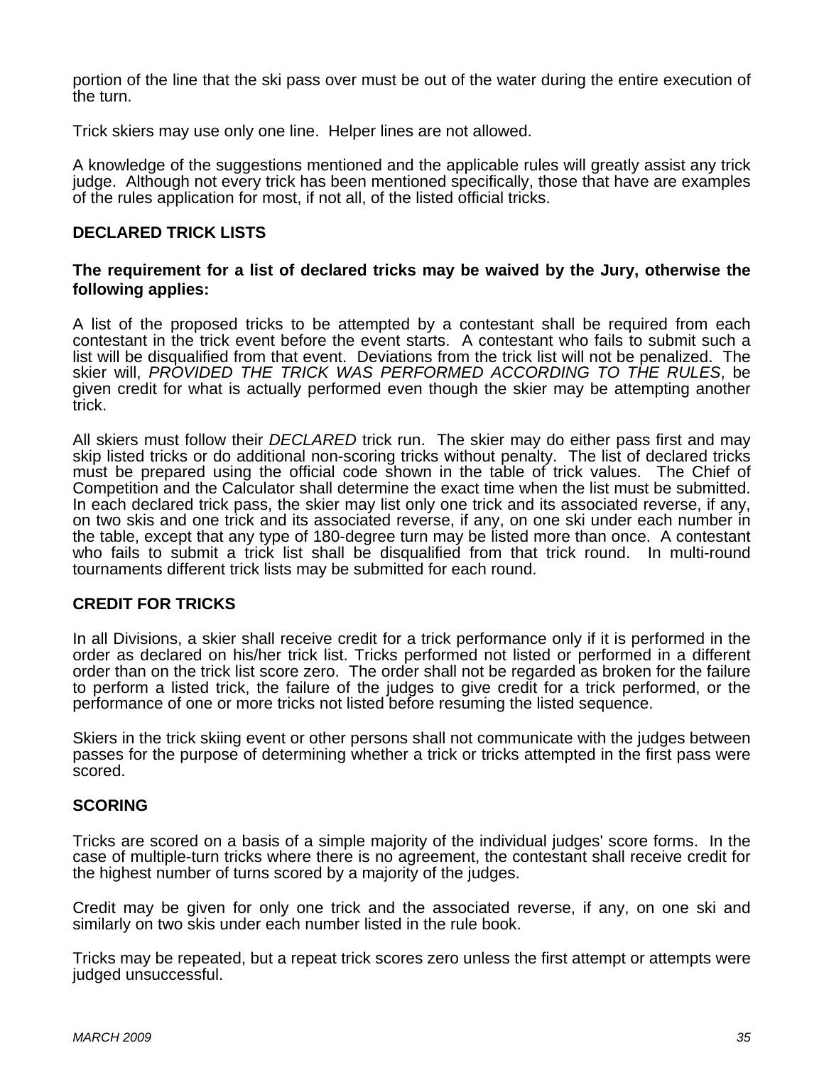portion of the line that the ski pass over must be out of the water during the entire execution of the turn.

Trick skiers may use only one line. Helper lines are not allowed.

A knowledge of the suggestions mentioned and the applicable rules will greatly assist any trick judge. Although not every trick has been mentioned specifically, those that have are examples of the rules application for most, if not all, of the listed official tricks.

## DECLARED TRICK LISTS

**The requirement for a list of declared tricks may be waived by the Jury, otherwise the following applies:**

A list of the proposed tricks to be attempted by a contestant shall be required from each contestant in the trick event before the event starts. A contestant who fails to submit such a list will be disqualified from that event. Deviations from the trick list will not be penalized. The skier will, *PROVIDED THE TRICK WAS PERFORMED ACCORDING TO THE RULES*, be given credit for what is actually performed even though the skier may be attempting another trick.

All skiers must follow their *DECLARED* trick run. The skier may do either pass first and may skip listed tricks or do additional non-scoring tricks without penalty. The list of declared tricks must be prepared using the official code shown in the table of trick values. The Chief of Competition and the Calculator shall determine the exact time when the list must be submitted. In each declared trick pass, the skier may list only one trick and its associated reverse, if any, on two skis and one trick and its associated reverse, if any, on one ski under each number in the table, except that any type of 180-degree turn may be listed more than once. A contestant who fails to submit a trick list shall be disqualified from that trick round. In multi-round tournaments different trick lists may be submitted for each round.

## CREDIT FOR TRICKS

In all Divisions, a skier shall receive credit for a trick performance only if it is performed in the order as declared on his/her trick list. Tricks performed not listed or performed in a different order than on the trick list score zero. The order shall not be regarded as broken for the failure to perform a listed trick, the failure of the judges to give credit for a trick performed, or the performance of one or more tricks not listed before resuming the listed sequence.

Skiers in the trick skiing event or other persons shall not communicate with the judges between passes for the purpose of determining whether a trick or tricks attempted in the first pass were scored.

## SCORING

Tricks are scored on a basis of a simple majority of the individual judges' score forms. In the case of multiple-turn tricks where there is no agreement, the contestant shall receive credit for the highest number of turns scored by a majority of the judges.

Credit may be given for only one trick and the associated reverse, if any, on one ski and similarly on two skis under each number listed in the rule book.

Tricks may be repeated, but a repeat trick scores zero unless the first attempt or attempts were judged unsuccessful.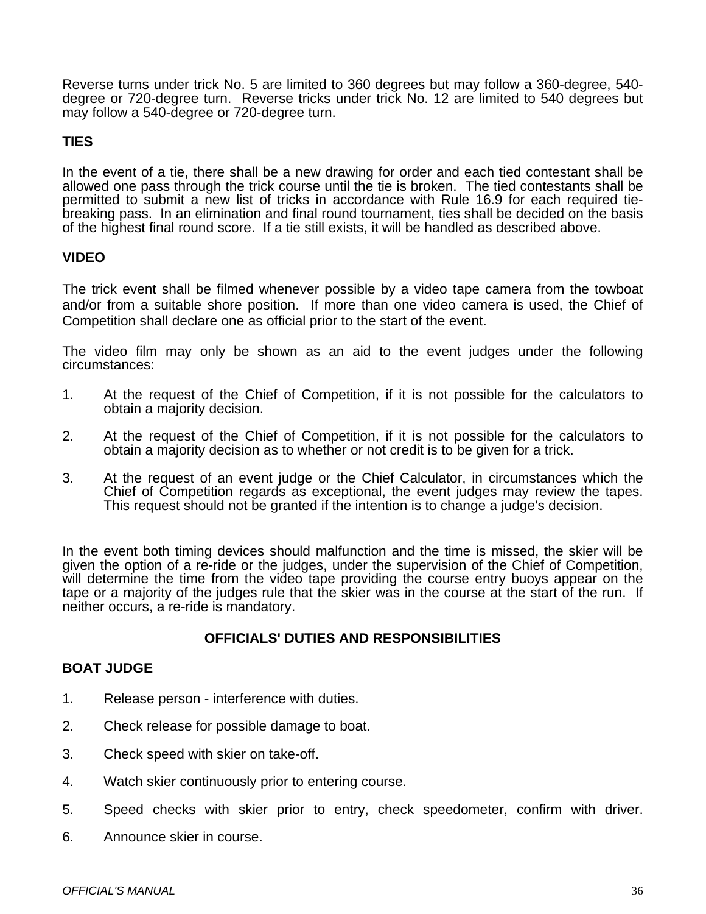Reverse turns under trick No. 5 are limited to 360 degrees but may follow a 360-degree, 540-degree or 720-degree turn. Reverse tricks under trick No. 12 are limited to 540 degrees but may follow a 540-degree or 720-degree turn.

**TIES**

In the event of a tie, there shall be a new drawing for order and each tied contestant shall be allowed one pass through the trick course until the tie is broken. The tied contestants shall be permitted to submit a new list of tricks in accordance with Rule 16.9 for each required tie-breaking pass. In an elimination and final round tournament, ties shall be decided on the basis of the highest final round score. If a tie still exists, it will be handled as described above.

**VIDEO**

The trick event shall be filmed whenever possible by a video tape camera from the towboat and/or from a suitable shore position. If more than one video camera is used, the Chief of Competition shall declare one as official prior to the start of the event.

The video film may only be shown as an aid to the event judges under the following circumstances:

1. At the request of the Chief of Competition, if it is not possible for the calculators to obtain a majority decision.
2. At the request of the Chief of Competition, if it is not possible for the calculators to obtain a majority decision as to whether or not credit is to be given for a trick.
3. At the request of an event judge or the Chief Calculator, in circumstances which the Chief of Competition regards as exceptional, the event judges may review the tapes. This request should not be granted if the intention is to change a judge's decision.

In the event both timing devices should malfunction and the time is missed, the skier will be given the option of a re-ride or the judges, under the supervision of the Chief of Competition, will determine the time from the video tape providing the course entry buoys appear on the tape or a majority of the judges rule that the skier was in the course at the start of the run. If neither occurs, a re-ride is mandatory.

## OFFICIALS' DUTIES AND RESPONSIBILITIES

**BOAT JUDGE**

1. Release person - interference with duties.
2. Check release for possible damage to boat.
3. Check speed with skier on take-off.
4. Watch skier continuously prior to entering course.
5. Speed checks with skier prior to entry, check speedometer, confirm with driver.
6. Announce skier in course.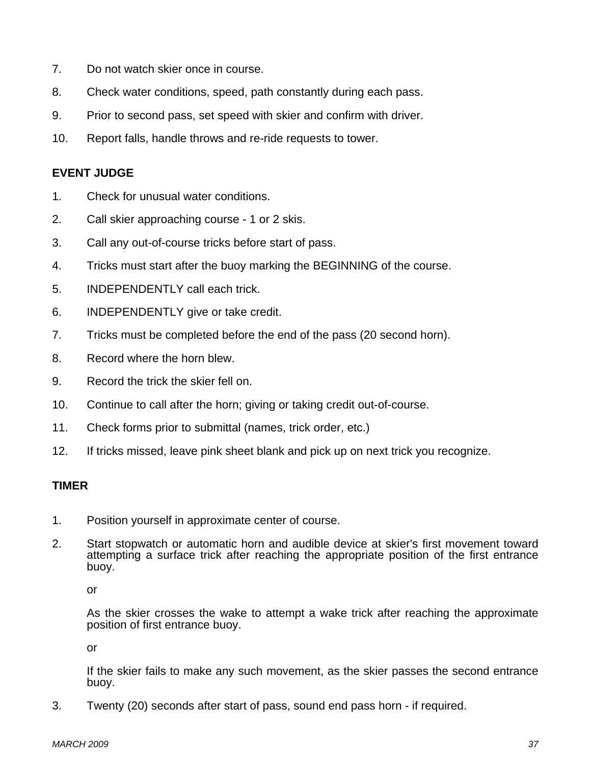7. Do not watch skier once in course.
8. Check water conditions, speed, path constantly during each pass.
9. Prior to second pass, set speed with skier and confirm with driver.
10. Report falls, handle throws and re-ride requests to tower.

**EVENT JUDGE**

1. Check for unusual water conditions.
2. Call skier approaching course - 1 or 2 skis.
3. Call any out-of-course tricks before start of pass.
4. Tricks must start after the buoy marking the BEGINNING of the course.
5. INDEPENDENTLY call each trick.
6. INDEPENDENTLY give or take credit.
7. Tricks must be completed before the end of the pass (20 second horn).
8. Record where the horn blew.
9. Record the trick the skier fell on.
10. Continue to call after the horn; giving or taking credit out-of-course.
11. Check forms prior to submittal (names, trick order, etc.)
12. If tricks missed, leave pink sheet blank and pick up on next trick you recognize.

**TIMER**

1. Position yourself in approximate center of course.
2. Start stopwatch or automatic horn and audible device at skier's first movement toward attempting a surface trick after reaching the appropriate position of the first entrance buoy.

   or

   As the skier crosses the wake to attempt a wake trick after reaching the approximate position of first entrance buoy.

   or

   If the skier fails to make any such movement, as the skier passes the second entrance buoy.
3. Twenty (20) seconds after start of pass, sound end pass horn - if required.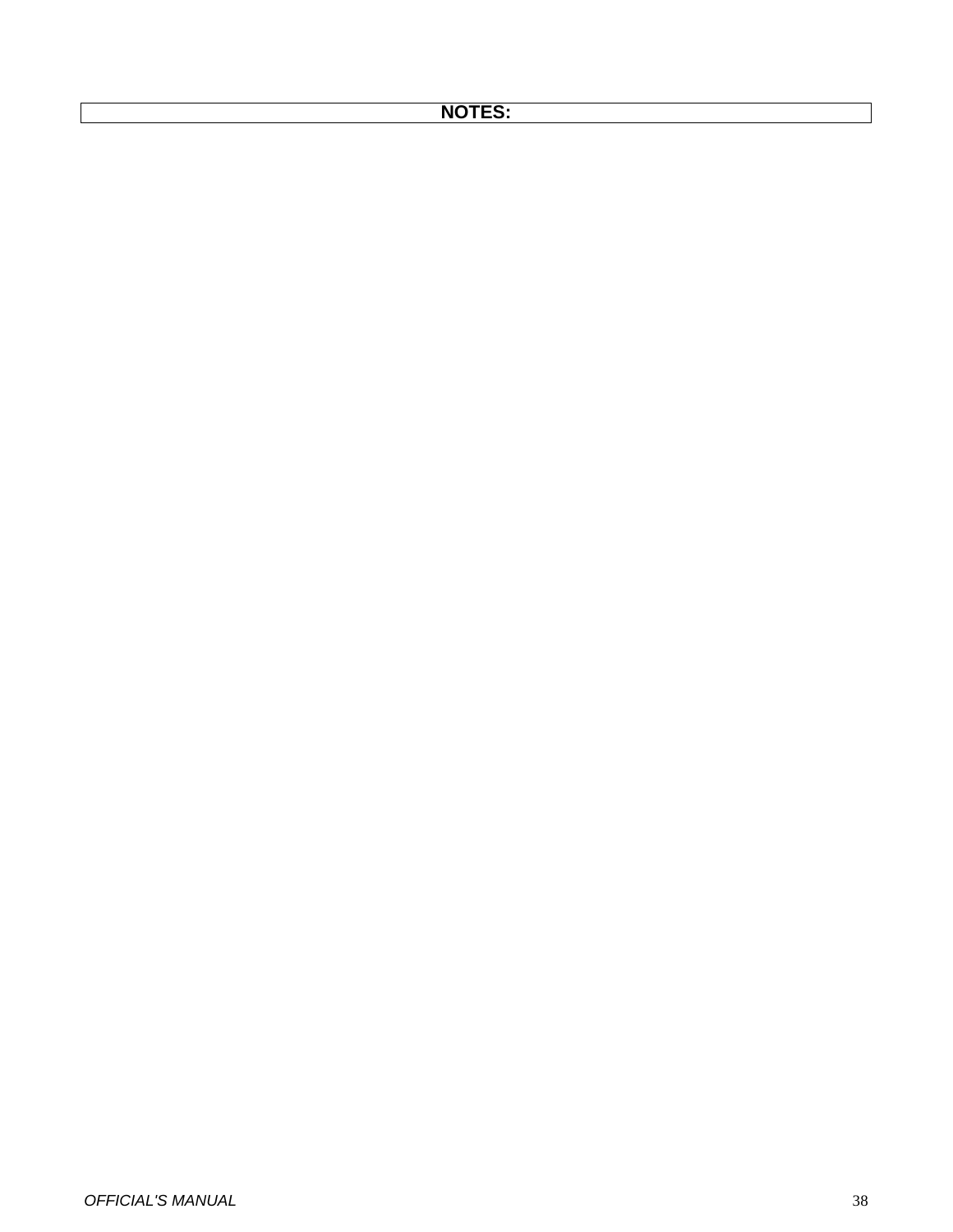**NOTES:**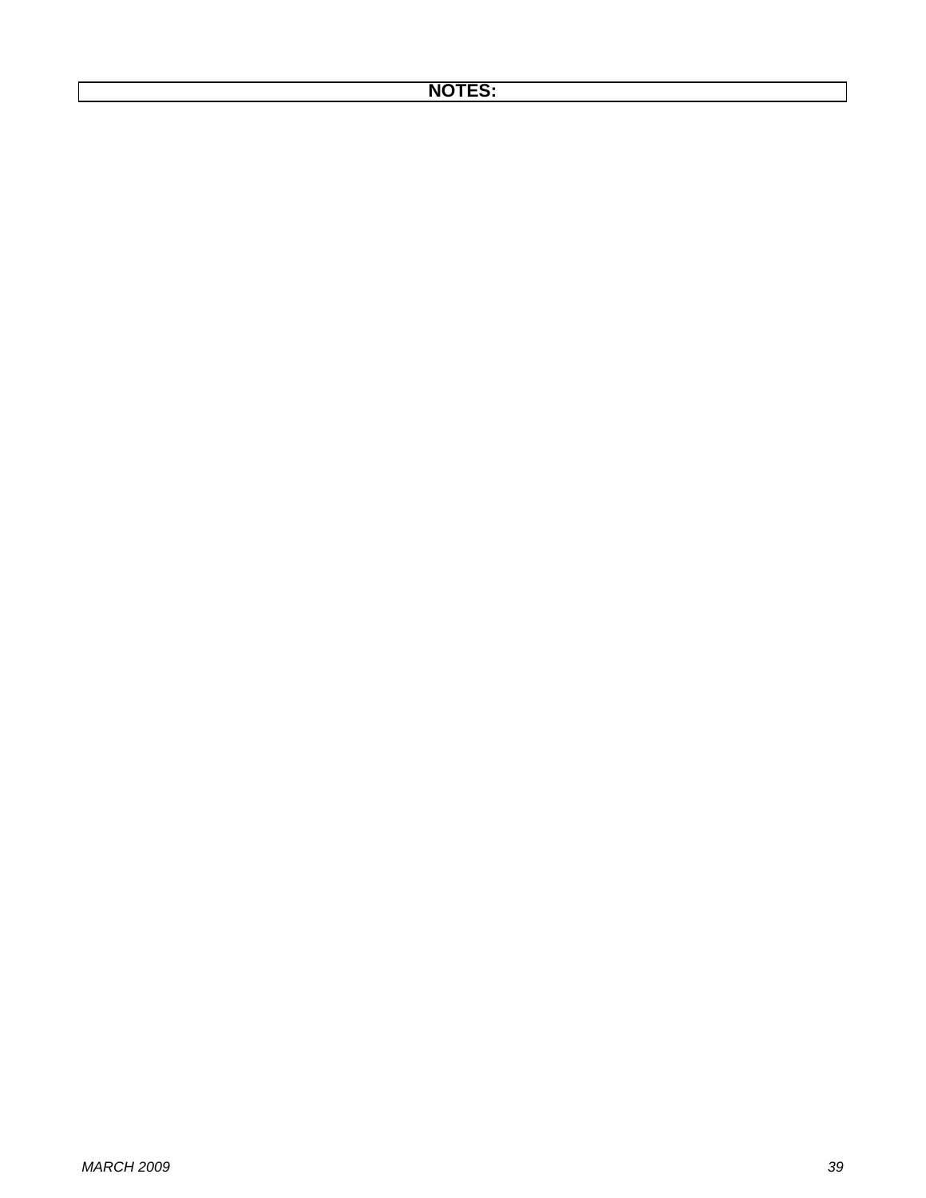**NOTES:**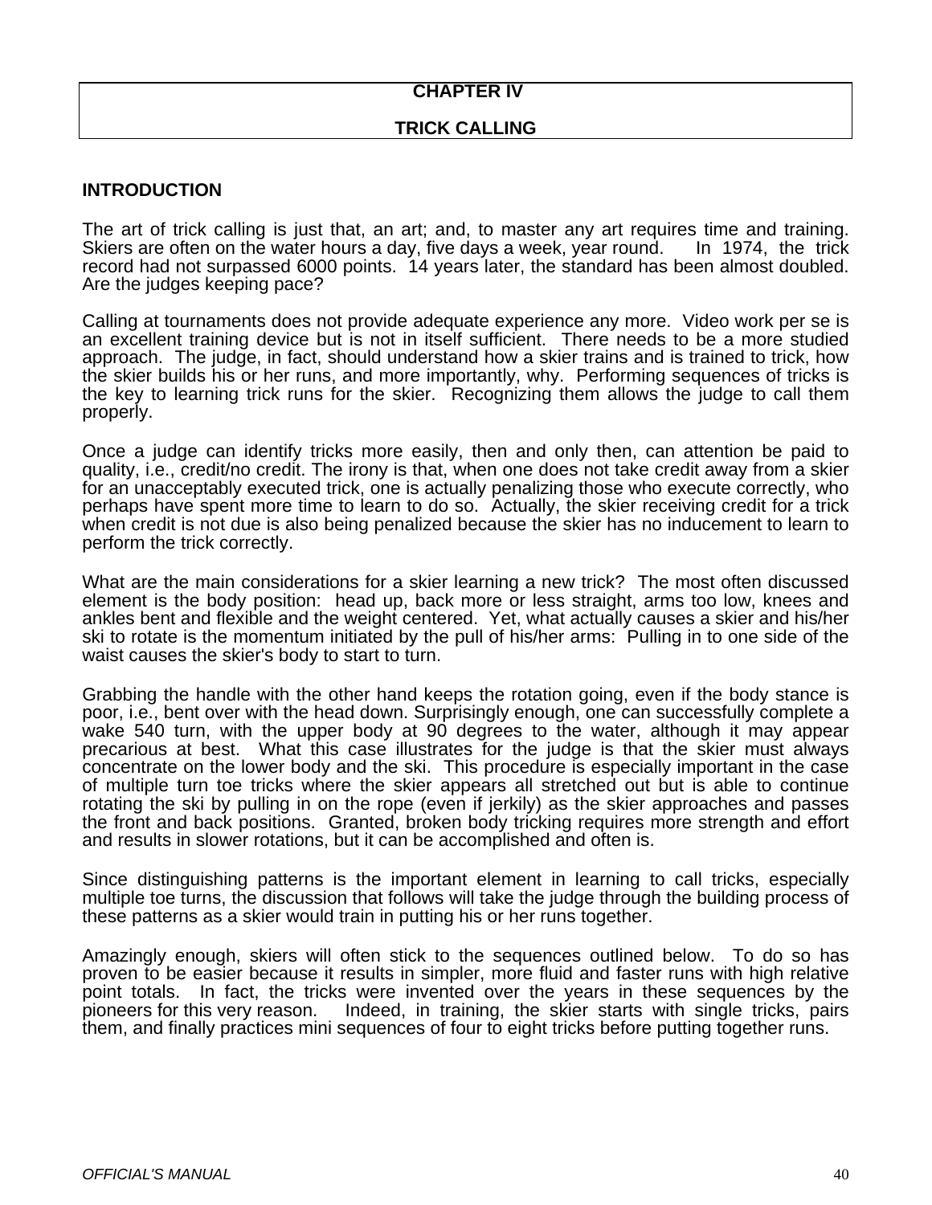# CHAPTER IV

# TRICK CALLING

## INTRODUCTION

The art of trick calling is just that, an art; and, to master any art requires time and training. Skiers are often on the water hours a day, five days a week, year round. In 1974, the trick record had not surpassed 6000 points. 14 years later, the standard has been almost doubled. Are the judges keeping pace?

Calling at tournaments does not provide adequate experience any more. Video work per se is an excellent training device but is not in itself sufficient. There needs to be a more studied approach. The judge, in fact, should understand how a skier trains and is trained to trick, how the skier builds his or her runs, and more importantly, why. Performing sequences of tricks is the key to learning trick runs for the skier. Recognizing them allows the judge to call them properly.

Once a judge can identify tricks more easily, then and only then, can attention be paid to quality, i.e., credit/no credit. The irony is that, when one does not take credit away from a skier for an unacceptably executed trick, one is actually penalizing those who execute correctly, who perhaps have spent more time to learn to do so. Actually, the skier receiving credit for a trick when credit is not due is also being penalized because the skier has no inducement to learn to perform the trick correctly.

What are the main considerations for a skier learning a new trick? The most often discussed element is the body position: head up, back more or less straight, arms too low, knees and ankles bent and flexible and the weight centered. Yet, what actually causes a skier and his/her ski to rotate is the momentum initiated by the pull of his/her arms: Pulling in to one side of the waist causes the skier's body to start to turn.

Grabbing the handle with the other hand keeps the rotation going, even if the body stance is poor, i.e., bent over with the head down. Surprisingly enough, one can successfully complete a wake 540 turn, with the upper body at 90 degrees to the water, although it may appear precarious at best. What this case illustrates for the judge is that the skier must always concentrate on the lower body and the ski. This procedure is especially important in the case of multiple turn toe tricks where the skier appears all stretched out but is able to continue rotating the ski by pulling in on the rope (even if jerkily) as the skier approaches and passes the front and back positions. Granted, broken body tricking requires more strength and effort and results in slower rotations, but it can be accomplished and often is.

Since distinguishing patterns is the important element in learning to call tricks, especially multiple toe turns, the discussion that follows will take the judge through the building process of these patterns as a skier would train in putting his or her runs together.

Amazingly enough, skiers will often stick to the sequences outlined below. To do so has proven to be easier because it results in simpler, more fluid and faster runs with high relative point totals. In fact, the tricks were invented over the years in these sequences by the pioneers for this very reason. Indeed, in training, the skier starts with single tricks, pairs them, and finally practices mini sequences of four to eight tricks before putting together runs.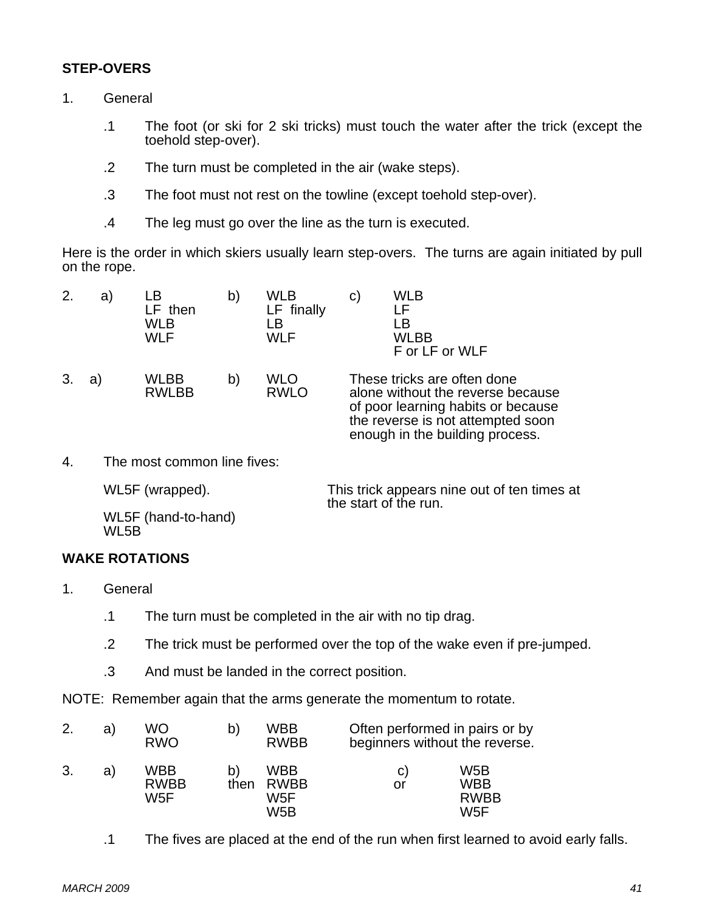**STEP-OVERS**

1. General

   .1 The foot (or ski for 2 ski tricks) must touch the water after the trick (except the toehold step-over).

   .2 The turn must be completed in the air (wake steps).

   .3 The foot must not rest on the towline (except toehold step-over).

   .4 The leg must go over the line as the turn is executed.

Here is the order in which skiers usually learn step-overs. The turns are again initiated by pull on the rope.

| 2. | a) | | b) | | c) | |
|---|---|---|---|---|---|---|
| | | LB | | WLB | | WLB |
| | | LF then | | LF finally | | LF |
| | | WLB | | LB | | LB |
| | | WLF | | WLF | | WLBB |
| | | | | | | F or LF or WLF |

| 3. | a) | | b) | | |
|---|---|---|---|---|---|
| | | WLBB | | WLO | These tricks are often done alone without the reverse because of poor learning habits or because the reverse is not attempted soon enough in the building process. |
| | | RWLBB | | RWLO | |

4. The most common line fives:

| | |
|---|---|
| WL5F (wrapped). | This trick appears nine out of ten times at the start of the run. |
| WL5F (hand-to-hand) | |
| WL5B | |

**WAKE ROTATIONS**

1. General

   .1 The turn must be completed in the air with no tip drag.

   .2 The trick must be performed over the top of the wake even if pre-jumped.

   .3 And must be landed in the correct position.

NOTE: Remember again that the arms generate the momentum to rotate.

| 2. | a) | | b) | | |
|---|---|---|---|---|---|
| | | WO | | WBB | Often performed in pairs or by beginners without the reverse. |
| | | RWO | | RWBB | |

| 3. | a) | | b) | | c) | |
|---|---|---|---|---|---|---|
| | | WBB | | WBB | | W5B |
| | | RWBB | then | RWBB | or | WBB |
| | | W5F | | W5F | | RWBB |
| | | | | W5B | | W5F |

   .1 The fives are placed at the end of the run when first learned to avoid early falls.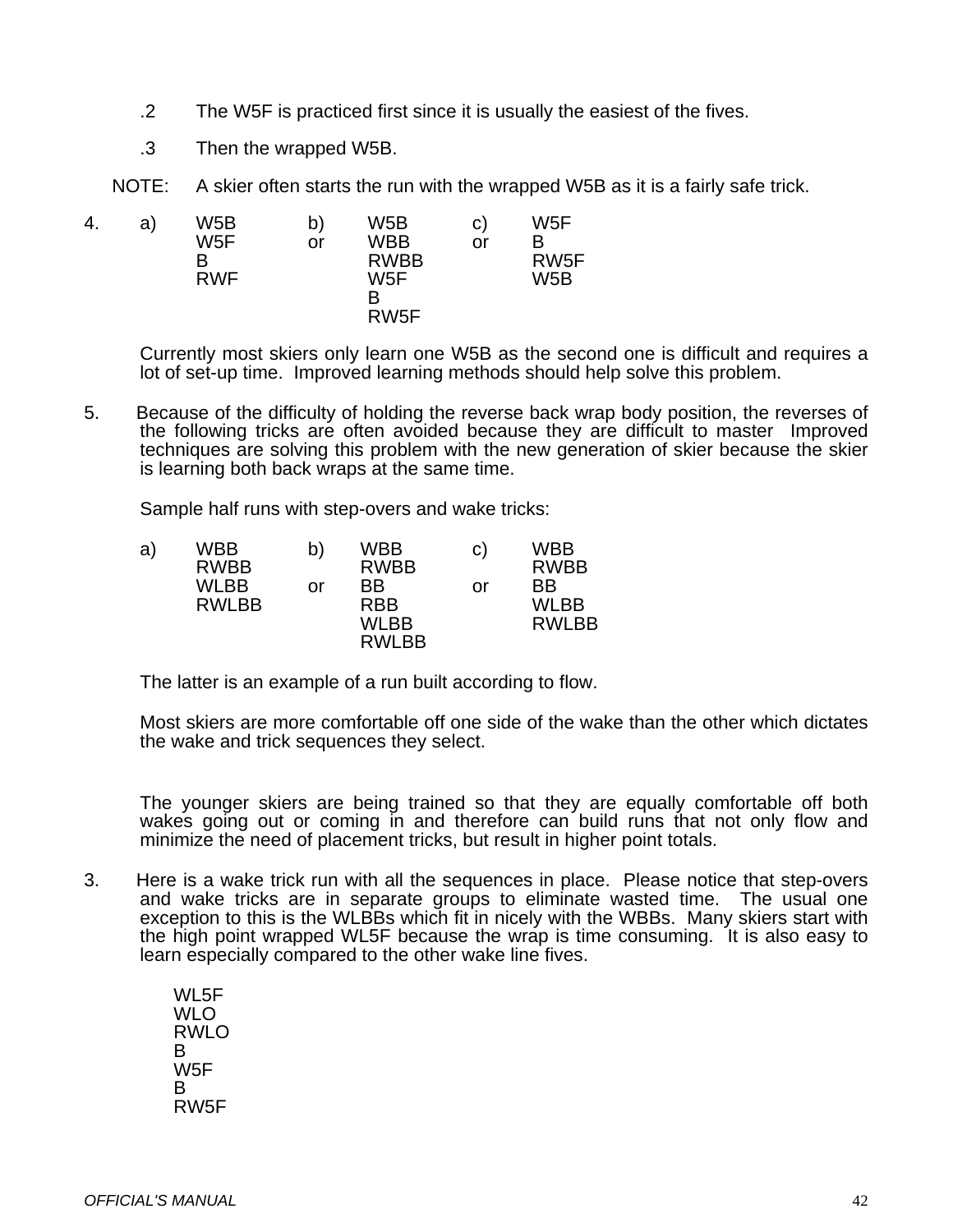.2 The W5F is practiced first since it is usually the easiest of the fives.

.3 Then the wrapped W5B.

NOTE: A skier often starts the run with the wrapped W5B as it is a fairly safe trick.

4.

| a) | | b) | | c) | |
|---|---|---|---|---|---|
| | W5B | | W5B | | W5F |
| | W5F | or | WBB | or | B |
| | B | | RWBB | | RW5F |
| | RWF | | W5F | | W5B |
| | | | B | | |
| | | | RW5F | | |

Currently most skiers only learn one W5B as the second one is difficult and requires a lot of set-up time. Improved learning methods should help solve this problem.

5. Because of the difficulty of holding the reverse back wrap body position, the reverses of the following tricks are often avoided because they are difficult to master Improved techniques are solving this problem with the new generation of skier because the skier is learning both back wraps at the same time.

Sample half runs with step-overs and wake tricks:

| a) | | b) | | c) | |
|---|---|---|---|---|---|
| | WBB | | WBB | | WBB |
| | RWBB | | RWBB | | RWBB |
| | WLBB | or | BB | or | BB |
| | RWLBB | | RBB | | WLBB |
| | | | WLBB | | RWLBB |
| | | | RWLBB | | |

The latter is an example of a run built according to flow.

Most skiers are more comfortable off one side of the wake than the other which dictates the wake and trick sequences they select.

The younger skiers are being trained so that they are equally comfortable off both wakes going out or coming in and therefore can build runs that not only flow and minimize the need of placement tricks, but result in higher point totals.

3. Here is a wake trick run with all the sequences in place. Please notice that step-overs and wake tricks are in separate groups to eliminate wasted time. The usual one exception to this is the WLBBs which fit in nicely with the WBBs. Many skiers start with the high point wrapped WL5F because the wrap is time consuming. It is also easy to learn especially compared to the other wake line fives.

WL5F
WLO
RWLO
B
W5F
B
RW5F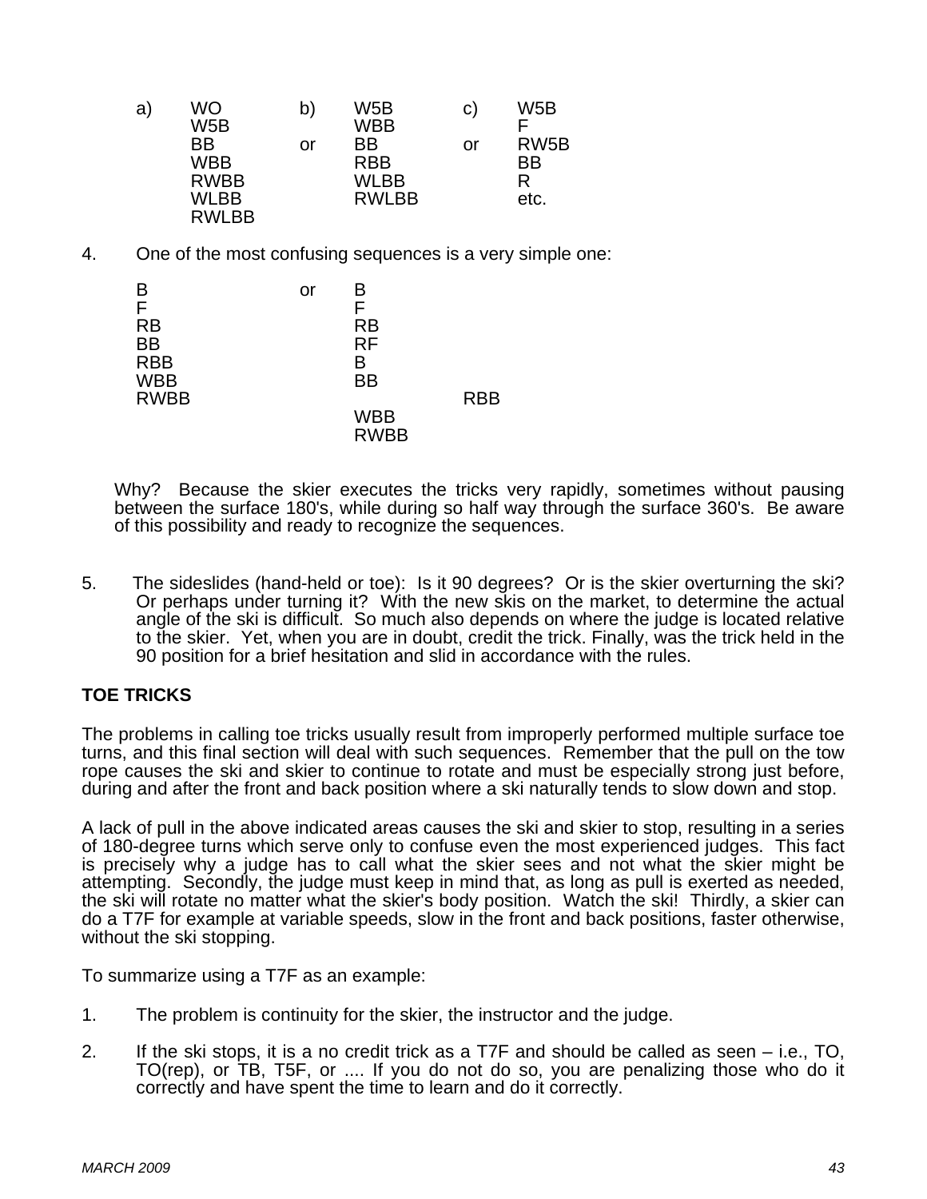| a) | | b) | | c) | |
|---|---|---|---|---|---|
| | WO | | W5B | | W5B |
| | W5B | | WBB | | F |
| | BB | or | BB | or | RW5B |
| | WBB | | RBB | | BB |
| | RWBB | | WLBB | | R |
| | WLBB | | RWLBB | | etc. |
| | RWLBB | | | | |

4. One of the most confusing sequences is a very simple one:

| | | | |
|---|---|---|---|
| B | or | B | |
| F | | F | |
| RB | | RB | |
| BB | | RF | |
| RBB | | B | |
| WBB | | BB | |
| RWBB | | | RBB |
| | | WBB | |
| | | RWBB | |

Why? Because the skier executes the tricks very rapidly, sometimes without pausing between the surface 180's, while during so half way through the surface 360's. Be aware of this possibility and ready to recognize the sequences.

5. The sideslides (hand-held or toe): Is it 90 degrees? Or is the skier overturning the ski? Or perhaps under turning it? With the new skis on the market, to determine the actual angle of the ski is difficult. So much also depends on where the judge is located relative to the skier. Yet, when you are in doubt, credit the trick. Finally, was the trick held in the 90 position for a brief hesitation and slid in accordance with the rules.

**TOE TRICKS**

The problems in calling toe tricks usually result from improperly performed multiple surface toe turns, and this final section will deal with such sequences. Remember that the pull on the tow rope causes the ski and skier to continue to rotate and must be especially strong just before, during and after the front and back position where a ski naturally tends to slow down and stop.

A lack of pull in the above indicated areas causes the ski and skier to stop, resulting in a series of 180-degree turns which serve only to confuse even the most experienced judges. This fact is precisely why a judge has to call what the skier sees and not what the skier might be attempting. Secondly, the judge must keep in mind that, as long as pull is exerted as needed, the ski will rotate no matter what the skier's body position. Watch the ski! Thirdly, a skier can do a T7F for example at variable speeds, slow in the front and back positions, faster otherwise, without the ski stopping.

To summarize using a T7F as an example:

1. The problem is continuity for the skier, the instructor and the judge.

2. If the ski stops, it is a no credit trick as a T7F and should be called as seen – i.e., TO, TO(rep), or TB, T5F, or .... If you do not do so, you are penalizing those who do it correctly and have spent the time to learn and do it correctly.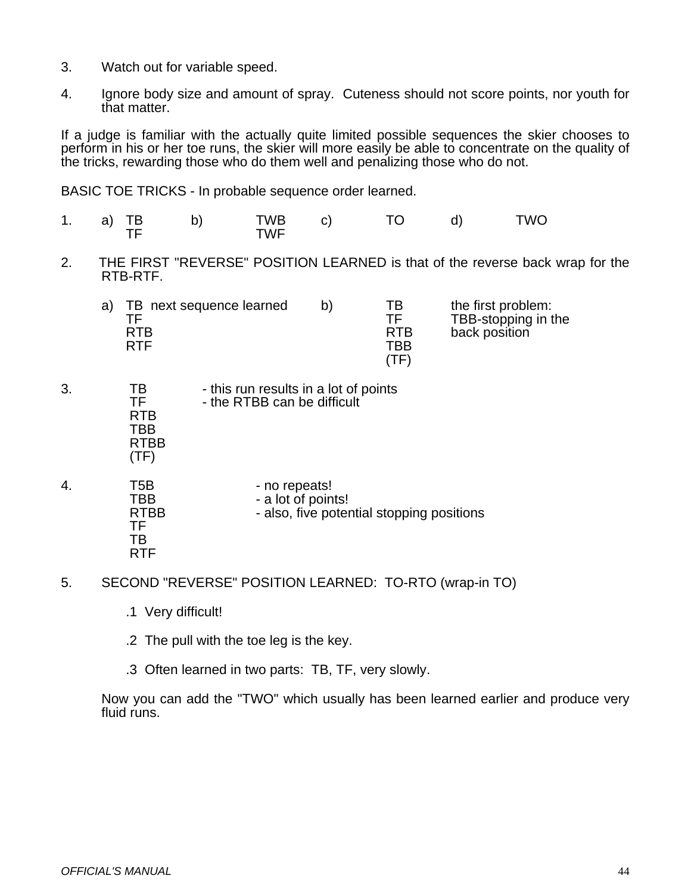3. Watch out for variable speed.

4. Ignore body size and amount of spray. Cuteness should not score points, nor youth for that matter.

If a judge is familiar with the actually quite limited possible sequences the skier chooses to perform in his or her toe runs, the skier will more easily be able to concentrate on the quality of the tricks, rewarding those who do them well and penalizing those who do not.

BASIC TOE TRICKS - In probable sequence order learned.

1. a) TB
   TF
   b) TWB
   TWF
   c) TO
   d) TWO

2. THE FIRST "REVERSE" POSITION LEARNED is that of the reverse back wrap for the RTB-RTF.

   a) TB next sequence learned
   TF
   RTB
   RTF

   b) TB
   TF
   RTB
   TBB
   (TF)
   the first problem: TBB-stopping in the back position

3. TB
   TF
   RTB
   TBB
   RTBB
   (TF)
   - this run results in a lot of points
   - the RTBB can be difficult

4. T5B
   TBB
   RTBB
   TF
   TB
   RTF
   - no repeats!
   - a lot of points!
   - also, five potential stopping positions

5. SECOND "REVERSE" POSITION LEARNED: TO-RTO (wrap-in TO)

   .1 Very difficult!

   .2 The pull with the toe leg is the key.

   .3 Often learned in two parts: TB, TF, very slowly.

   Now you can add the "TWO" which usually has been learned earlier and produce very fluid runs.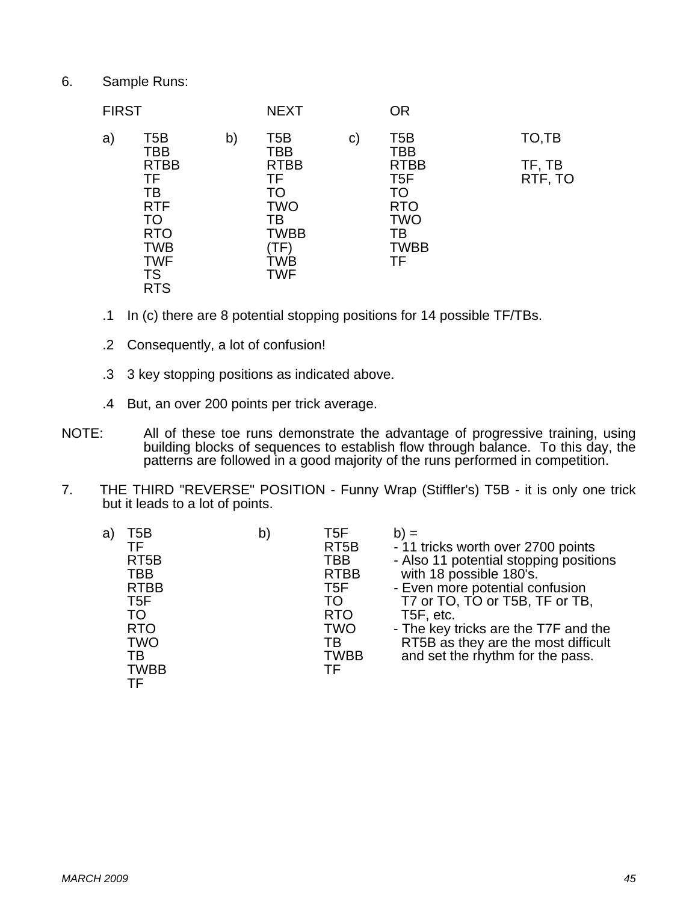6. Sample Runs:

| FIRST | | NEXT | | OR | |
|---|---|---|---|---|---|
| a) | T5B | b) | T5B | c) | T5B TO,TB |
| | TBB | | TBB | | TBB |
| | RTBB | | RTBB | | RTBB TF, TB |
| | TF | | TF | | T5F RTF, TO |
| | TB | | TO | | TO |
| | RTF | | TWO | | RTO |
| | TO | | TB | | TWO |
| | RTO | | TWBB | | TB |
| | TWB | | (TF) | | TWBB |
| | TWF | | TWB | | TF |
| | TS | | TWF | | |
| | RTS | | | | |

.1 In (c) there are 8 potential stopping positions for 14 possible TF/TBs.

.2 Consequently, a lot of confusion!

.3 3 key stopping positions as indicated above.

.4 But, an over 200 points per trick average.

NOTE: All of these toe runs demonstrate the advantage of progressive training, using building blocks of sequences to establish flow through balance. To this day, the patterns are followed in a good majority of the runs performed in competition.

7. THE THIRD "REVERSE" POSITION - Funny Wrap (Stiffler's) T5B - it is only one trick but it leads to a lot of points.

| a) | | b) | |
|---|---|---|---|
| T5B | | T5F | b) = |
| TF | | RT5B | - 11 tricks worth over 2700 points |
| RT5B | | TBB | - Also 11 potential stopping positions |
| TBB | | RTBB | with 18 possible 180's. |
| RTBB | | T5F | - Even more potential confusion |
| T5F | | TO | T7 or TO, TO or T5B, TF or TB, |
| TO | | RTO | T5F, etc. |
| RTO | | TWO | - The key tricks are the T7F and the |
| TWO | | TB | RT5B as they are the most difficult |
| TB | | TWBB | and set the rhythm for the pass. |
| TWBB | | TF | |
| TF | | | |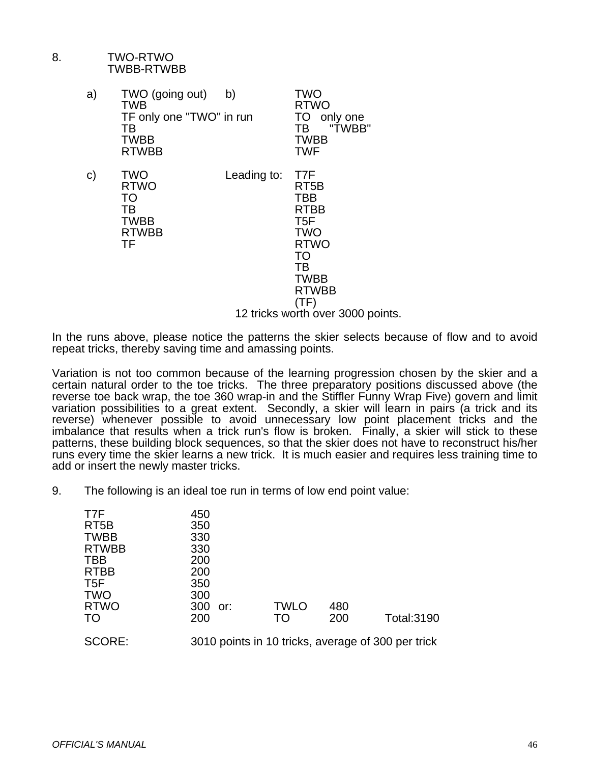8. TWO-RTWO
   TWBB-RTWBB

a) TWO (going out)
   TWB
   TF only one "TWO" in run
   TB
   TWBB
   RTWBB

b) TWO
   RTWO
   TO only one
   TB "TWBB"
   TWBB
   TWF

c) TWO
   RTWO
   TO
   TB
   TWBB
   RTWBB
   TF

Leading to:
   T7F
   RT5B
   TBB
   RTBB
   T5F
   TWO
   RTWO
   TO
   TB
   TWBB
   RTWBB
   (TF)

12 tricks worth over 3000 points.

In the runs above, please notice the patterns the skier selects because of flow and to avoid repeat tricks, thereby saving time and amassing points.

Variation is not too common because of the learning progression chosen by the skier and a certain natural order to the toe tricks. The three preparatory positions discussed above (the reverse toe back wrap, the toe 360 wrap-in and the Stiffler Funny Wrap Five) govern and limit variation possibilities to a great extent. Secondly, a skier will learn in pairs (a trick and its reverse) whenever possible to avoid unnecessary low point placement tricks and the imbalance that results when a trick run's flow is broken. Finally, a skier will stick to these patterns, these building block sequences, so that the skier does not have to reconstruct his/her runs every time the skier learns a new trick. It is much easier and requires less training time to add or insert the newly master tricks.

9. The following is an ideal toe run in terms of low end point value:

| | | | | | |
|---|---|---|---|---|---|
| T7F | 450 | | | | |
| RT5B | 350 | | | | |
| TWBB | 330 | | | | |
| RTWBB | 330 | | | | |
| TBB | 200 | | | | |
| RTBB | 200 | | | | |
| T5F | 350 | | | | |
| TWO | 300 | | | | |
| RTWO | 300 | or: | TWLO | 480 | |
| TO | 200 | | TO | 200 | Total:3190 |

SCORE: 3010 points in 10 tricks, average of 300 per trick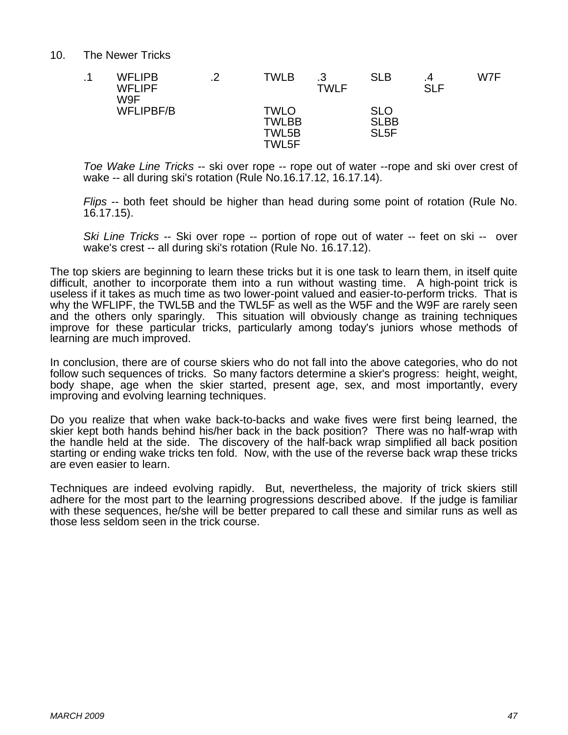10. The Newer Tricks

| .1 | WFLIPB | .2 | TWLB | .3 | SLB | .4 | W7F |
|---|---|---|---|---|---|---|---|
| | WFLIPF | | | TWLF | | SLF | |
| | W9F | | | | | | |
| | WFLIPBF/B | | TWLO | | SLO | | |
| | | | TWLBB | | SLBB | | |
| | | | TWL5B | | SL5F | | |
| | | | TWL5F | | | | |

*Toe Wake Line Tricks* -- ski over rope -- rope out of water --rope and ski over crest of wake -- all during ski's rotation (Rule No.16.17.12, 16.17.14).

*Flips* -- both feet should be higher than head during some point of rotation (Rule No. 16.17.15).

*Ski Line Tricks* -- Ski over rope -- portion of rope out of water -- feet on ski -- over wake's crest -- all during ski's rotation (Rule No. 16.17.12).

The top skiers are beginning to learn these tricks but it is one task to learn them, in itself quite difficult, another to incorporate them into a run without wasting time. A high-point trick is useless if it takes as much time as two lower-point valued and easier-to-perform tricks. That is why the WFLIPF, the TWL5B and the TWL5F as well as the W5F and the W9F are rarely seen and the others only sparingly. This situation will obviously change as training techniques improve for these particular tricks, particularly among today's juniors whose methods of learning are much improved.

In conclusion, there are of course skiers who do not fall into the above categories, who do not follow such sequences of tricks. So many factors determine a skier's progress: height, weight, body shape, age when the skier started, present age, sex, and most importantly, every improving and evolving learning techniques.

Do you realize that when wake back-to-backs and wake fives were first being learned, the skier kept both hands behind his/her back in the back position? There was no half-wrap with the handle held at the side. The discovery of the half-back wrap simplified all back position starting or ending wake tricks ten fold. Now, with the use of the reverse back wrap these tricks are even easier to learn.

Techniques are indeed evolving rapidly. But, nevertheless, the majority of trick skiers still adhere for the most part to the learning progressions described above. If the judge is familiar with these sequences, he/she will be better prepared to call these and similar runs as well as those less seldom seen in the trick course.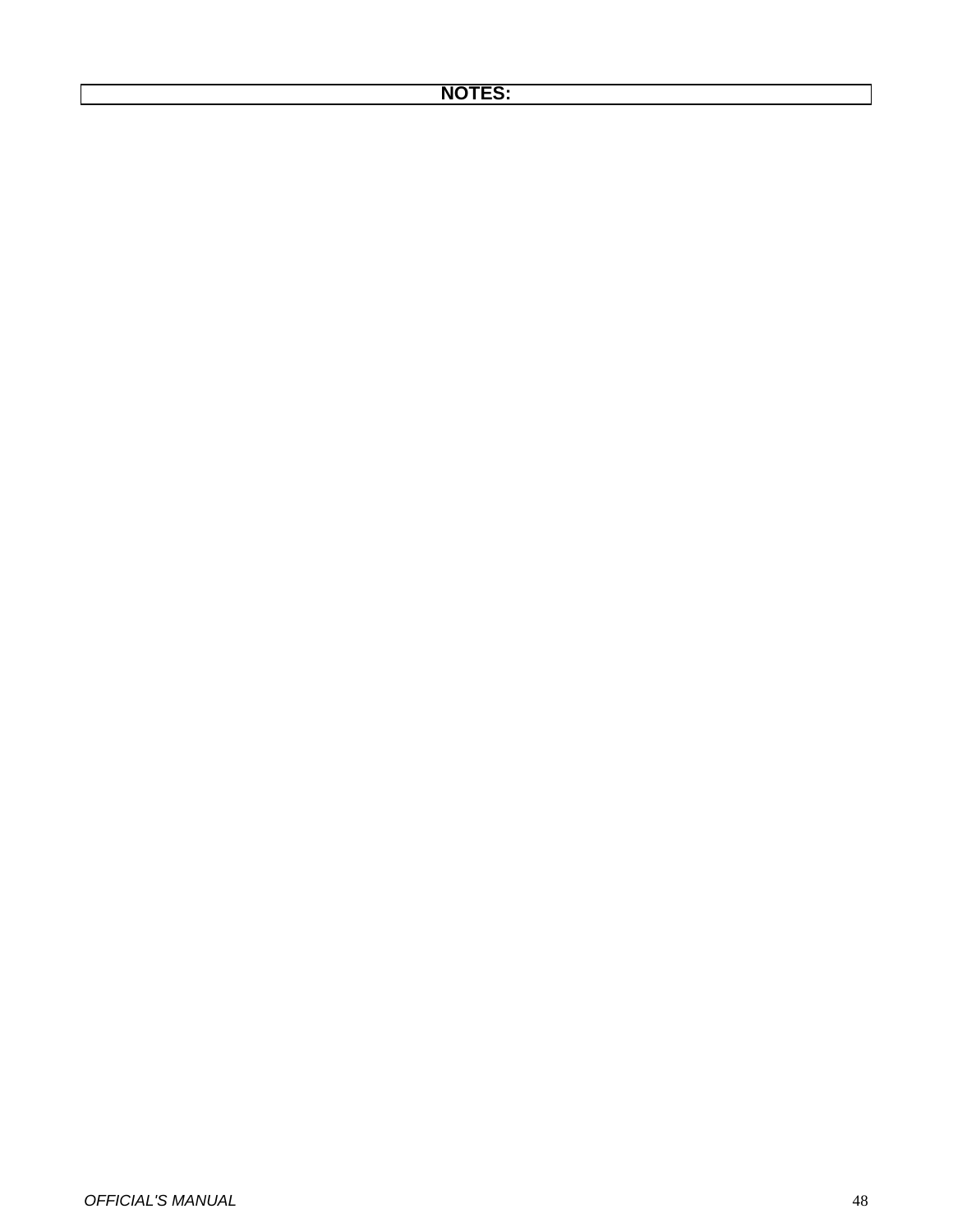**NOTES:**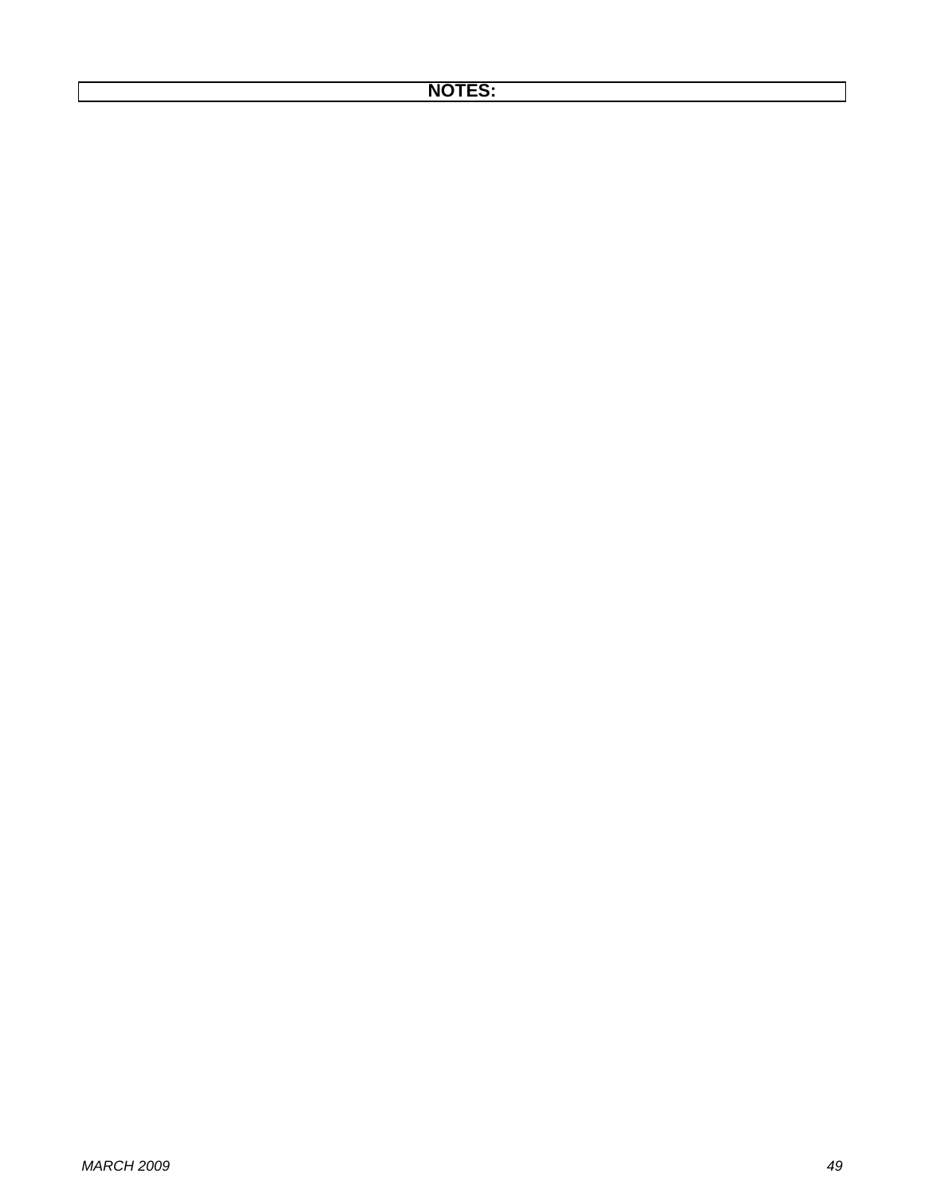**NOTES:**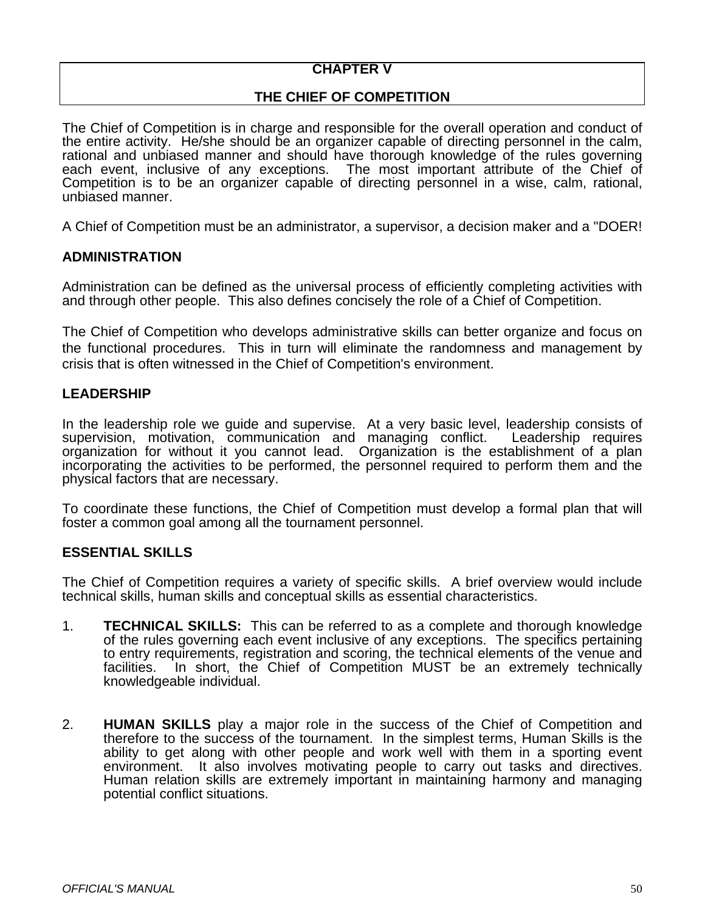# CHAPTER V

# THE CHIEF OF COMPETITION

The Chief of Competition is in charge and responsible for the overall operation and conduct of the entire activity. He/she should be an organizer capable of directing personnel in the calm, rational and unbiased manner and should have thorough knowledge of the rules governing each event, inclusive of any exceptions. The most important attribute of the Chief of Competition is to be an organizer capable of directing personnel in a wise, calm, rational, unbiased manner.

A Chief of Competition must be an administrator, a supervisor, a decision maker and a "DOER!

## ADMINISTRATION

Administration can be defined as the universal process of efficiently completing activities with and through other people. This also defines concisely the role of a Chief of Competition.

The Chief of Competition who develops administrative skills can better organize and focus on the functional procedures. This in turn will eliminate the randomness and management by crisis that is often witnessed in the Chief of Competition's environment.

## LEADERSHIP

In the leadership role we guide and supervise. At a very basic level, leadership consists of supervision, motivation, communication and managing conflict. Leadership requires organization for without it you cannot lead. Organization is the establishment of a plan incorporating the activities to be performed, the personnel required to perform them and the physical factors that are necessary.

To coordinate these functions, the Chief of Competition must develop a formal plan that will foster a common goal among all the tournament personnel.

## ESSENTIAL SKILLS

The Chief of Competition requires a variety of specific skills. A brief overview would include technical skills, human skills and conceptual skills as essential characteristics.

1. **TECHNICAL SKILLS:** This can be referred to as a complete and thorough knowledge of the rules governing each event inclusive of any exceptions. The specifics pertaining to entry requirements, registration and scoring, the technical elements of the venue and facilities. In short, the Chief of Competition MUST be an extremely technically knowledgeable individual.

2. **HUMAN SKILLS** play a major role in the success of the Chief of Competition and therefore to the success of the tournament. In the simplest terms, Human Skills is the ability to get along with other people and work well with them in a sporting event environment. It also involves motivating people to carry out tasks and directives. Human relation skills are extremely important in maintaining harmony and managing potential conflict situations.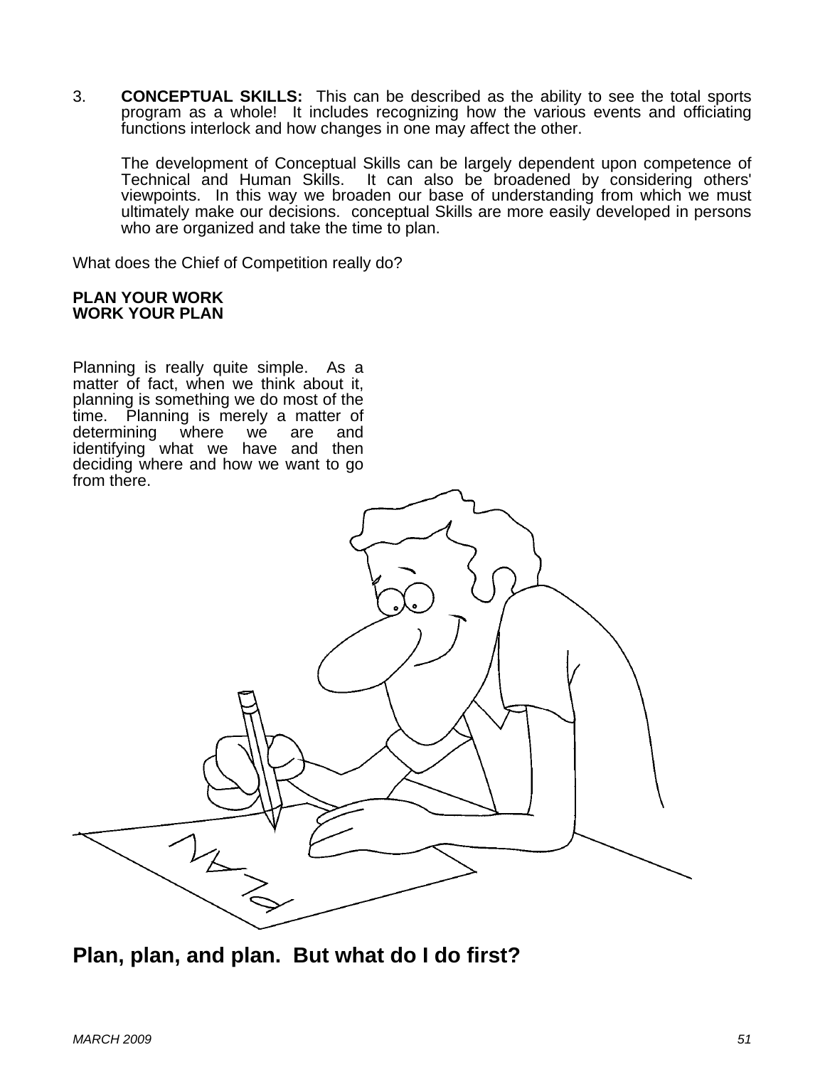3. **CONCEPTUAL SKILLS:** This can be described as the ability to see the total sports program as a whole! It includes recognizing how the various events and officiating functions interlock and how changes in one may affect the other.

   The development of Conceptual Skills can be largely dependent upon competence of Technical and Human Skills. It can also be broadened by considering others' viewpoints. In this way we broaden our base of understanding from which we must ultimately make our decisions. conceptual Skills are more easily developed in persons who are organized and take the time to plan.

What does the Chief of Competition really do?

**PLAN YOUR WORK**
**WORK YOUR PLAN**

Planning is really quite simple. As a matter of fact, when we think about it, planning is something we do most of the time. Planning is merely a matter of determining where we are and identifying what we have and then deciding where and how we want to go from there.

## Plan, plan, and plan. But what do I do first?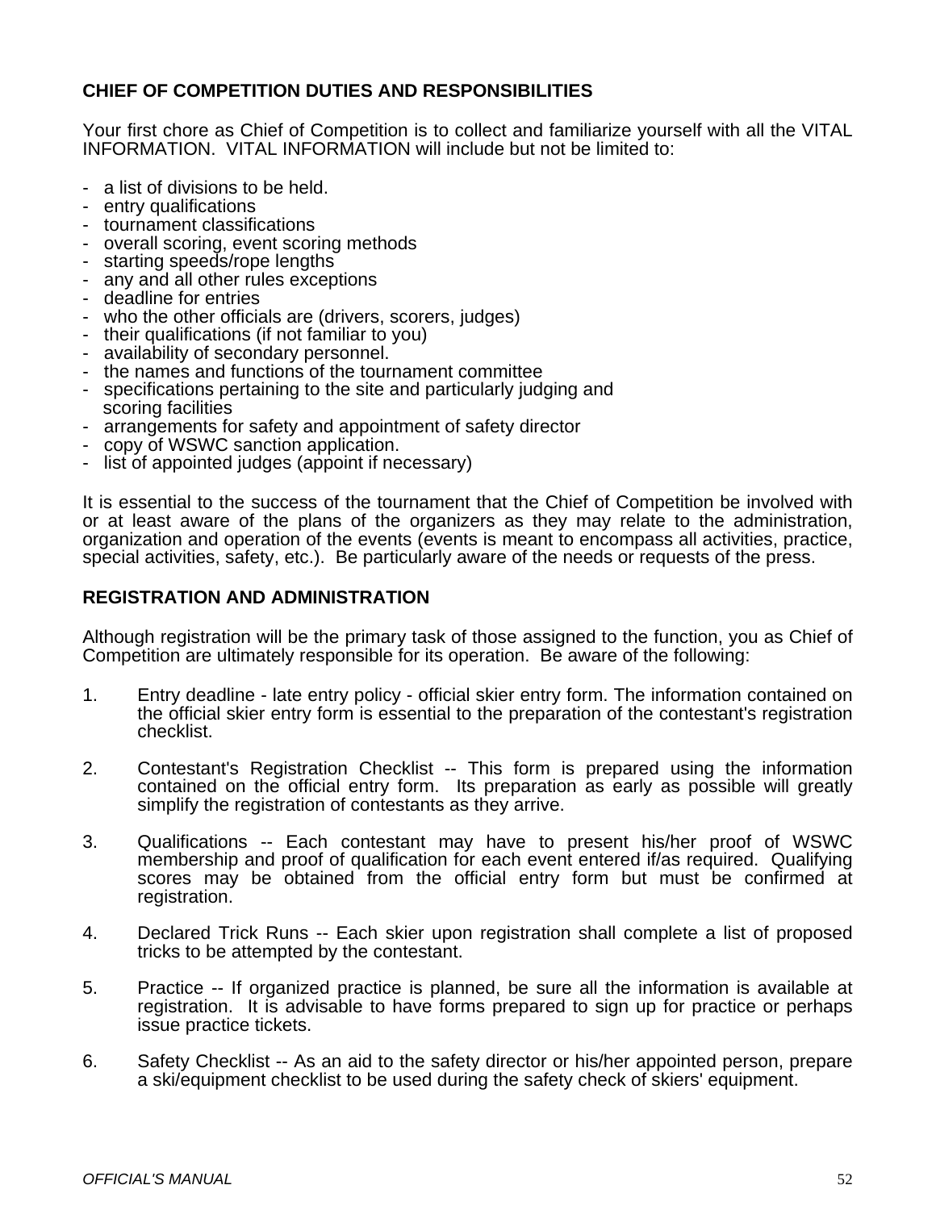## CHIEF OF COMPETITION DUTIES AND RESPONSIBILITIES

Your first chore as Chief of Competition is to collect and familiarize yourself with all the VITAL INFORMATION. VITAL INFORMATION will include but not be limited to:

- a list of divisions to be held.
- entry qualifications
- tournament classifications
- overall scoring, event scoring methods
- starting speeds/rope lengths
- any and all other rules exceptions
- deadline for entries
- who the other officials are (drivers, scorers, judges)
- their qualifications (if not familiar to you)
- availability of secondary personnel.
- the names and functions of the tournament committee
- specifications pertaining to the site and particularly judging and scoring facilities
- arrangements for safety and appointment of safety director
- copy of WSWC sanction application.
- list of appointed judges (appoint if necessary)

It is essential to the success of the tournament that the Chief of Competition be involved with or at least aware of the plans of the organizers as they may relate to the administration, organization and operation of the events (events is meant to encompass all activities, practice, special activities, safety, etc.). Be particularly aware of the needs or requests of the press.

## REGISTRATION AND ADMINISTRATION

Although registration will be the primary task of those assigned to the function, you as Chief of Competition are ultimately responsible for its operation. Be aware of the following:

1. Entry deadline - late entry policy - official skier entry form. The information contained on the official skier entry form is essential to the preparation of the contestant's registration checklist.

2. Contestant's Registration Checklist -- This form is prepared using the information contained on the official entry form. Its preparation as early as possible will greatly simplify the registration of contestants as they arrive.

3. Qualifications -- Each contestant may have to present his/her proof of WSWC membership and proof of qualification for each event entered if/as required. Qualifying scores may be obtained from the official entry form but must be confirmed at registration.

4. Declared Trick Runs -- Each skier upon registration shall complete a list of proposed tricks to be attempted by the contestant.

5. Practice -- If organized practice is planned, be sure all the information is available at registration. It is advisable to have forms prepared to sign up for practice or perhaps issue practice tickets.

6. Safety Checklist -- As an aid to the safety director or his/her appointed person, prepare a ski/equipment checklist to be used during the safety check of skiers' equipment.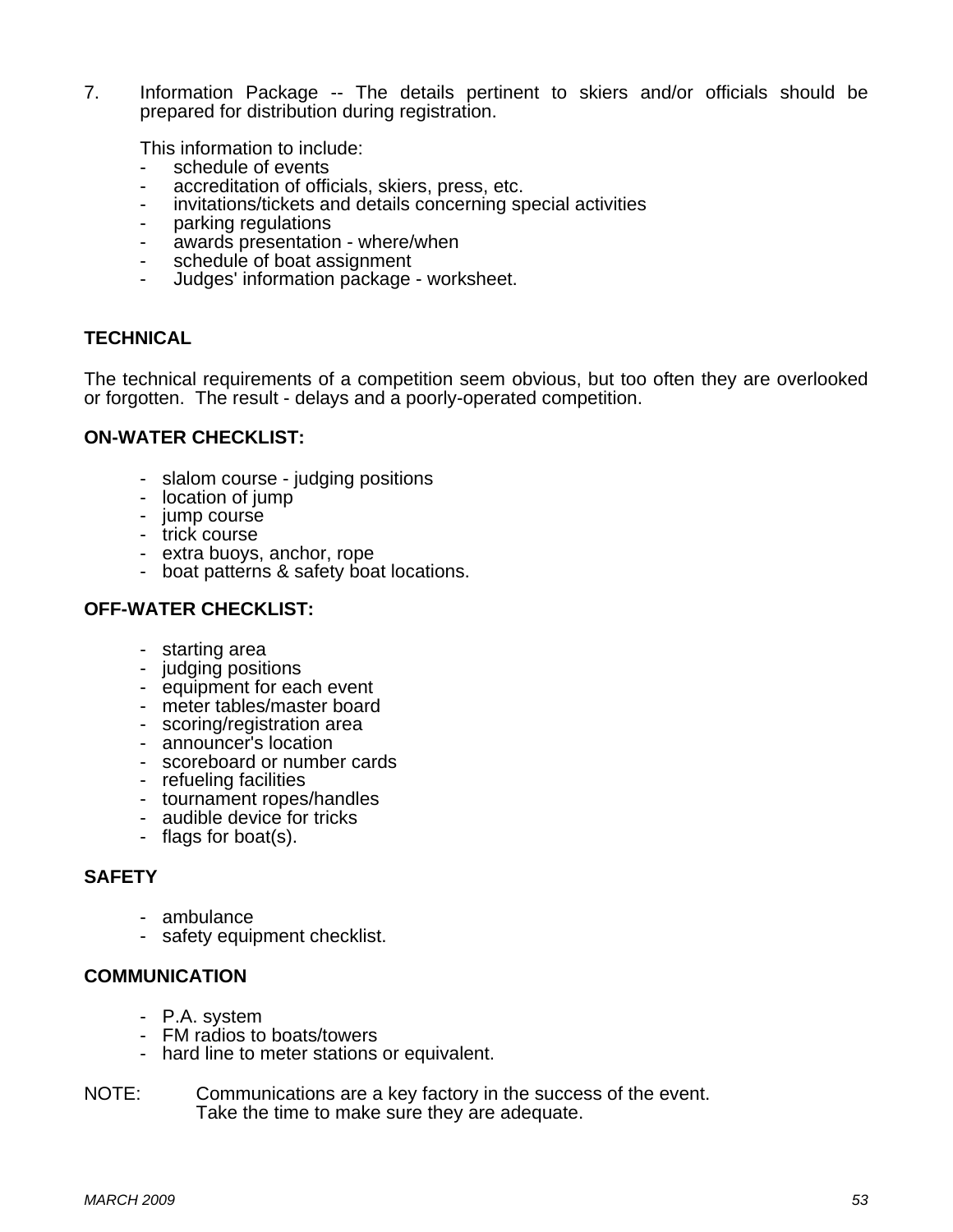7. Information Package -- The details pertinent to skiers and/or officials should be prepared for distribution during registration.

   This information to include:
   - schedule of events
   - accreditation of officials, skiers, press, etc.
   - invitations/tickets and details concerning special activities
   - parking regulations
   - awards presentation - where/when
   - schedule of boat assignment
   - Judges' information package - worksheet.

## TECHNICAL

The technical requirements of a competition seem obvious, but too often they are overlooked or forgotten. The result - delays and a poorly-operated competition.

### ON-WATER CHECKLIST:

- slalom course - judging positions
- location of jump
- jump course
- trick course
- extra buoys, anchor, rope
- boat patterns & safety boat locations.

### OFF-WATER CHECKLIST:

- starting area
- judging positions
- equipment for each event
- meter tables/master board
- scoring/registration area
- announcer's location
- scoreboard or number cards
- refueling facilities
- tournament ropes/handles
- audible device for tricks
- flags for boat(s).

### SAFETY

- ambulance
- safety equipment checklist.

### COMMUNICATION

- P.A. system
- FM radios to boats/towers
- hard line to meter stations or equivalent.

NOTE: Communications are a key factory in the success of the event. Take the time to make sure they are adequate.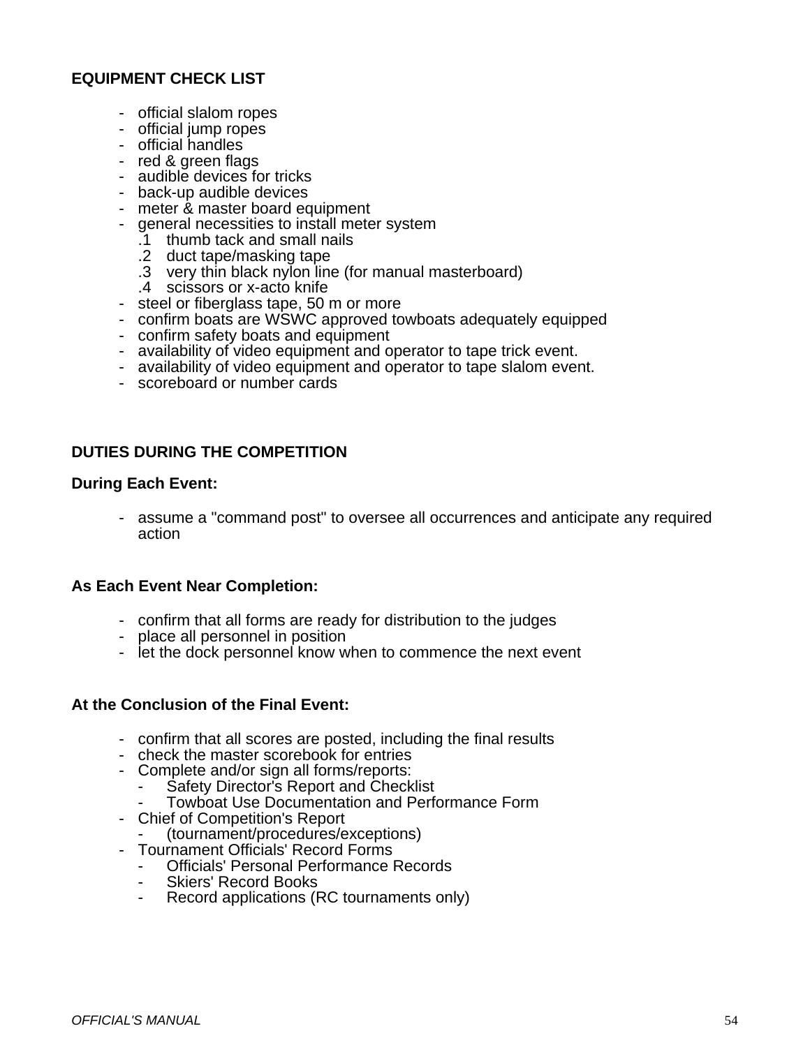**EQUIPMENT CHECK LIST**

- official slalom ropes
- official jump ropes
- official handles
- red & green flags
- audible devices for tricks
- back-up audible devices
- meter & master board equipment
- general necessities to install meter system
    - .1 thumb tack and small nails
    - .2 duct tape/masking tape
    - .3 very thin black nylon line (for manual masterboard)
    - .4 scissors or x-acto knife
- steel or fiberglass tape, 50 m or more
- confirm boats are WSWC approved towboats adequately equipped
- confirm safety boats and equipment
- availability of video equipment and operator to tape trick event.
- availability of video equipment and operator to tape slalom event.
- scoreboard or number cards

**DUTIES DURING THE COMPETITION**

**During Each Event:**

- assume a "command post" to oversee all occurrences and anticipate any required action

**As Each Event Near Completion:**

- confirm that all forms are ready for distribution to the judges
- place all personnel in position
- let the dock personnel know when to commence the next event

**At the Conclusion of the Final Event:**

- confirm that all scores are posted, including the final results
- check the master scorebook for entries
- Complete and/or sign all forms/reports:
    - Safety Director's Report and Checklist
    - Towboat Use Documentation and Performance Form
- Chief of Competition's Report
    - (tournament/procedures/exceptions)
- Tournament Officials' Record Forms
    - Officials' Personal Performance Records
    - Skiers' Record Books
    - Record applications (RC tournaments only)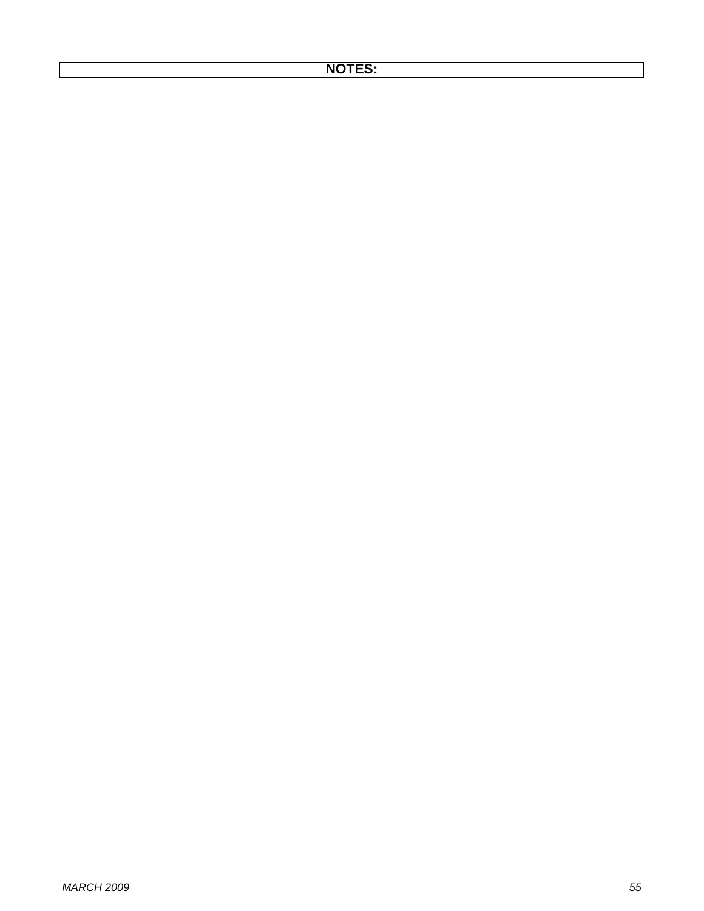**NOTES:**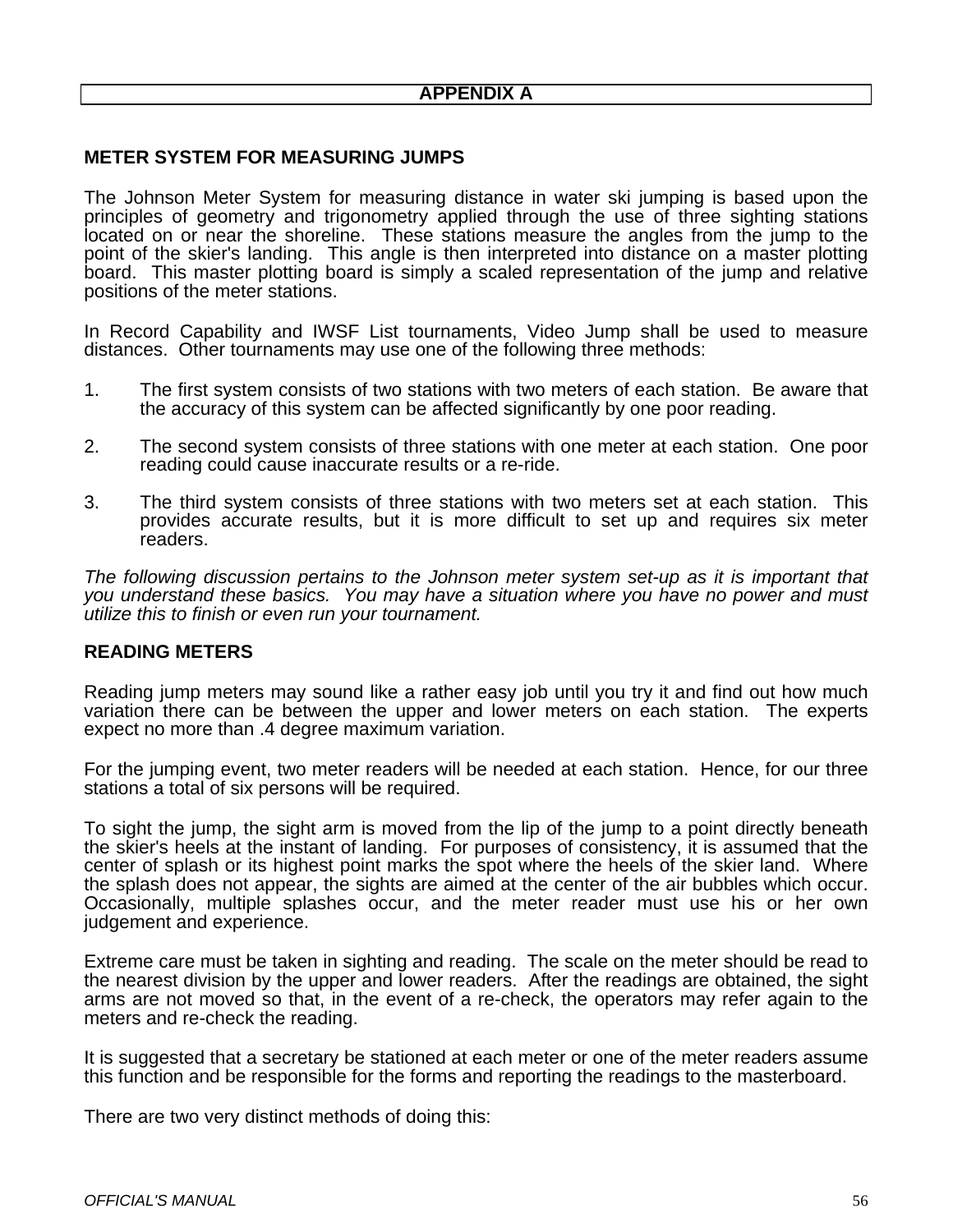# APPENDIX A

## METER SYSTEM FOR MEASURING JUMPS

The Johnson Meter System for measuring distance in water ski jumping is based upon the principles of geometry and trigonometry applied through the use of three sighting stations located on or near the shoreline. These stations measure the angles from the jump to the point of the skier's landing. This angle is then interpreted into distance on a master plotting board. This master plotting board is simply a scaled representation of the jump and relative positions of the meter stations.

In Record Capability and IWSF List tournaments, Video Jump shall be used to measure distances. Other tournaments may use one of the following three methods:

1. The first system consists of two stations with two meters of each station. Be aware that the accuracy of this system can be affected significantly by one poor reading.

2. The second system consists of three stations with one meter at each station. One poor reading could cause inaccurate results or a re-ride.

3. The third system consists of three stations with two meters set at each station. This provides accurate results, but it is more difficult to set up and requires six meter readers.

*The following discussion pertains to the Johnson meter system set-up as it is important that you understand these basics. You may have a situation where you have no power and must utilize this to finish or even run your tournament.*

## READING METERS

Reading jump meters may sound like a rather easy job until you try it and find out how much variation there can be between the upper and lower meters on each station. The experts expect no more than .4 degree maximum variation.

For the jumping event, two meter readers will be needed at each station. Hence, for our three stations a total of six persons will be required.

To sight the jump, the sight arm is moved from the lip of the jump to a point directly beneath the skier's heels at the instant of landing. For purposes of consistency, it is assumed that the center of splash or its highest point marks the spot where the heels of the skier land. Where the splash does not appear, the sights are aimed at the center of the air bubbles which occur. Occasionally, multiple splashes occur, and the meter reader must use his or her own judgement and experience.

Extreme care must be taken in sighting and reading. The scale on the meter should be read to the nearest division by the upper and lower readers. After the readings are obtained, the sight arms are not moved so that, in the event of a re-check, the operators may refer again to the meters and re-check the reading.

It is suggested that a secretary be stationed at each meter or one of the meter readers assume this function and be responsible for the forms and reporting the readings to the masterboard.

There are two very distinct methods of doing this: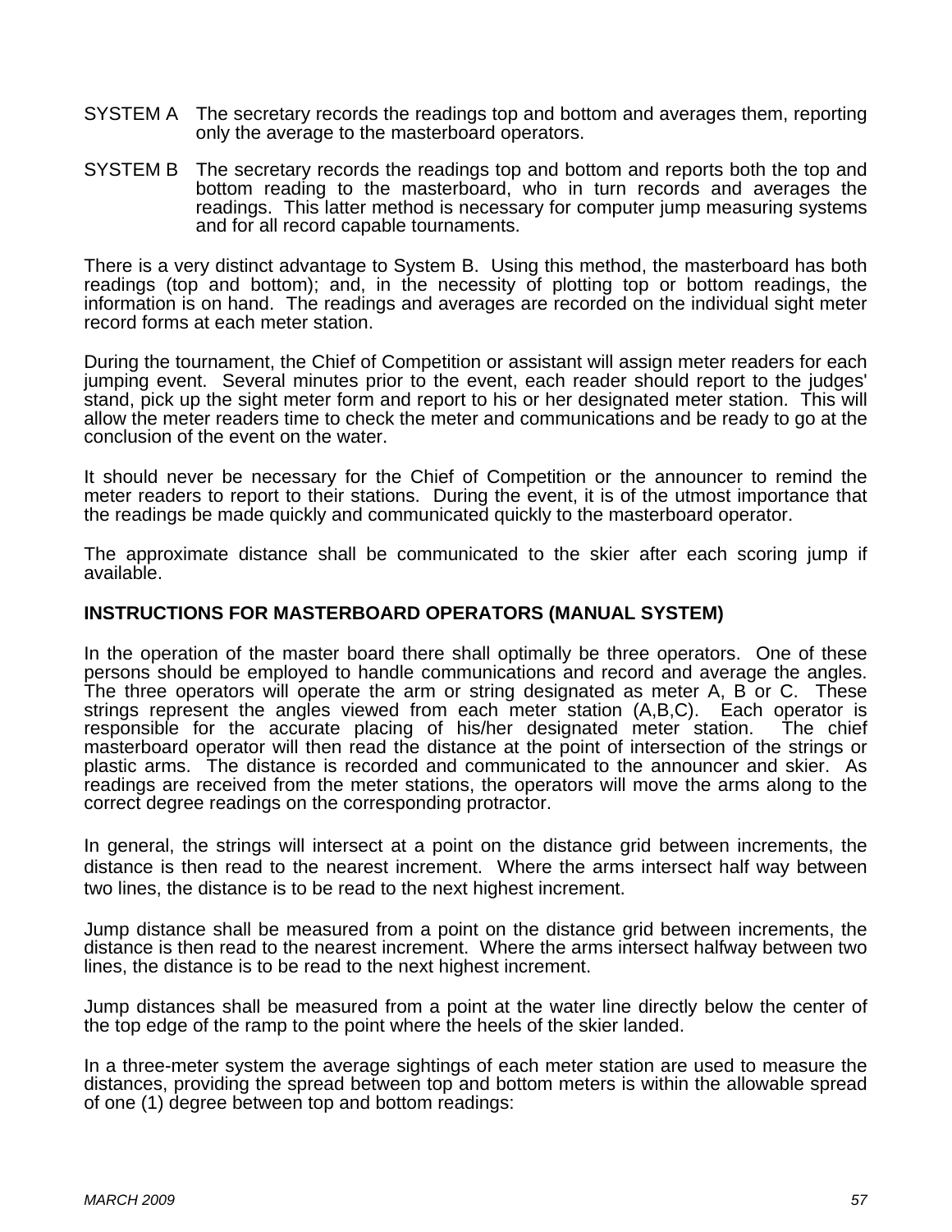SYSTEM A The secretary records the readings top and bottom and averages them, reporting only the average to the masterboard operators.

SYSTEM B The secretary records the readings top and bottom and reports both the top and bottom reading to the masterboard, who in turn records and averages the readings. This latter method is necessary for computer jump measuring systems and for all record capable tournaments.

There is a very distinct advantage to System B. Using this method, the masterboard has both readings (top and bottom); and, in the necessity of plotting top or bottom readings, the information is on hand. The readings and averages are recorded on the individual sight meter record forms at each meter station.

During the tournament, the Chief of Competition or assistant will assign meter readers for each jumping event. Several minutes prior to the event, each reader should report to the judges' stand, pick up the sight meter form and report to his or her designated meter station. This will allow the meter readers time to check the meter and communications and be ready to go at the conclusion of the event on the water.

It should never be necessary for the Chief of Competition or the announcer to remind the meter readers to report to their stations. During the event, it is of the utmost importance that the readings be made quickly and communicated quickly to the masterboard operator.

The approximate distance shall be communicated to the skier after each scoring jump if available.

**INSTRUCTIONS FOR MASTERBOARD OPERATORS (MANUAL SYSTEM)**

In the operation of the master board there shall optimally be three operators. One of these persons should be employed to handle communications and record and average the angles. The three operators will operate the arm or string designated as meter A, B or C. These strings represent the angles viewed from each meter station (A,B,C). Each operator is responsible for the accurate placing of his/her designated meter station. The chief masterboard operator will then read the distance at the point of intersection of the strings or plastic arms. The distance is recorded and communicated to the announcer and skier. As readings are received from the meter stations, the operators will move the arms along to the correct degree readings on the corresponding protractor.

In general, the strings will intersect at a point on the distance grid between increments, the distance is then read to the nearest increment. Where the arms intersect half way between two lines, the distance is to be read to the next highest increment.

Jump distance shall be measured from a point on the distance grid between increments, the distance is then read to the nearest increment. Where the arms intersect halfway between two lines, the distance is to be read to the next highest increment.

Jump distances shall be measured from a point at the water line directly below the center of the top edge of the ramp to the point where the heels of the skier landed.

In a three-meter system the average sightings of each meter station are used to measure the distances, providing the spread between top and bottom meters is within the allowable spread of one (1) degree between top and bottom readings: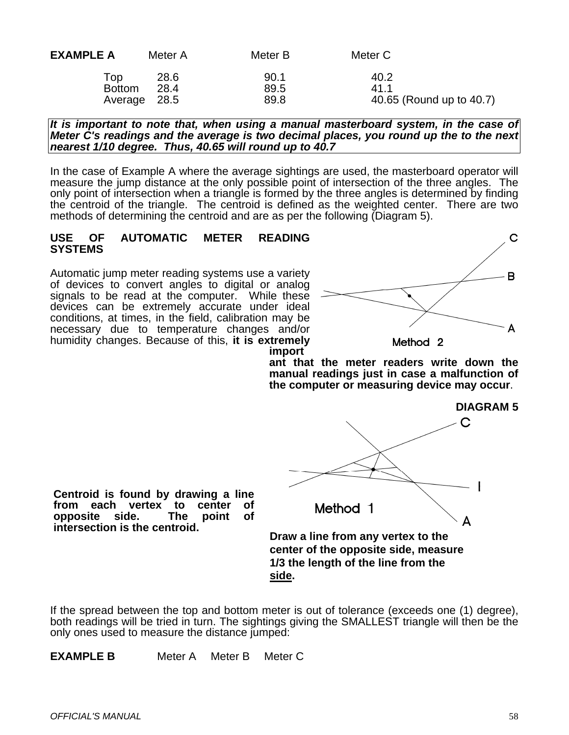**EXAMPLE A**

| | Meter A | Meter B | Meter C |
|---|---|---|---|
| Top | 28.6 | 90.1 | 40.2 |
| Bottom | 28.4 | 89.5 | 41.1 |
| Average | 28.5 | 89.8 | 40.65 (Round up to 40.7) |

***It is important to note that, when using a manual masterboard system, in the case of Meter C's readings and the average is two decimal places, you round up the to the next nearest 1/10 degree. Thus, 40.65 will round up to 40.7***

In the case of Example A where the average sightings are used, the masterboard operator will measure the jump distance at the only possible point of intersection of the three angles. The only point of intersection when a triangle is formed by the three angles is determined by finding the centroid of the triangle. The centroid is defined as the weighted center. There are two methods of determining the centroid and are as per the following (Diagram 5).

**USE OF AUTOMATIC METER READING SYSTEMS**

Automatic jump meter reading systems use a variety of devices to convert angles to digital or analog signals to be read at the computer. While these devices can be extremely accurate under ideal conditions, at times, in the field, calibration may be necessary due to temperature changes and/or humidity changes. Because of this, **it is extremely important that the meter readers write down the manual readings just in case a malfunction of the computer or measuring device may occur**.

Method 2

**DIAGRAM 5**

Method 1

**Centroid is found by drawing a line from each vertex to center of opposite side. The point of intersection is the centroid.**

**Draw a line from any vertex to the center of the opposite side, measure 1/3 the length of the line from the side.**

If the spread between the top and bottom meter is out of tolerance (exceeds one (1) degree), both readings will be tried in turn. The sightings giving the SMALLEST triangle will then be the only ones used to measure the distance jumped:

**EXAMPLE B** Meter A Meter B Meter C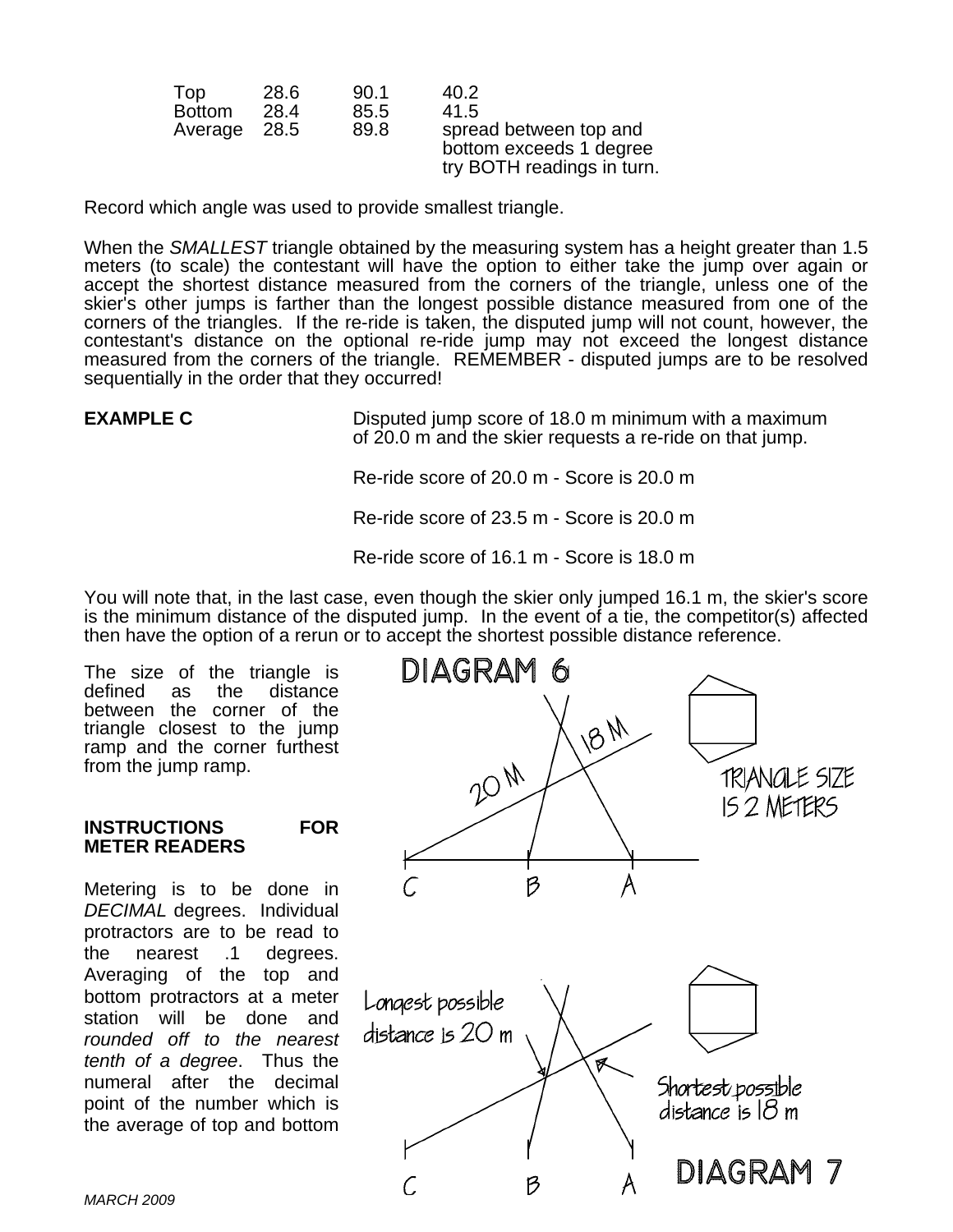| | | | |
|---|---|---|---|
| Top | 28.6 | 90.1 | 40.2 |
| Bottom | 28.4 | 85.5 | 41.5 |
| Average | 28.5 | 89.8 | spread between top and bottom exceeds 1 degree try BOTH readings in turn. |

Record which angle was used to provide smallest triangle.

When the *SMALLEST* triangle obtained by the measuring system has a height greater than 1.5 meters (to scale) the contestant will have the option to either take the jump over again or accept the shortest distance measured from the corners of the triangle, unless one of the skier's other jumps is farther than the longest possible distance measured from one of the corners of the triangles. If the re-ride is taken, the disputed jump will not count, however, the contestant's distance on the optional re-ride jump may not exceed the longest distance measured from the corners of the triangle. REMEMBER - disputed jumps are to be resolved sequentially in the order that they occurred!

**EXAMPLE C**

Disputed jump score of 18.0 m minimum with a maximum of 20.0 m and the skier requests a re-ride on that jump.

Re-ride score of 20.0 m - Score is 20.0 m

Re-ride score of 23.5 m - Score is 20.0 m

Re-ride score of 16.1 m - Score is 18.0 m

You will note that, in the last case, even though the skier only jumped 16.1 m, the skier's score is the minimum distance of the disputed jump. In the event of a tie, the competitor(s) affected then have the option of a rerun or to accept the shortest possible distance reference.

The size of the triangle is defined as the distance between the corner of the triangle closest to the jump ramp and the corner furthest from the jump ramp.

DIAGRAM 6

20 M

18 M

TRIANGLE SIZE IS 2 METERS

C B A

Longest possible distance is 20 m

Shortest possible distance is 18 m

C B A

DIAGRAM 7

**INSTRUCTIONS FOR METER READERS**

Metering is to be done in *DECIMAL* degrees. Individual protractors are to be read to the nearest .1 degrees. Averaging of the top and bottom protractors at a meter station will be done and *rounded off to the nearest tenth of a degree*. Thus the numeral after the decimal point of the number which is the average of top and bottom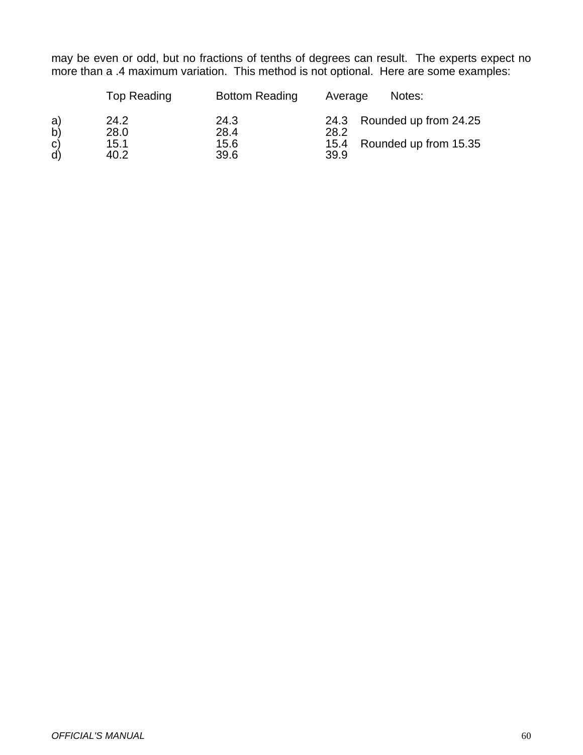may be even or odd, but no fractions of tenths of degrees can result. The experts expect no more than a .4 maximum variation. This method is not optional. Here are some examples:

| | Top Reading | Bottom Reading | Average | Notes: |
|---|---|---|---|---|
| a) | 24.2 | 24.3 | 24.3 | Rounded up from 24.25 |
| b) | 28.0 | 28.4 | 28.2 | |
| c) | 15.1 | 15.6 | 15.4 | Rounded up from 15.35 |
| d) | 40.2 | 39.6 | 39.9 | |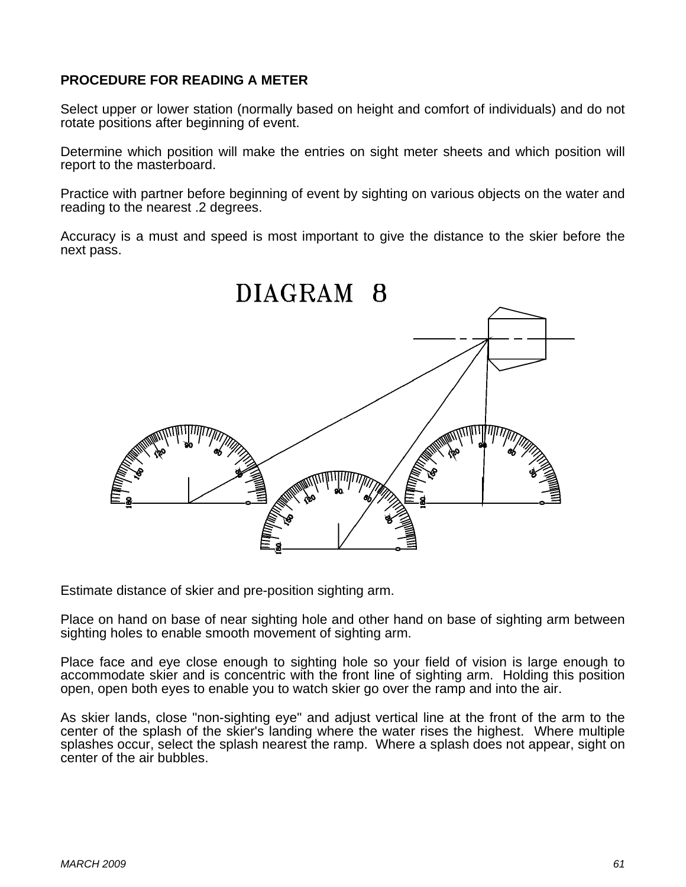**PROCEDURE FOR READING A METER**

Select upper or lower station (normally based on height and comfort of individuals) and do not rotate positions after beginning of event.

Determine which position will make the entries on sight meter sheets and which position will report to the masterboard.

Practice with partner before beginning of event by sighting on various objects on the water and reading to the nearest .2 degrees.

Accuracy is a must and speed is most important to give the distance to the skier before the next pass.

DIAGRAM 8

Estimate distance of skier and pre-position sighting arm.

Place on hand on base of near sighting hole and other hand on base of sighting arm between sighting holes to enable smooth movement of sighting arm.

Place face and eye close enough to sighting hole so your field of vision is large enough to accommodate skier and is concentric with the front line of sighting arm. Holding this position open, open both eyes to enable you to watch skier go over the ramp and into the air.

As skier lands, close "non-sighting eye" and adjust vertical line at the front of the arm to the center of the splash of the skier's landing where the water rises the highest. Where multiple splashes occur, select the splash nearest the ramp. Where a splash does not appear, sight on center of the air bubbles.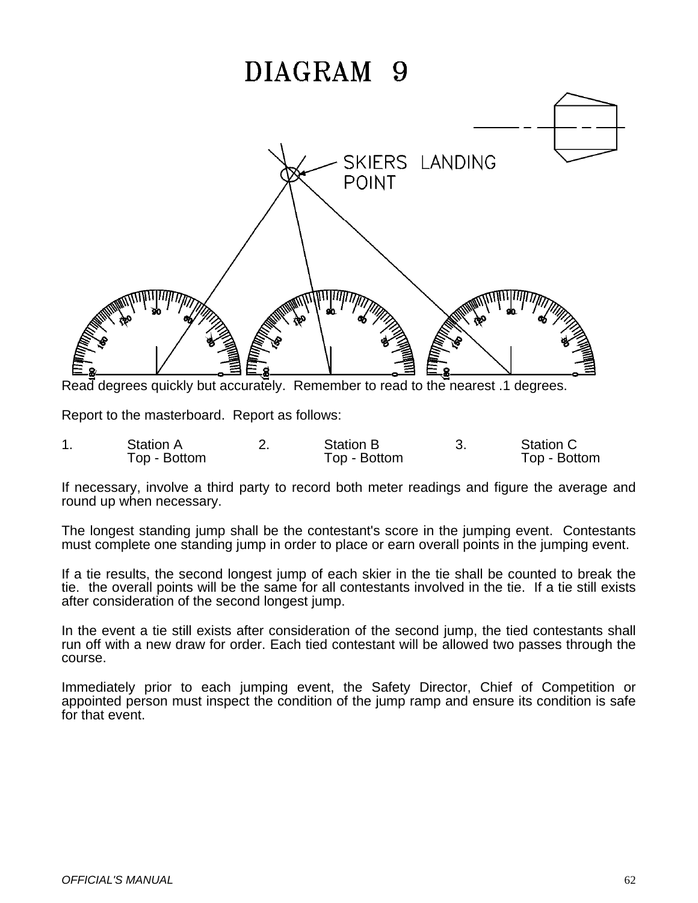# DIAGRAM 9

SKIERS LANDING POINT

Read degrees quickly but accurately. Remember to read to the nearest .1 degrees.

Report to the masterboard. Report as follows:

| 1. | Station A<br>Top - Bottom | 2. | Station B<br>Top - Bottom | 3. | Station C<br>Top - Bottom |
|---|---|---|---|---|---|

If necessary, involve a third party to record both meter readings and figure the average and round up when necessary.

The longest standing jump shall be the contestant's score in the jumping event. Contestants must complete one standing jump in order to place or earn overall points in the jumping event.

If a tie results, the second longest jump of each skier in the tie shall be counted to break the tie. the overall points will be the same for all contestants involved in the tie. If a tie still exists after consideration of the second longest jump.

In the event a tie still exists after consideration of the second jump, the tied contestants shall run off with a new draw for order. Each tied contestant will be allowed two passes through the course.

Immediately prior to each jumping event, the Safety Director, Chief of Competition or appointed person must inspect the condition of the jump ramp and ensure its condition is safe for that event.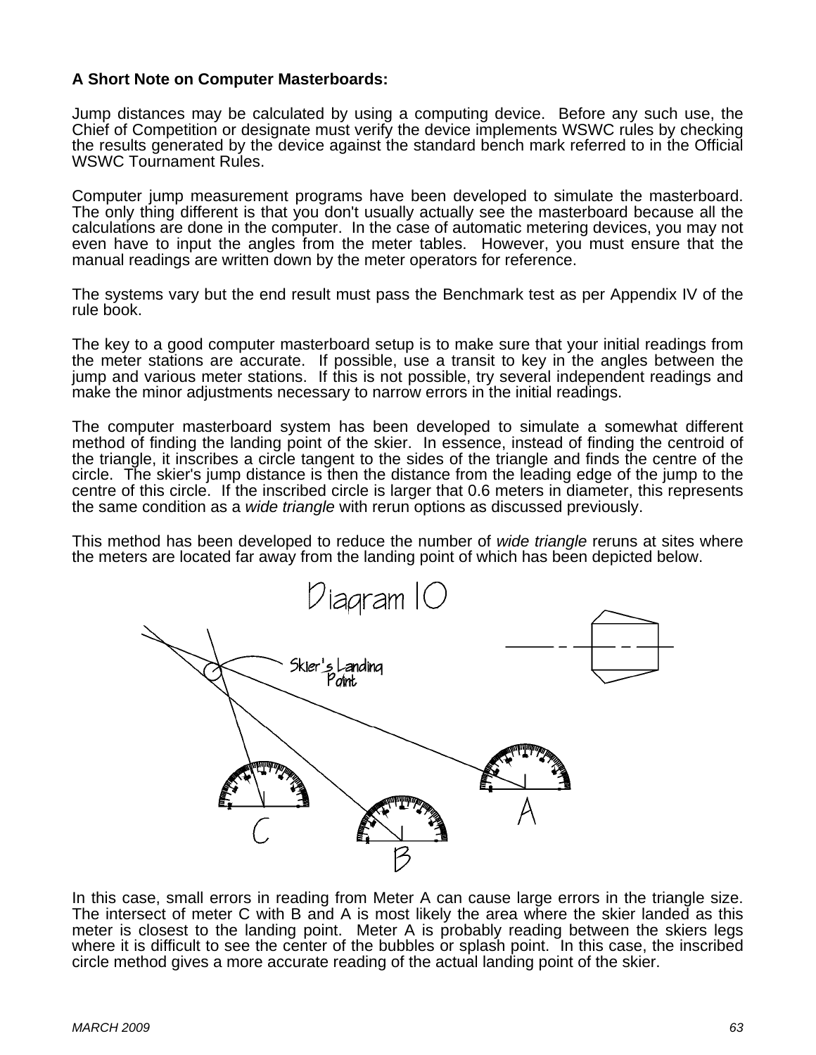**A Short Note on Computer Masterboards:**

Jump distances may be calculated by using a computing device. Before any such use, the Chief of Competition or designate must verify the device implements WSWC rules by checking the results generated by the device against the standard bench mark referred to in the Official WSWC Tournament Rules.

Computer jump measurement programs have been developed to simulate the masterboard. The only thing different is that you don't usually actually see the masterboard because all the calculations are done in the computer. In the case of automatic metering devices, you may not even have to input the angles from the meter tables. However, you must ensure that the manual readings are written down by the meter operators for reference.

The systems vary but the end result must pass the Benchmark test as per Appendix IV of the rule book.

The key to a good computer masterboard setup is to make sure that your initial readings from the meter stations are accurate. If possible, use a transit to key in the angles between the jump and various meter stations. If this is not possible, try several independent readings and make the minor adjustments necessary to narrow errors in the initial readings.

The computer masterboard system has been developed to simulate a somewhat different method of finding the landing point of the skier. In essence, instead of finding the centroid of the triangle, it inscribes a circle tangent to the sides of the triangle and finds the centre of the circle. The skier's jump distance is then the distance from the leading edge of the jump to the centre of this circle. If the inscribed circle is larger that 0.6 meters in diameter, this represents the same condition as a *wide triangle* with rerun options as discussed previously.

This method has been developed to reduce the number of *wide triangle* reruns at sites where the meters are located far away from the landing point of which has been depicted below.

Diagram 10

Skier's Landing Point

C B A

In this case, small errors in reading from Meter A can cause large errors in the triangle size. The intersect of meter C with B and A is most likely the area where the skier landed as this meter is closest to the landing point. Meter A is probably reading between the skiers legs where it is difficult to see the center of the bubbles or splash point. In this case, the inscribed circle method gives a more accurate reading of the actual landing point of the skier.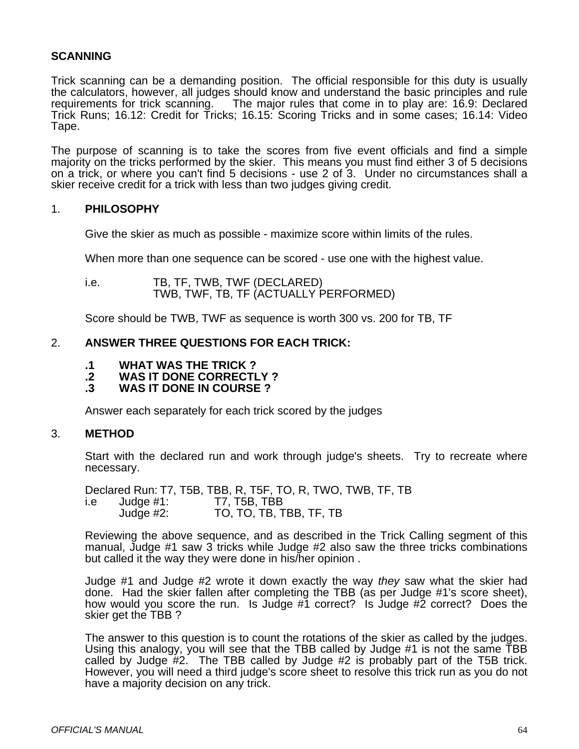## SCANNING

Trick scanning can be a demanding position. The official responsible for this duty is usually the calculators, however, all judges should know and understand the basic principles and rule requirements for trick scanning. The major rules that come in to play are: 16.9: Declared Trick Runs; 16.12: Credit for Tricks; 16.15: Scoring Tricks and in some cases; 16.14: Video Tape.

The purpose of scanning is to take the scores from five event officials and find a simple majority on the tricks performed by the skier. This means you must find either 3 of 5 decisions on a trick, or where you can't find 5 decisions - use 2 of 3. Under no circumstances shall a skier receive credit for a trick with less than two judges giving credit.

### 1. PHILOSOPHY

Give the skier as much as possible - maximize score within limits of the rules.

When more than one sequence can be scored - use one with the highest value.

i.e. TB, TF, TWB, TWF (DECLARED)
TWB, TWF, TB, TF (ACTUALLY PERFORMED)

Score should be TWB, TWF as sequence is worth 300 vs. 200 for TB, TF

### 2. ANSWER THREE QUESTIONS FOR EACH TRICK:

**.1 WHAT WAS THE TRICK ?**
**.2 WAS IT DONE CORRECTLY ?**
**.3 WAS IT DONE IN COURSE ?**

Answer each separately for each trick scored by the judges

### 3. METHOD

Start with the declared run and work through judge's sheets. Try to recreate where necessary.

Declared Run: T7, T5B, TBB, R, T5F, TO, R, TWO, TWB, TF, TB
i.e Judge #1: T7, T5B, TBB
Judge #2: TO, TO, TB, TBB, TF, TB

Reviewing the above sequence, and as described in the Trick Calling segment of this manual, Judge #1 saw 3 tricks while Judge #2 also saw the three tricks combinations but called it the way they were done in his/her opinion .

Judge #1 and Judge #2 wrote it down exactly the way *they* saw what the skier had done. Had the skier fallen after completing the TBB (as per Judge #1's score sheet), how would you score the run. Is Judge #1 correct? Is Judge #2 correct? Does the skier get the TBB ?

The answer to this question is to count the rotations of the skier as called by the judges. Using this analogy, you will see that the TBB called by Judge #1 is not the same TBB called by Judge #2. The TBB called by Judge #2 is probably part of the T5B trick. However, you will need a third judge's score sheet to resolve this trick run as you do not have a majority decision on any trick.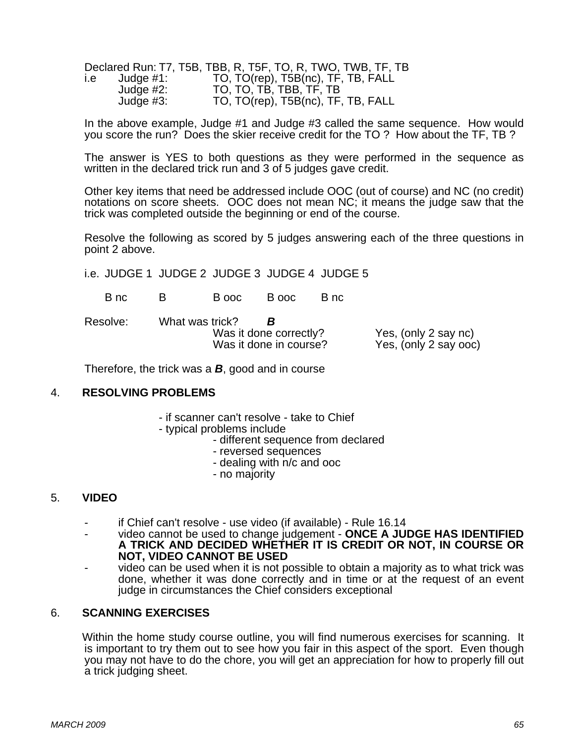Declared Run: T7, T5B, TBB, R, T5F, TO, R, TWO, TWB, TF, TB

| i.e | Judge #1: | TO, TO(rep), T5B(nc), TF, TB, FALL |
| --- | --- | --- |
| | Judge #2: | TO, TO, TB, TBB, TF, TB |
| | Judge #3: | TO, TO(rep), T5B(nc), TF, TB, FALL |

In the above example, Judge #1 and Judge #3 called the same sequence. How would you score the run? Does the skier receive credit for the TO ? How about the TF, TB ?

The answer is YES to both questions as they were performed in the sequence as written in the declared trick run and 3 of 5 judges gave credit.

Other key items that need be addressed include OOC (out of course) and NC (no credit) notations on score sheets. OOC does not mean NC; it means the judge saw that the trick was completed outside the beginning or end of the course.

Resolve the following as scored by 5 judges answering each of the three questions in point 2 above.

| i.e. JUDGE 1 | JUDGE 2 | JUDGE 3 | JUDGE 4 | JUDGE 5 |
| --- | --- | --- | --- | --- |
| B nc | B | B ooc | B ooc | B nc |

Resolve: What was trick? ***B***

Was it done correctly? Yes, (only 2 say nc)

Was it done in course? Yes, (only 2 say ooc)

Therefore, the trick was a ***B***, good and in course

## 4. RESOLVING PROBLEMS

- if scanner can't resolve - take to Chief
- typical problems include
  - different sequence from declared
  - reversed sequences
  - dealing with n/c and ooc
  - no majority

## 5. VIDEO

- if Chief can't resolve - use video (if available) - Rule 16.14
- video cannot be used to change judgement - **ONCE A JUDGE HAS IDENTIFIED A TRICK AND DECIDED WHETHER IT IS CREDIT OR NOT, IN COURSE OR NOT, VIDEO CANNOT BE USED**
- video can be used when it is not possible to obtain a majority as to what trick was done, whether it was done correctly and in time or at the request of an event judge in circumstances the Chief considers exceptional

## 6. SCANNING EXERCISES

Within the home study course outline, you will find numerous exercises for scanning. It is important to try them out to see how you fair in this aspect of the sport. Even though you may not have to do the chore, you will get an appreciation for how to properly fill out a trick judging sheet.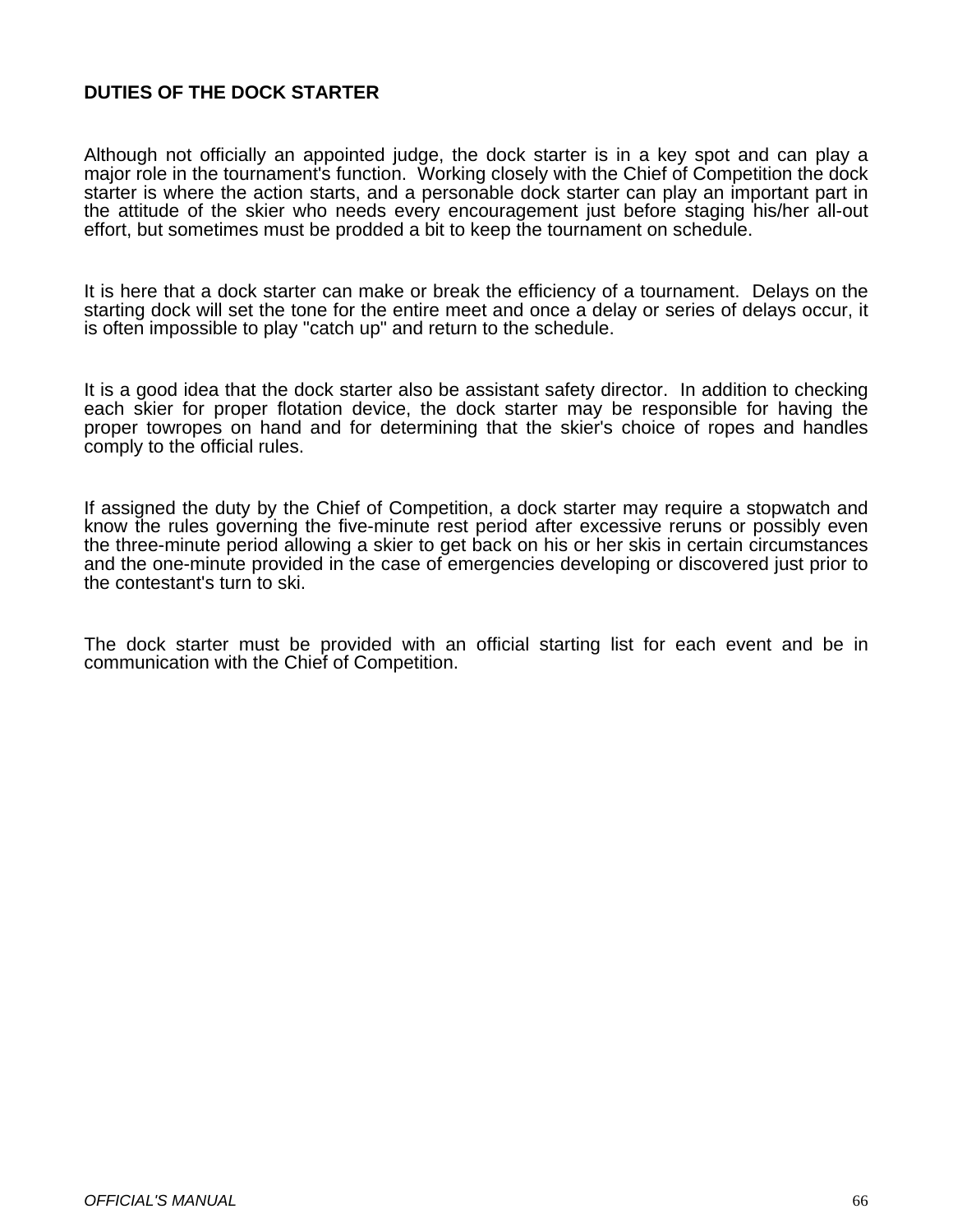## DUTIES OF THE DOCK STARTER

Although not officially an appointed judge, the dock starter is in a key spot and can play a major role in the tournament's function. Working closely with the Chief of Competition the dock starter is where the action starts, and a personable dock starter can play an important part in the attitude of the skier who needs every encouragement just before staging his/her all-out effort, but sometimes must be prodded a bit to keep the tournament on schedule.

It is here that a dock starter can make or break the efficiency of a tournament. Delays on the starting dock will set the tone for the entire meet and once a delay or series of delays occur, it is often impossible to play "catch up" and return to the schedule.

It is a good idea that the dock starter also be assistant safety director. In addition to checking each skier for proper flotation device, the dock starter may be responsible for having the proper towropes on hand and for determining that the skier's choice of ropes and handles comply to the official rules.

If assigned the duty by the Chief of Competition, a dock starter may require a stopwatch and know the rules governing the five-minute rest period after excessive reruns or possibly even the three-minute period allowing a skier to get back on his or her skis in certain circumstances and the one-minute provided in the case of emergencies developing or discovered just prior to the contestant's turn to ski.

The dock starter must be provided with an official starting list for each event and be in communication with the Chief of Competition.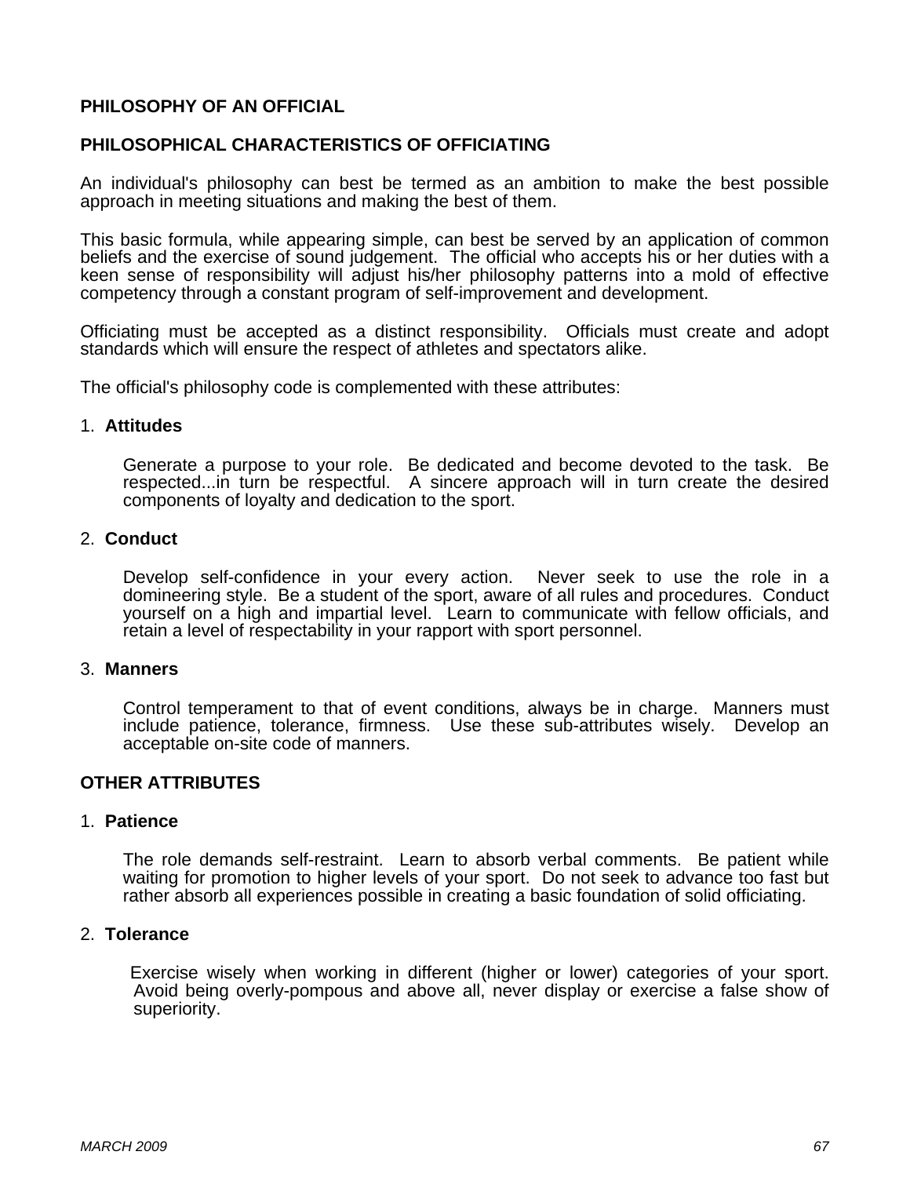## PHILOSOPHY OF AN OFFICIAL

### PHILOSOPHICAL CHARACTERISTICS OF OFFICIATING

An individual's philosophy can best be termed as an ambition to make the best possible approach in meeting situations and making the best of them.

This basic formula, while appearing simple, can best be served by an application of common beliefs and the exercise of sound judgement. The official who accepts his or her duties with a keen sense of responsibility will adjust his/her philosophy patterns into a mold of effective competency through a constant program of self-improvement and development.

Officiating must be accepted as a distinct responsibility. Officials must create and adopt standards which will ensure the respect of athletes and spectators alike.

The official's philosophy code is complemented with these attributes:

1. **Attitudes**

   Generate a purpose to your role. Be dedicated and become devoted to the task. Be respected...in turn be respectful. A sincere approach will in turn create the desired components of loyalty and dedication to the sport.

2. **Conduct**

   Develop self-confidence in your every action. Never seek to use the role in a domineering style. Be a student of the sport, aware of all rules and procedures. Conduct yourself on a high and impartial level. Learn to communicate with fellow officials, and retain a level of respectability in your rapport with sport personnel.

3. **Manners**

   Control temperament to that of event conditions, always be in charge. Manners must include patience, tolerance, firmness. Use these sub-attributes wisely. Develop an acceptable on-site code of manners.

### OTHER ATTRIBUTES

1. **Patience**

   The role demands self-restraint. Learn to absorb verbal comments. Be patient while waiting for promotion to higher levels of your sport. Do not seek to advance too fast but rather absorb all experiences possible in creating a basic foundation of solid officiating.

2. **Tolerance**

   Exercise wisely when working in different (higher or lower) categories of your sport. Avoid being overly-pompous and above all, never display or exercise a false show of superiority.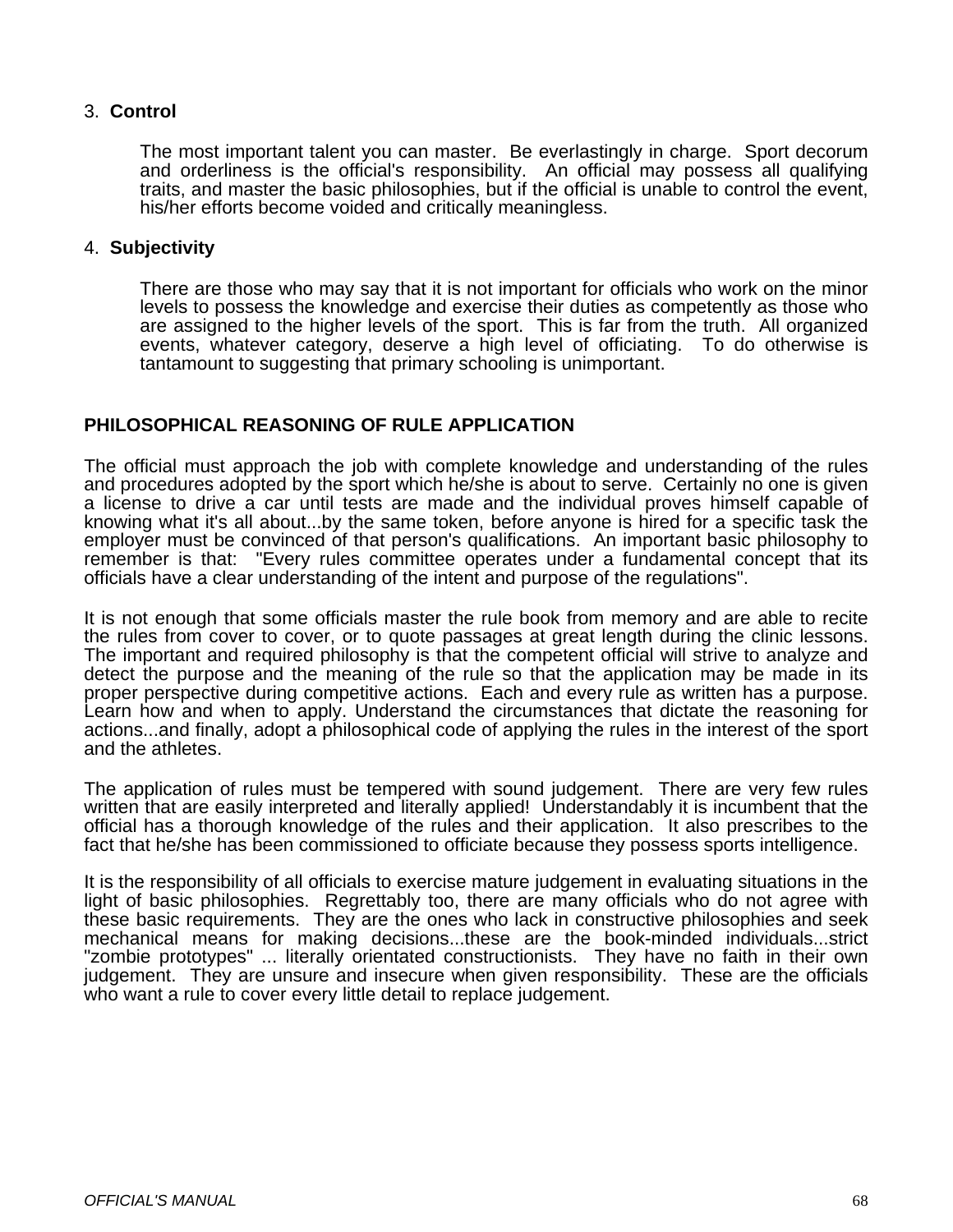3. **Control**

   The most important talent you can master. Be everlastingly in charge. Sport decorum and orderliness is the official's responsibility. An official may possess all qualifying traits, and master the basic philosophies, but if the official is unable to control the event, his/her efforts become voided and critically meaningless.

4. **Subjectivity**

   There are those who may say that it is not important for officials who work on the minor levels to possess the knowledge and exercise their duties as competently as those who are assigned to the higher levels of the sport. This is far from the truth. All organized events, whatever category, deserve a high level of officiating. To do otherwise is tantamount to suggesting that primary schooling is unimportant.

## PHILOSOPHICAL REASONING OF RULE APPLICATION

The official must approach the job with complete knowledge and understanding of the rules and procedures adopted by the sport which he/she is about to serve. Certainly no one is given a license to drive a car until tests are made and the individual proves himself capable of knowing what it's all about...by the same token, before anyone is hired for a specific task the employer must be convinced of that person's qualifications. An important basic philosophy to remember is that: "Every rules committee operates under a fundamental concept that its officials have a clear understanding of the intent and purpose of the regulations".

It is not enough that some officials master the rule book from memory and are able to recite the rules from cover to cover, or to quote passages at great length during the clinic lessons. The important and required philosophy is that the competent official will strive to analyze and detect the purpose and the meaning of the rule so that the application may be made in its proper perspective during competitive actions. Each and every rule as written has a purpose. Learn how and when to apply. Understand the circumstances that dictate the reasoning for actions...and finally, adopt a philosophical code of applying the rules in the interest of the sport and the athletes.

The application of rules must be tempered with sound judgement. There are very few rules written that are easily interpreted and literally applied! Understandably it is incumbent that the official has a thorough knowledge of the rules and their application. It also prescribes to the fact that he/she has been commissioned to officiate because they possess sports intelligence.

It is the responsibility of all officials to exercise mature judgement in evaluating situations in the light of basic philosophies. Regrettably too, there are many officials who do not agree with these basic requirements. They are the ones who lack in constructive philosophies and seek mechanical means for making decisions...these are the book-minded individuals...strict "zombie prototypes" ... literally orientated constructionists. They have no faith in their own judgement. They are unsure and insecure when given responsibility. These are the officials who want a rule to cover every little detail to replace judgement.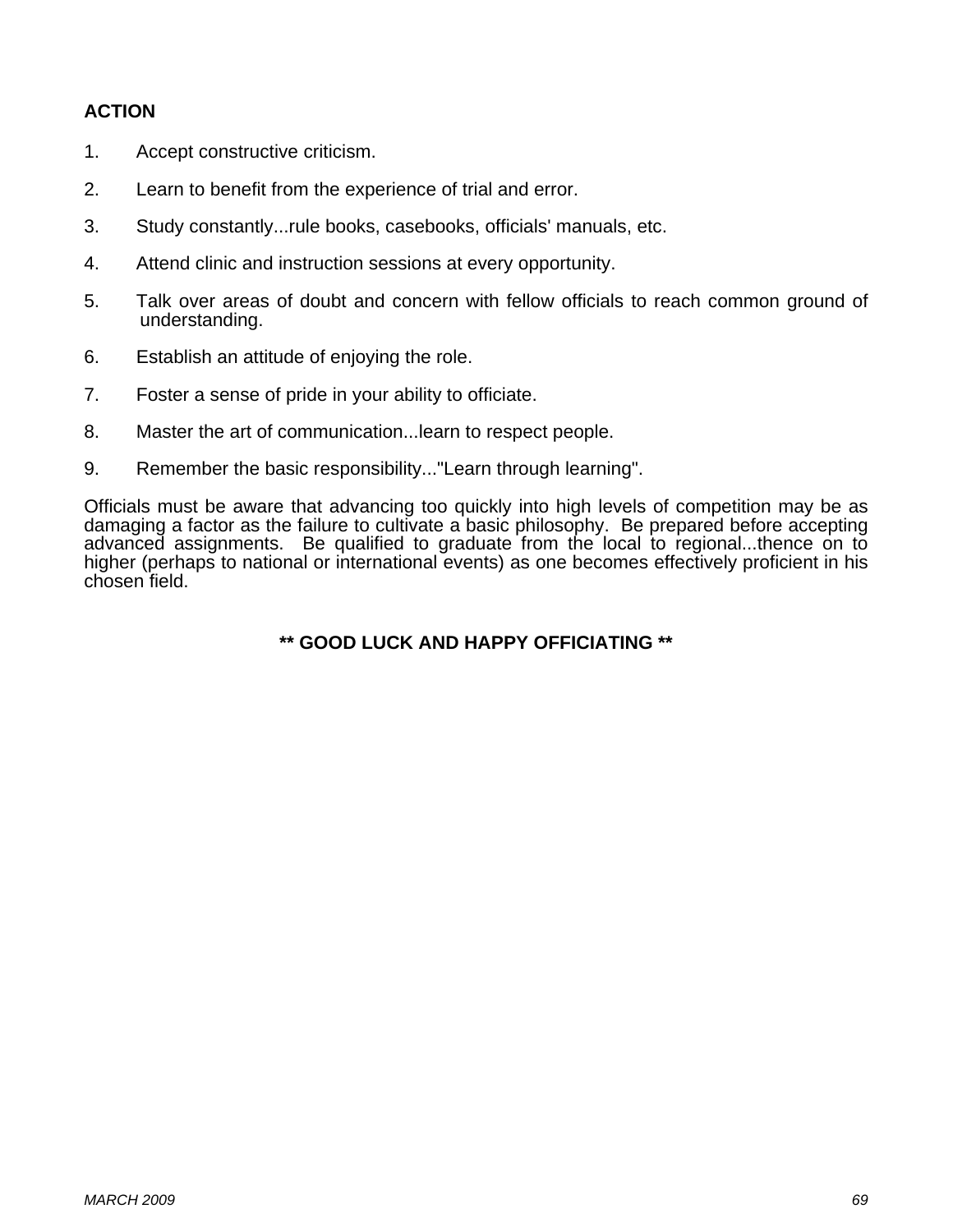**ACTION**

1. Accept constructive criticism.
2. Learn to benefit from the experience of trial and error.
3. Study constantly...rule books, casebooks, officials' manuals, etc.
4. Attend clinic and instruction sessions at every opportunity.
5. Talk over areas of doubt and concern with fellow officials to reach common ground of understanding.
6. Establish an attitude of enjoying the role.
7. Foster a sense of pride in your ability to officiate.
8. Master the art of communication...learn to respect people.
9. Remember the basic responsibility..."Learn through learning".

Officials must be aware that advancing too quickly into high levels of competition may be as damaging a factor as the failure to cultivate a basic philosophy. Be prepared before accepting advanced assignments. Be qualified to graduate from the local to regional...thence on to higher (perhaps to national or international events) as one becomes effectively proficient in his chosen field.

**\*\* GOOD LUCK AND HAPPY OFFICIATING \*\***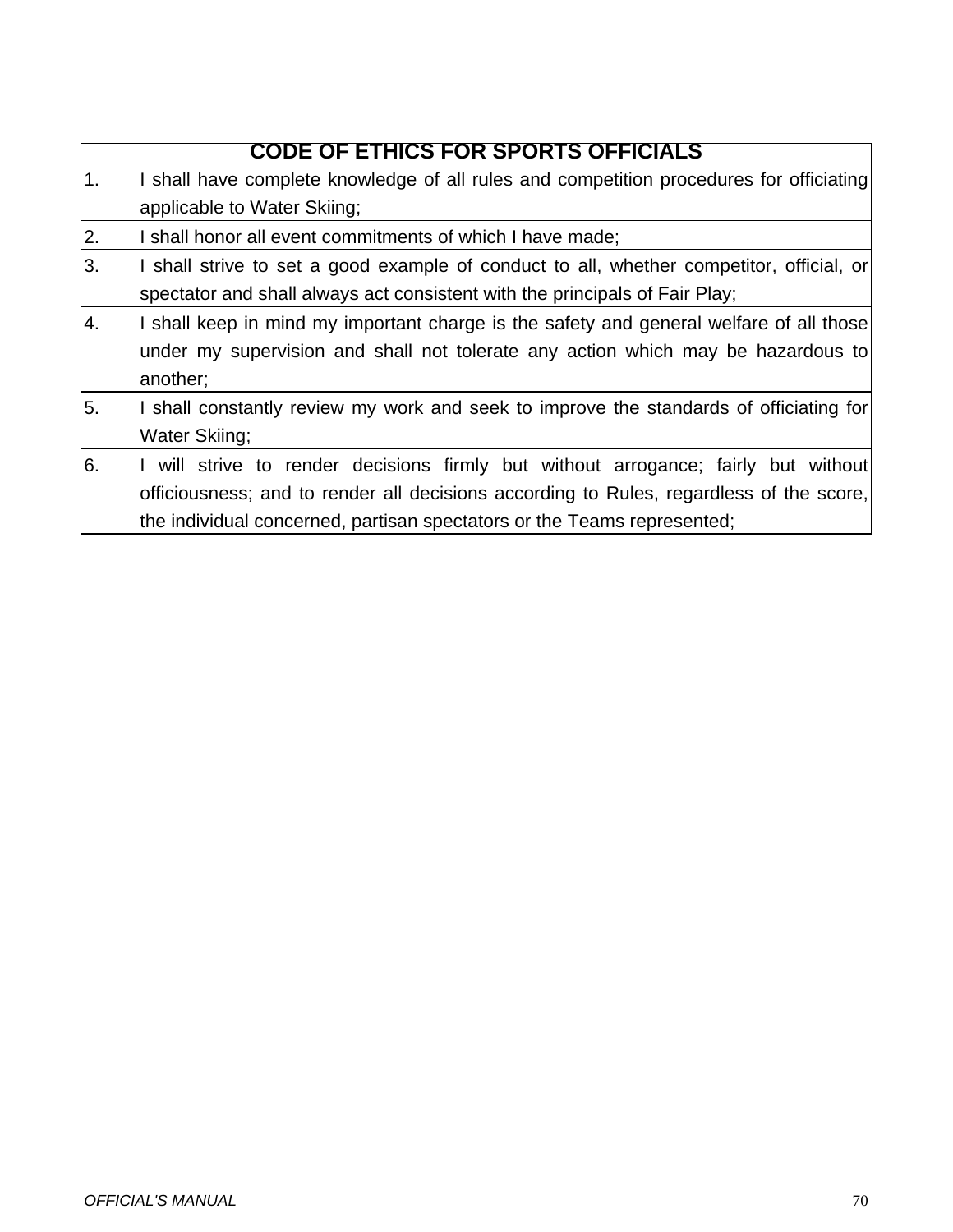| CODE OF ETHICS FOR SPORTS OFFICIALS | |
|---|---|
| 1. | I shall have complete knowledge of all rules and competition procedures for officiating applicable to Water Skiing; |
| 2. | I shall honor all event commitments of which I have made; |
| 3. | I shall strive to set a good example of conduct to all, whether competitor, official, or spectator and shall always act consistent with the principals of Fair Play; |
| 4. | I shall keep in mind my important charge is the safety and general welfare of all those under my supervision and shall not tolerate any action which may be hazardous to another; |
| 5. | I shall constantly review my work and seek to improve the standards of officiating for Water Skiing; |
| 6. | I will strive to render decisions firmly but without arrogance; fairly but without officiousness; and to render all decisions according to Rules, regardless of the score, the individual concerned, partisan spectators or the Teams represented; |